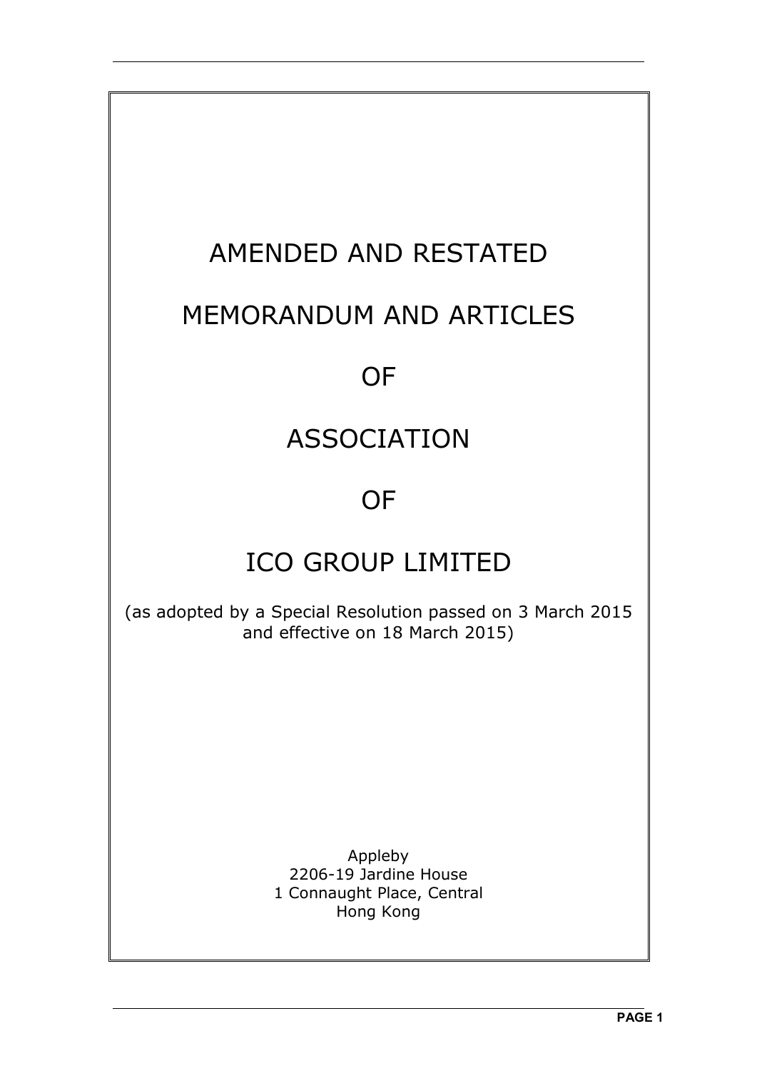# AMENDED AND RESTATED

# MEMORANDUM AND ARTICLES

# OF

# ASSOCIATION

# OF

# ICO GROUP LIMITED

(as adopted by a Special Resolution passed on 3 March 2015 and effective on 18 March 2015)

Appleby
2206-19 Jardine House
1 Connaught Place, Central
Hong Kong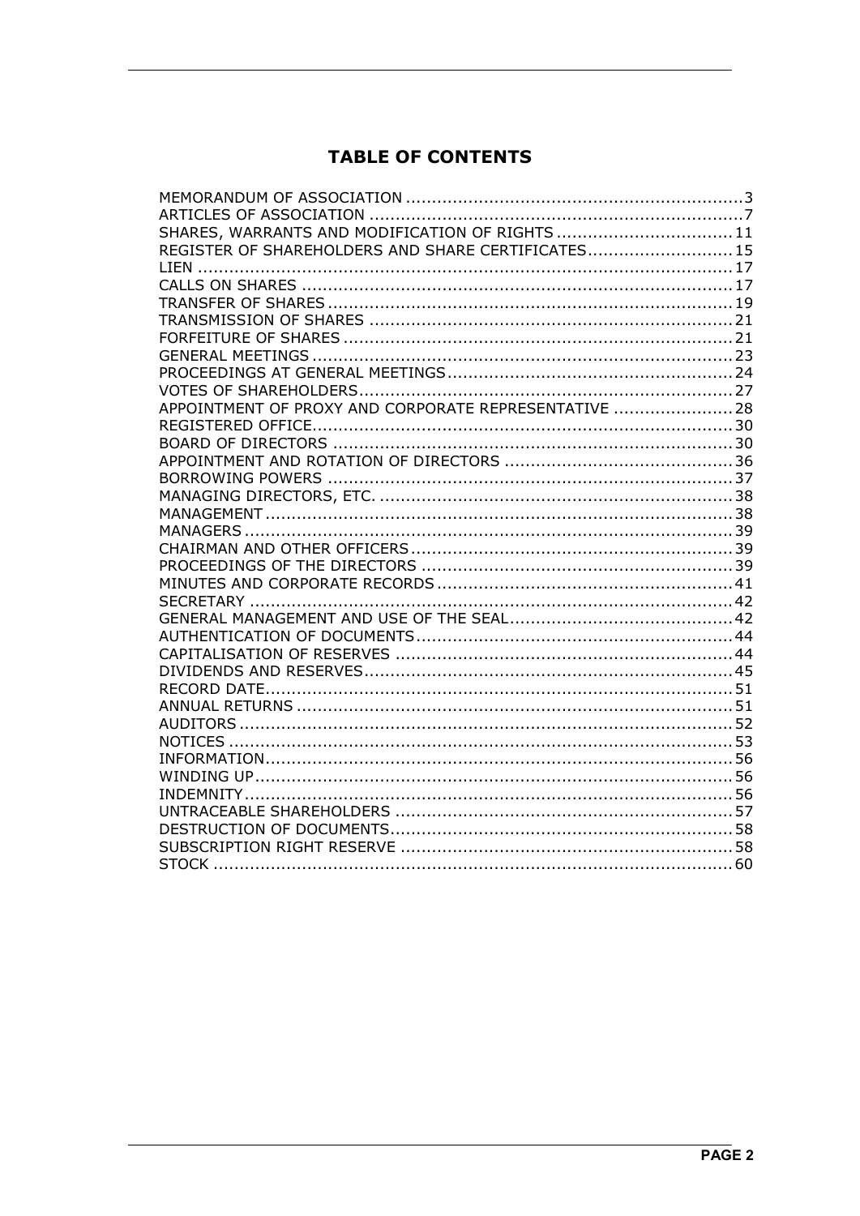# TABLE OF CONTENTS

| | |
|---|---|
| MEMORANDUM OF ASSOCIATION | 3 |
| ARTICLES OF ASSOCIATION | 7 |
| SHARES, WARRANTS AND MODIFICATION OF RIGHTS | 11 |
| REGISTER OF SHAREHOLDERS AND SHARE CERTIFICATES | 15 |
| LIEN | 17 |
| CALLS ON SHARES | 17 |
| TRANSFER OF SHARES | 19 |
| TRANSMISSION OF SHARES | 21 |
| FORFEITURE OF SHARES | 21 |
| GENERAL MEETINGS | 23 |
| PROCEEDINGS AT GENERAL MEETINGS | 24 |
| VOTES OF SHAREHOLDERS | 27 |
| APPOINTMENT OF PROXY AND CORPORATE REPRESENTATIVE | 28 |
| REGISTERED OFFICE | 30 |
| BOARD OF DIRECTORS | 30 |
| APPOINTMENT AND ROTATION OF DIRECTORS | 36 |
| BORROWING POWERS | 37 |
| MANAGING DIRECTORS, ETC. | 38 |
| MANAGEMENT | 38 |
| MANAGERS | 39 |
| CHAIRMAN AND OTHER OFFICERS | 39 |
| PROCEEDINGS OF THE DIRECTORS | 39 |
| MINUTES AND CORPORATE RECORDS | 41 |
| SECRETARY | 42 |
| GENERAL MANAGEMENT AND USE OF THE SEAL | 42 |
| AUTHENTICATION OF DOCUMENTS | 44 |
| CAPITALISATION OF RESERVES | 44 |
| DIVIDENDS AND RESERVES | 45 |
| RECORD DATE | 51 |
| ANNUAL RETURNS | 51 |
| AUDITORS | 52 |
| NOTICES | 53 |
| INFORMATION | 56 |
| WINDING UP | 56 |
| INDEMNITY | 56 |
| UNTRACEABLE SHAREHOLDERS | 57 |
| DESTRUCTION OF DOCUMENTS | 58 |
| SUBSCRIPTION RIGHT RESERVE | 58 |
| STOCK | 60 |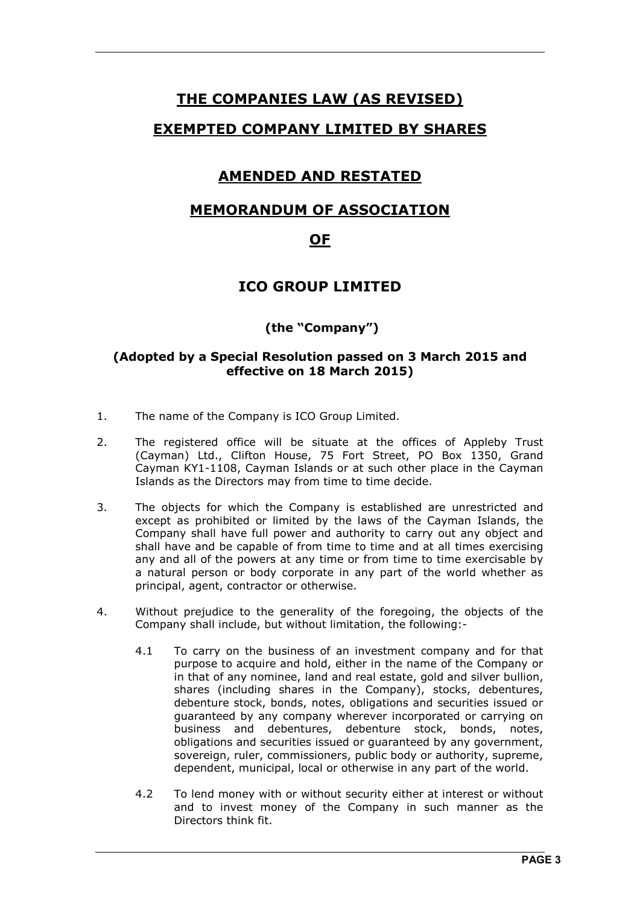# THE COMPANIES LAW (AS REVISED)

# EXEMPTED COMPANY LIMITED BY SHARES

## AMENDED AND RESTATED

## MEMORANDUM OF ASSOCIATION

## OF

## ICO GROUP LIMITED

**(the "Company")**

**(Adopted by a Special Resolution passed on 3 March 2015 and effective on 18 March 2015)**

1. The name of the Company is ICO Group Limited.

2. The registered office will be situate at the offices of Appleby Trust (Cayman) Ltd., Clifton House, 75 Fort Street, PO Box 1350, Grand Cayman KY1-1108, Cayman Islands or at such other place in the Cayman Islands as the Directors may from time to time decide.

3. The objects for which the Company is established are unrestricted and except as prohibited or limited by the laws of the Cayman Islands, the Company shall have full power and authority to carry out any object and shall have and be capable of from time to time and at all times exercising any and all of the powers at any time or from time to time exercisable by a natural person or body corporate in any part of the world whether as principal, agent, contractor or otherwise.

4. Without prejudice to the generality of the foregoing, the objects of the Company shall include, but without limitation, the following:-

   4.1 To carry on the business of an investment company and for that purpose to acquire and hold, either in the name of the Company or in that of any nominee, land and real estate, gold and silver bullion, shares (including shares in the Company), stocks, debentures, debenture stock, bonds, notes, obligations and securities issued or guaranteed by any company wherever incorporated or carrying on business and debentures, debenture stock, bonds, notes, obligations and securities issued or guaranteed by any government, sovereign, ruler, commissioners, public body or authority, supreme, dependent, municipal, local or otherwise in any part of the world.

   4.2 To lend money with or without security either at interest or without and to invest money of the Company in such manner as the Directors think fit.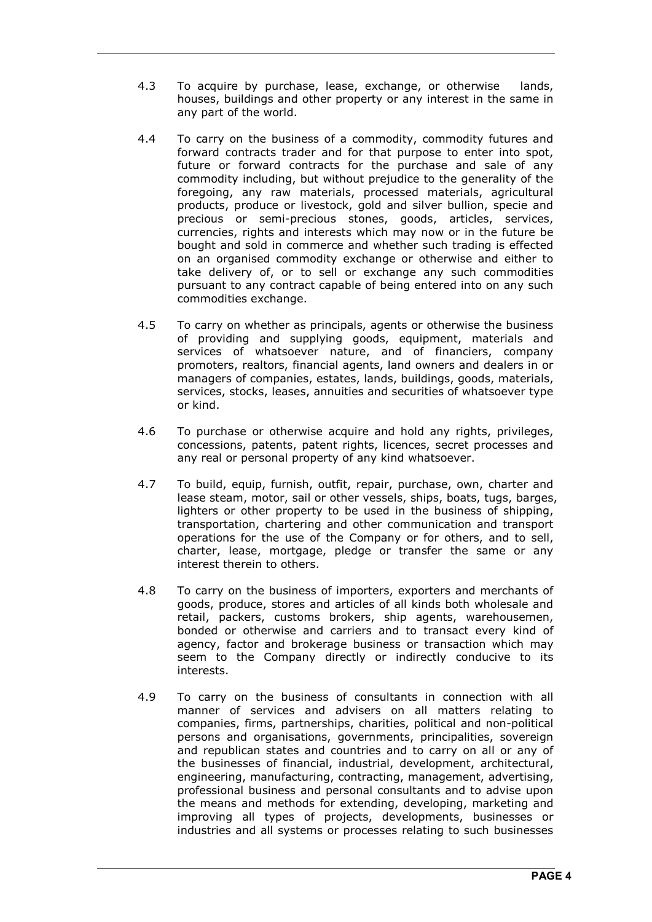4.3 To acquire by purchase, lease, exchange, or otherwise lands, houses, buildings and other property or any interest in the same in any part of the world.

4.4 To carry on the business of a commodity, commodity futures and forward contracts trader and for that purpose to enter into spot, future or forward contracts for the purchase and sale of any commodity including, but without prejudice to the generality of the foregoing, any raw materials, processed materials, agricultural products, produce or livestock, gold and silver bullion, specie and precious or semi-precious stones, goods, articles, services, currencies, rights and interests which may now or in the future be bought and sold in commerce and whether such trading is effected on an organised commodity exchange or otherwise and either to take delivery of, or to sell or exchange any such commodities pursuant to any contract capable of being entered into on any such commodities exchange.

4.5 To carry on whether as principals, agents or otherwise the business of providing and supplying goods, equipment, materials and services of whatsoever nature, and of financiers, company promoters, realtors, financial agents, land owners and dealers in or managers of companies, estates, lands, buildings, goods, materials, services, stocks, leases, annuities and securities of whatsoever type or kind.

4.6 To purchase or otherwise acquire and hold any rights, privileges, concessions, patents, patent rights, licences, secret processes and any real or personal property of any kind whatsoever.

4.7 To build, equip, furnish, outfit, repair, purchase, own, charter and lease steam, motor, sail or other vessels, ships, boats, tugs, barges, lighters or other property to be used in the business of shipping, transportation, chartering and other communication and transport operations for the use of the Company or for others, and to sell, charter, lease, mortgage, pledge or transfer the same or any interest therein to others.

4.8 To carry on the business of importers, exporters and merchants of goods, produce, stores and articles of all kinds both wholesale and retail, packers, customs brokers, ship agents, warehousemen, bonded or otherwise and carriers and to transact every kind of agency, factor and brokerage business or transaction which may seem to the Company directly or indirectly conducive to its interests.

4.9 To carry on the business of consultants in connection with all manner of services and advisers on all matters relating to companies, firms, partnerships, charities, political and non-political persons and organisations, governments, principalities, sovereign and republican states and countries and to carry on all or any of the businesses of financial, industrial, development, architectural, engineering, manufacturing, contracting, management, advertising, professional business and personal consultants and to advise upon the means and methods for extending, developing, marketing and improving all types of projects, developments, businesses or industries and all systems or processes relating to such businesses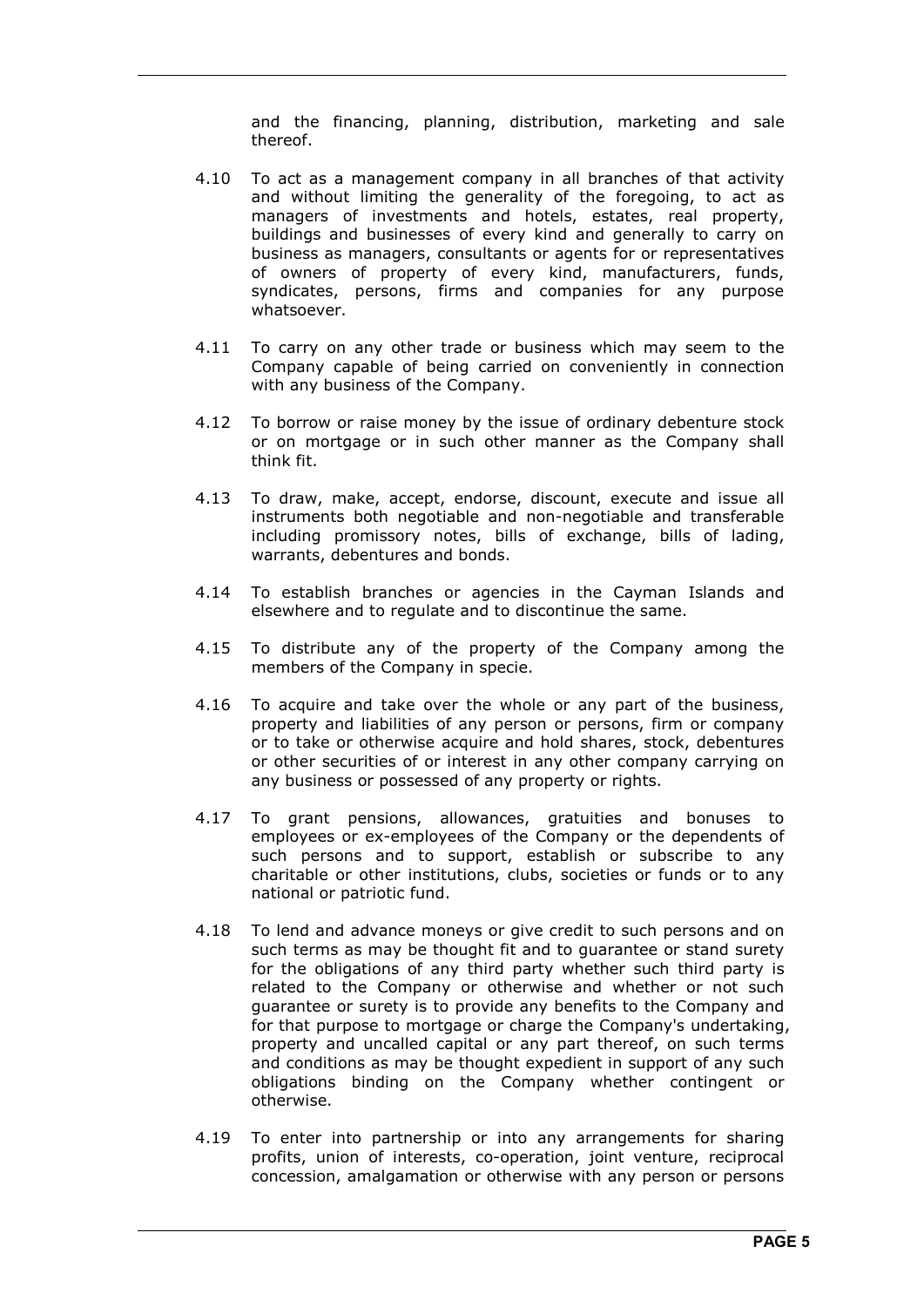and the financing, planning, distribution, marketing and sale thereof.

4.10 To act as a management company in all branches of that activity and without limiting the generality of the foregoing, to act as managers of investments and hotels, estates, real property, buildings and businesses of every kind and generally to carry on business as managers, consultants or agents for or representatives of owners of property of every kind, manufacturers, funds, syndicates, persons, firms and companies for any purpose whatsoever.

4.11 To carry on any other trade or business which may seem to the Company capable of being carried on conveniently in connection with any business of the Company.

4.12 To borrow or raise money by the issue of ordinary debenture stock or on mortgage or in such other manner as the Company shall think fit.

4.13 To draw, make, accept, endorse, discount, execute and issue all instruments both negotiable and non-negotiable and transferable including promissory notes, bills of exchange, bills of lading, warrants, debentures and bonds.

4.14 To establish branches or agencies in the Cayman Islands and elsewhere and to regulate and to discontinue the same.

4.15 To distribute any of the property of the Company among the members of the Company in specie.

4.16 To acquire and take over the whole or any part of the business, property and liabilities of any person or persons, firm or company or to take or otherwise acquire and hold shares, stock, debentures or other securities of or interest in any other company carrying on any business or possessed of any property or rights.

4.17 To grant pensions, allowances, gratuities and bonuses to employees or ex-employees of the Company or the dependents of such persons and to support, establish or subscribe to any charitable or other institutions, clubs, societies or funds or to any national or patriotic fund.

4.18 To lend and advance moneys or give credit to such persons and on such terms as may be thought fit and to guarantee or stand surety for the obligations of any third party whether such third party is related to the Company or otherwise and whether or not such guarantee or surety is to provide any benefits to the Company and for that purpose to mortgage or charge the Company's undertaking, property and uncalled capital or any part thereof, on such terms and conditions as may be thought expedient in support of any such obligations binding on the Company whether contingent or otherwise.

4.19 To enter into partnership or into any arrangements for sharing profits, union of interests, co-operation, joint venture, reciprocal concession, amalgamation or otherwise with any person or persons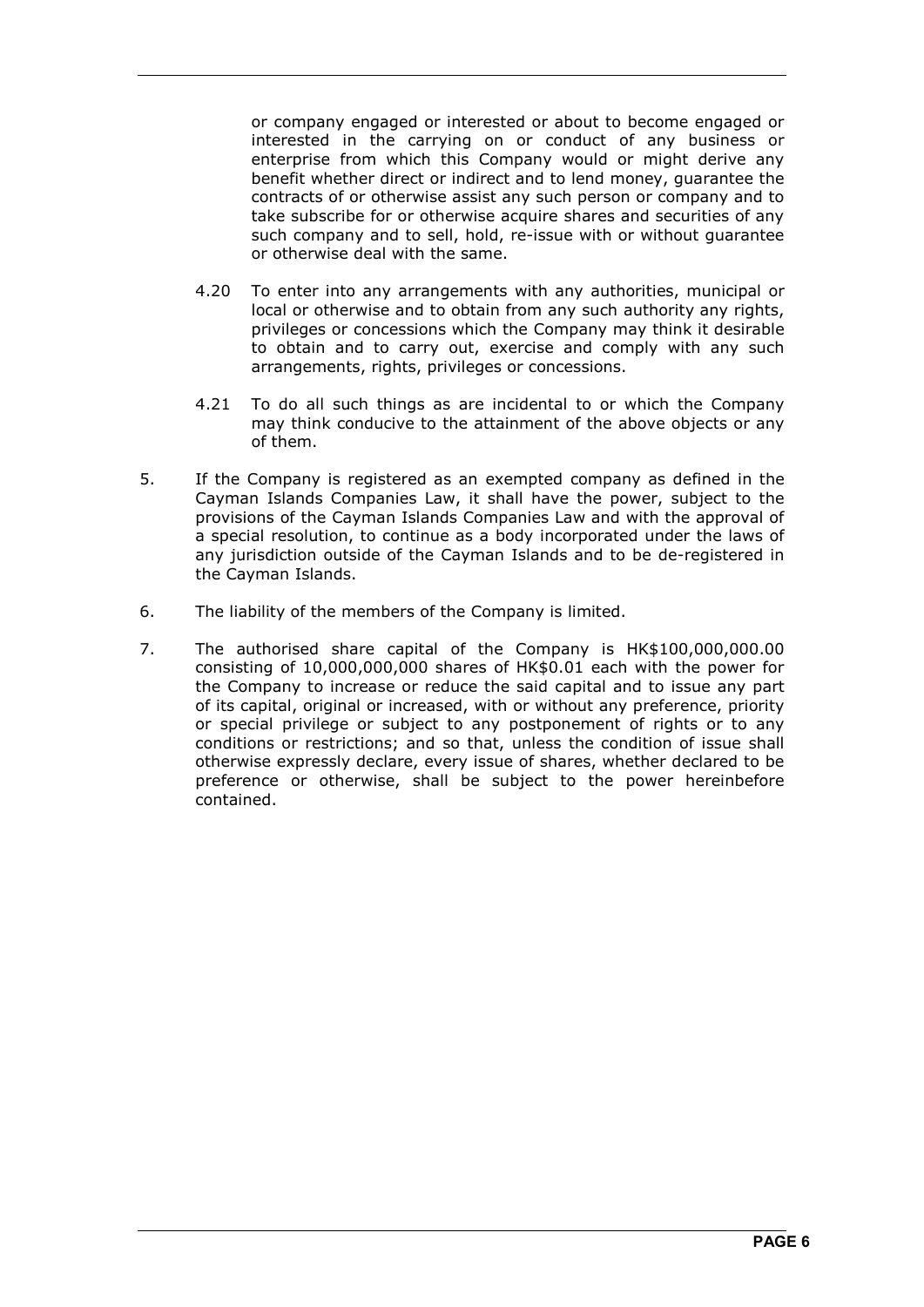or company engaged or interested or about to become engaged or interested in the carrying on or conduct of any business or enterprise from which this Company would or might derive any benefit whether direct or indirect and to lend money, guarantee the contracts of or otherwise assist any such person or company and to take subscribe for or otherwise acquire shares and securities of any such company and to sell, hold, re-issue with or without guarantee or otherwise deal with the same.

4.20 To enter into any arrangements with any authorities, municipal or local or otherwise and to obtain from any such authority any rights, privileges or concessions which the Company may think it desirable to obtain and to carry out, exercise and comply with any such arrangements, rights, privileges or concessions.

4.21 To do all such things as are incidental to or which the Company may think conducive to the attainment of the above objects or any of them.

5. If the Company is registered as an exempted company as defined in the Cayman Islands Companies Law, it shall have the power, subject to the provisions of the Cayman Islands Companies Law and with the approval of a special resolution, to continue as a body incorporated under the laws of any jurisdiction outside of the Cayman Islands and to be de-registered in the Cayman Islands.

6. The liability of the members of the Company is limited.

7. The authorised share capital of the Company is HK$100,000,000.00 consisting of 10,000,000,000 shares of HK$0.01 each with the power for the Company to increase or reduce the said capital and to issue any part of its capital, original or increased, with or without any preference, priority or special privilege or subject to any postponement of rights or to any conditions or restrictions; and so that, unless the condition of issue shall otherwise expressly declare, every issue of shares, whether declared to be preference or otherwise, shall be subject to the power hereinbefore contained.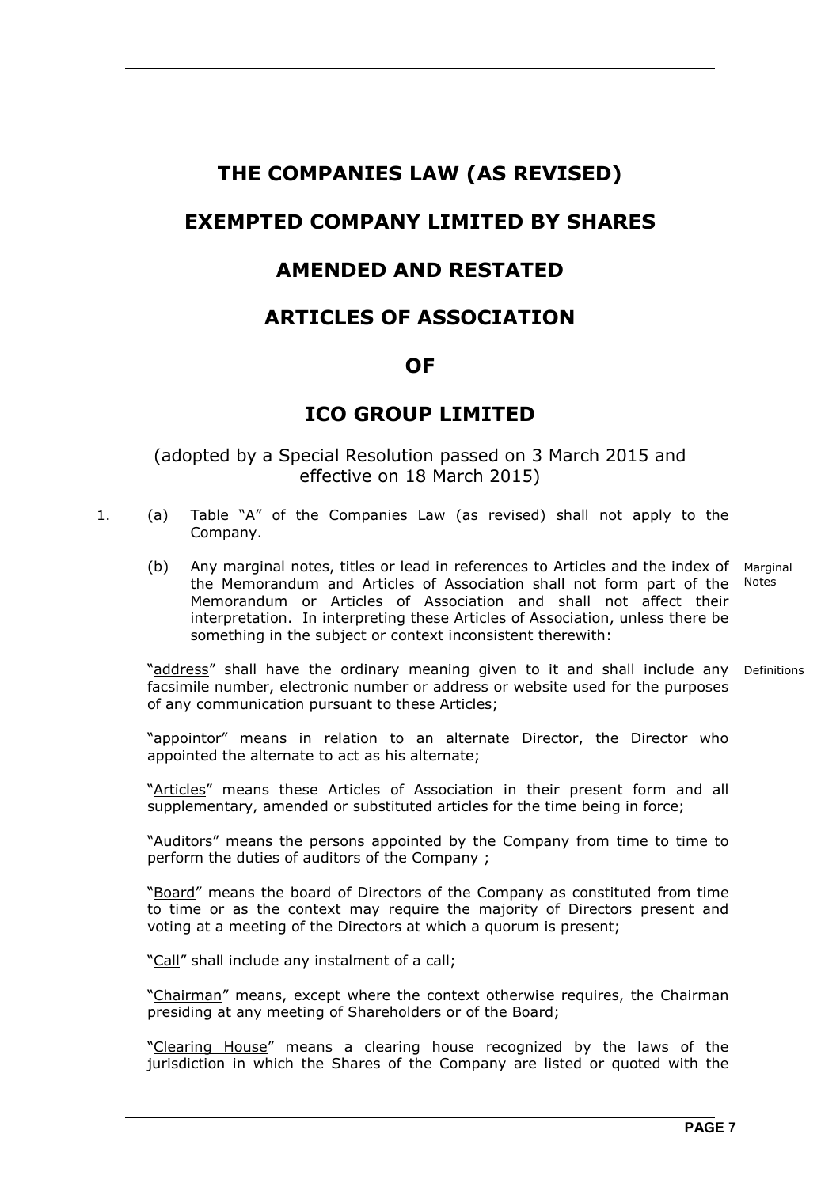# THE COMPANIES LAW (AS REVISED)

# EXEMPTED COMPANY LIMITED BY SHARES

# AMENDED AND RESTATED

# ARTICLES OF ASSOCIATION

# OF

# ICO GROUP LIMITED

(adopted by a Special Resolution passed on 3 March 2015 and effective on 18 March 2015)

1. (a) Table "A" of the Companies Law (as revised) shall not apply to the Company.

   (b) Any marginal notes, titles or lead in references to Articles and the index of the Memorandum and Articles of Association shall not form part of the Memorandum or Articles of Association and shall not affect their interpretation. In interpreting these Articles of Association, unless there be something in the subject or context inconsistent therewith: *Marginal Notes*

"address" shall have the ordinary meaning given to it and shall include any facsimile number, electronic number or address or website used for the purposes of any communication pursuant to these Articles; *Definitions*

"appointor" means in relation to an alternate Director, the Director who appointed the alternate to act as his alternate;

"Articles" means these Articles of Association in their present form and all supplementary, amended or substituted articles for the time being in force;

"Auditors" means the persons appointed by the Company from time to time to perform the duties of auditors of the Company ;

"Board" means the board of Directors of the Company as constituted from time to time or as the context may require the majority of Directors present and voting at a meeting of the Directors at which a quorum is present;

"Call" shall include any instalment of a call;

"Chairman" means, except where the context otherwise requires, the Chairman presiding at any meeting of Shareholders or of the Board;

"Clearing House" means a clearing house recognized by the laws of the jurisdiction in which the Shares of the Company are listed or quoted with the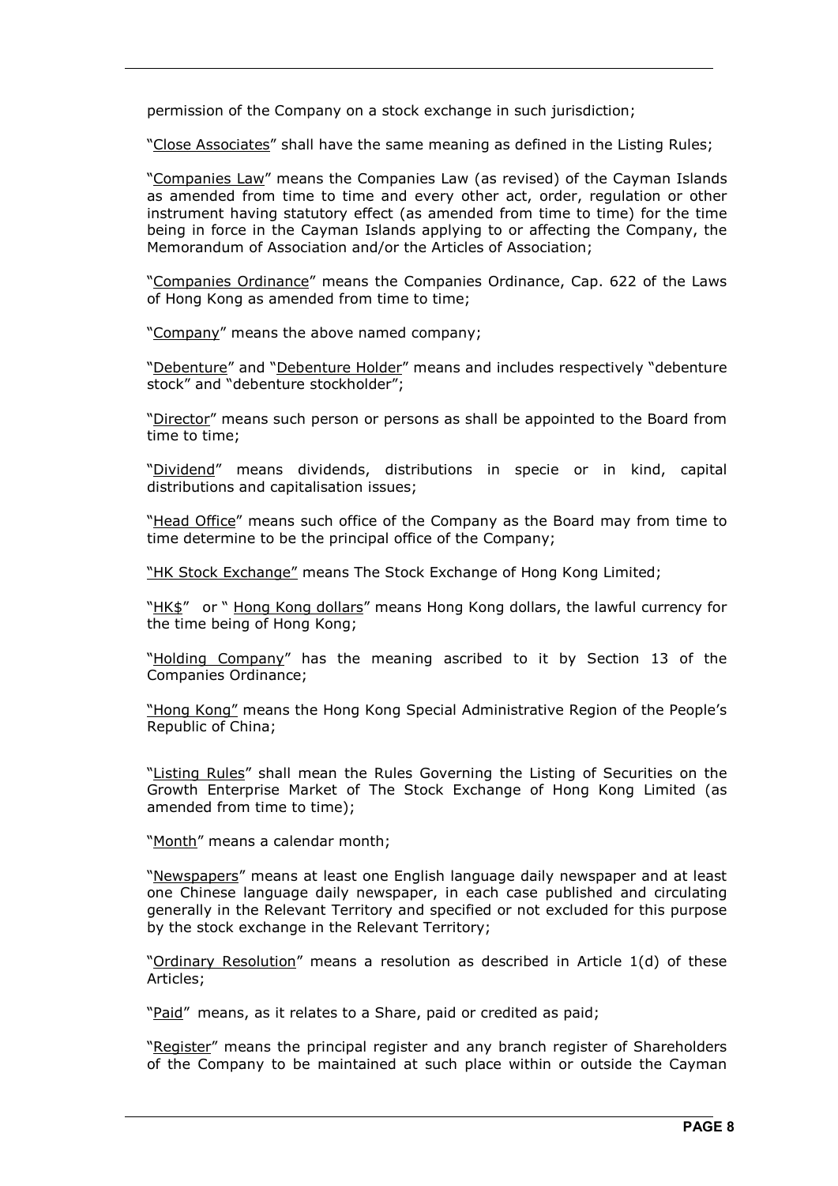permission of the Company on a stock exchange in such jurisdiction;

"Close Associates" shall have the same meaning as defined in the Listing Rules;

"Companies Law" means the Companies Law (as revised) of the Cayman Islands as amended from time to time and every other act, order, regulation or other instrument having statutory effect (as amended from time to time) for the time being in force in the Cayman Islands applying to or affecting the Company, the Memorandum of Association and/or the Articles of Association;

"Companies Ordinance" means the Companies Ordinance, Cap. 622 of the Laws of Hong Kong as amended from time to time;

"Company" means the above named company;

"Debenture" and "Debenture Holder" means and includes respectively "debenture stock" and "debenture stockholder";

"Director" means such person or persons as shall be appointed to the Board from time to time;

"Dividend" means dividends, distributions in specie or in kind, capital distributions and capitalisation issues;

"Head Office" means such office of the Company as the Board may from time to time determine to be the principal office of the Company;

"HK Stock Exchange" means The Stock Exchange of Hong Kong Limited;

"HK$" or " Hong Kong dollars" means Hong Kong dollars, the lawful currency for the time being of Hong Kong;

"Holding Company" has the meaning ascribed to it by Section 13 of the Companies Ordinance;

"Hong Kong" means the Hong Kong Special Administrative Region of the People's Republic of China;

"Listing Rules" shall mean the Rules Governing the Listing of Securities on the Growth Enterprise Market of The Stock Exchange of Hong Kong Limited (as amended from time to time);

"Month" means a calendar month;

"Newspapers" means at least one English language daily newspaper and at least one Chinese language daily newspaper, in each case published and circulating generally in the Relevant Territory and specified or not excluded for this purpose by the stock exchange in the Relevant Territory;

"Ordinary Resolution" means a resolution as described in Article 1(d) of these Articles;

"Paid" means, as it relates to a Share, paid or credited as paid;

"Register" means the principal register and any branch register of Shareholders of the Company to be maintained at such place within or outside the Cayman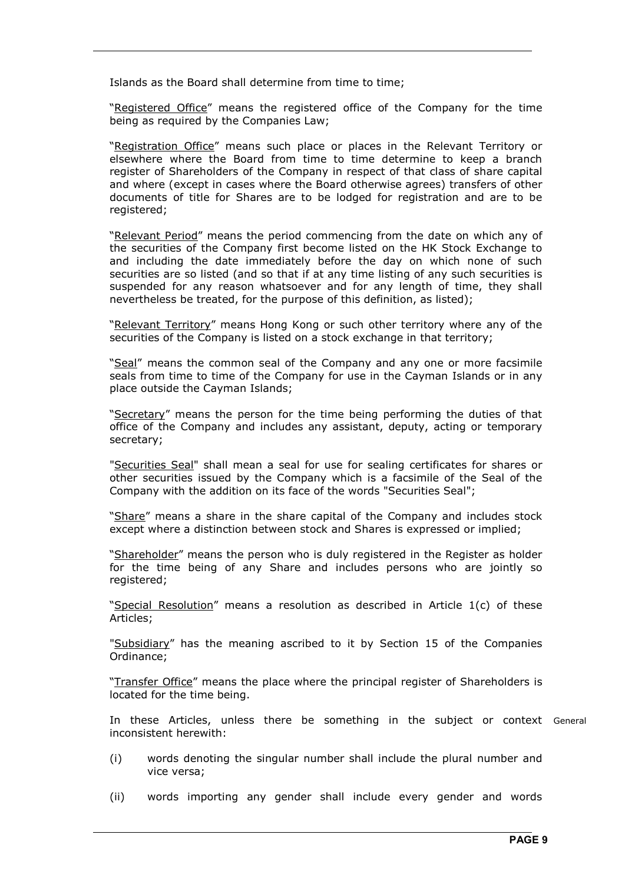Islands as the Board shall determine from time to time;

"Registered Office" means the registered office of the Company for the time being as required by the Companies Law;

"Registration Office" means such place or places in the Relevant Territory or elsewhere where the Board from time to time determine to keep a branch register of Shareholders of the Company in respect of that class of share capital and where (except in cases where the Board otherwise agrees) transfers of other documents of title for Shares are to be lodged for registration and are to be registered;

"Relevant Period" means the period commencing from the date on which any of the securities of the Company first become listed on the HK Stock Exchange to and including the date immediately before the day on which none of such securities are so listed (and so that if at any time listing of any such securities is suspended for any reason whatsoever and for any length of time, they shall nevertheless be treated, for the purpose of this definition, as listed);

"Relevant Territory" means Hong Kong or such other territory where any of the securities of the Company is listed on a stock exchange in that territory;

"Seal" means the common seal of the Company and any one or more facsimile seals from time to time of the Company for use in the Cayman Islands or in any place outside the Cayman Islands;

"Secretary" means the person for the time being performing the duties of that office of the Company and includes any assistant, deputy, acting or temporary secretary;

"Securities Seal" shall mean a seal for use for sealing certificates for shares or other securities issued by the Company which is a facsimile of the Seal of the Company with the addition on its face of the words "Securities Seal";

"Share" means a share in the share capital of the Company and includes stock except where a distinction between stock and Shares is expressed or implied;

"Shareholder" means the person who is duly registered in the Register as holder for the time being of any Share and includes persons who are jointly so registered;

"Special Resolution" means a resolution as described in Article 1(c) of these Articles;

"Subsidiary" has the meaning ascribed to it by Section 15 of the Companies Ordinance;

"Transfer Office" means the place where the principal register of Shareholders is located for the time being.

General

In these Articles, unless there be something in the subject or context inconsistent herewith:

(i) words denoting the singular number shall include the plural number and vice versa;

(ii) words importing any gender shall include every gender and words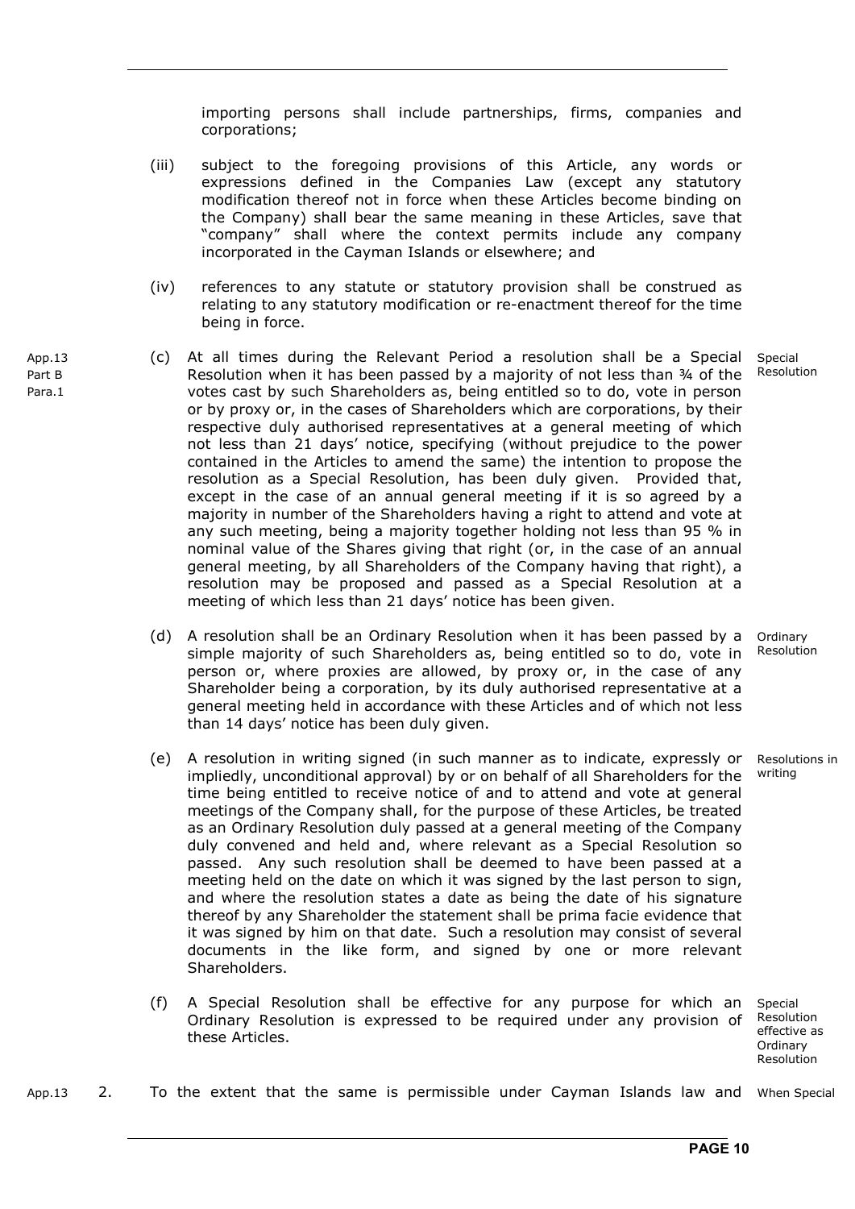importing persons shall include partnerships, firms, companies and corporations;

(iii) subject to the foregoing provisions of this Article, any words or expressions defined in the Companies Law (except any statutory modification thereof not in force when these Articles become binding on the Company) shall bear the same meaning in these Articles, save that "company" shall where the context permits include any company incorporated in the Cayman Islands or elsewhere; and

(iv) references to any statute or statutory provision shall be construed as relating to any statutory modification or re-enactment thereof for the time being in force.

App.13 Part B Para.1

(c) At all times during the Relevant Period a resolution shall be a Special Resolution when it has been passed by a majority of not less than ¾ of the votes cast by such Shareholders as, being entitled so to do, vote in person or by proxy or, in the cases of Shareholders which are corporations, by their respective duly authorised representatives at a general meeting of which not less than 21 days' notice, specifying (without prejudice to the power contained in the Articles to amend the same) the intention to propose the resolution as a Special Resolution, has been duly given. Provided that, except in the case of an annual general meeting if it is so agreed by a majority in number of the Shareholders having a right to attend and vote at any such meeting, being a majority together holding not less than 95 % in nominal value of the Shares giving that right (or, in the case of an annual general meeting, by all Shareholders of the Company having that right), a resolution may be proposed and passed as a Special Resolution at a meeting of which less than 21 days' notice has been given. *Special Resolution*

(d) A resolution shall be an Ordinary Resolution when it has been passed by a simple majority of such Shareholders as, being entitled so to do, vote in person or, where proxies are allowed, by proxy or, in the case of any Shareholder being a corporation, by its duly authorised representative at a general meeting held in accordance with these Articles and of which not less than 14 days' notice has been duly given. *Ordinary Resolution*

(e) A resolution in writing signed (in such manner as to indicate, expressly or impliedly, unconditional approval) by or on behalf of all Shareholders for the time being entitled to receive notice of and to attend and vote at general meetings of the Company shall, for the purpose of these Articles, be treated as an Ordinary Resolution duly passed at a general meeting of the Company duly convened and held and, where relevant as a Special Resolution so passed. Any such resolution shall be deemed to have been passed at a meeting held on the date on which it was signed by the last person to sign, and where the resolution states a date as being the date of his signature thereof by any Shareholder the statement shall be prima facie evidence that it was signed by him on that date. Such a resolution may consist of several documents in the like form, and signed by one or more relevant Shareholders. *Resolutions in writing*

(f) A Special Resolution shall be effective for any purpose for which an Ordinary Resolution is expressed to be required under any provision of these Articles. *Special Resolution effective as Ordinary Resolution*

App.13

2. To the extent that the same is permissible under Cayman Islands law and *When Special*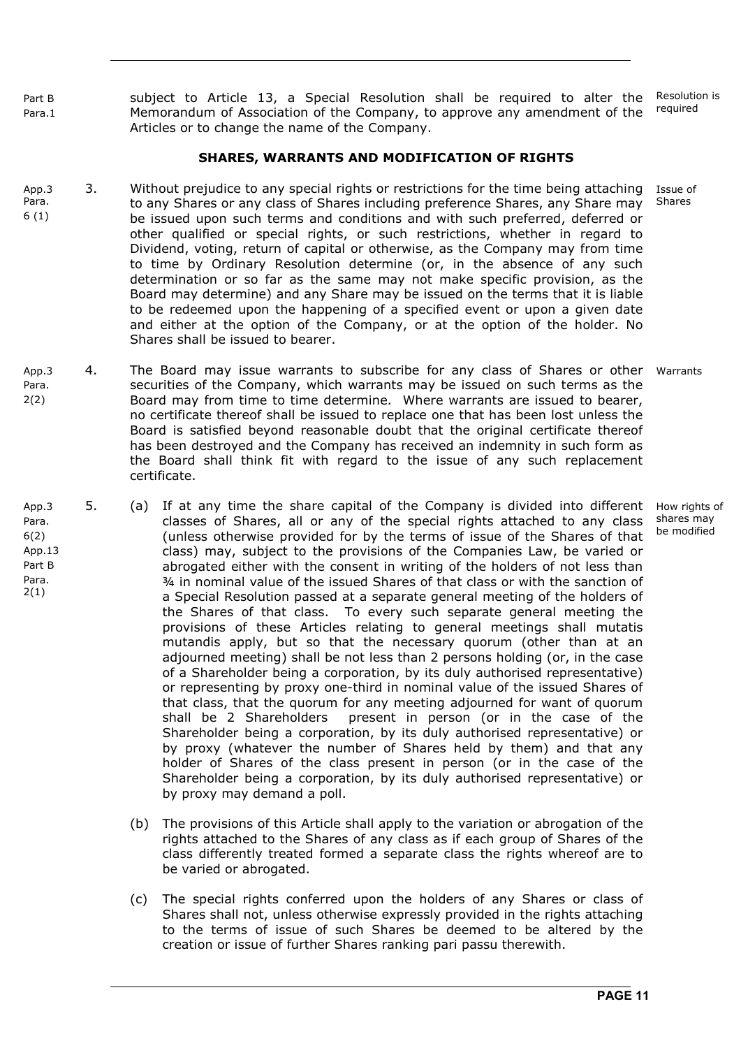Part B Para.1

subject to Article 13, a Special Resolution shall be required to alter the Memorandum of Association of the Company, to approve any amendment of the Articles or to change the name of the Company.

Resolution is required

## SHARES, WARRANTS AND MODIFICATION OF RIGHTS

App.3 Para. 6 (1)

3. Without prejudice to any special rights or restrictions for the time being attaching to any Shares or any class of Shares including preference Shares, any Share may be issued upon such terms and conditions and with such preferred, deferred or other qualified or special rights, or such restrictions, whether in regard to Dividend, voting, return of capital or otherwise, as the Company may from time to time by Ordinary Resolution determine (or, in the absence of any such determination or so far as the same may not make specific provision, as the Board may determine) and any Share may be issued on the terms that it is liable to be redeemed upon the happening of a specified event or upon a given date and either at the option of the Company, or at the option of the holder. No Shares shall be issued to bearer.

Issue of Shares

App.3 Para. 2(2)

4. The Board may issue warrants to subscribe for any class of Shares or other securities of the Company, which warrants may be issued on such terms as the Board may from time to time determine. Where warrants are issued to bearer, no certificate thereof shall be issued to replace one that has been lost unless the Board is satisfied beyond reasonable doubt that the original certificate thereof has been destroyed and the Company has received an indemnity in such form as the Board shall think fit with regard to the issue of any such replacement certificate.

Warrants

App.3 Para. 6(2) App.13 Part B Para. 2(1)

5. (a) If at any time the share capital of the Company is divided into different classes of Shares, all or any of the special rights attached to any class (unless otherwise provided for by the terms of issue of the Shares of that class) may, subject to the provisions of the Companies Law, be varied or abrogated either with the consent in writing of the holders of not less than ¾ in nominal value of the issued Shares of that class or with the sanction of a Special Resolution passed at a separate general meeting of the holders of the Shares of that class. To every such separate general meeting the provisions of these Articles relating to general meetings shall mutatis mutandis apply, but so that the necessary quorum (other than at an adjourned meeting) shall be not less than 2 persons holding (or, in the case of a Shareholder being a corporation, by its duly authorised representative) or representing by proxy one-third in nominal value of the issued Shares of that class, that the quorum for any meeting adjourned for want of quorum shall be 2 Shareholders present in person (or in the case of the Shareholder being a corporation, by its duly authorised representative) or by proxy (whatever the number of Shares held by them) and that any holder of Shares of the class present in person (or in the case of the Shareholder being a corporation, by its duly authorised representative) or by proxy may demand a poll.

How rights of shares may be modified

(b) The provisions of this Article shall apply to the variation or abrogation of the rights attached to the Shares of any class as if each group of Shares of the class differently treated formed a separate class the rights whereof are to be varied or abrogated.

(c) The special rights conferred upon the holders of any Shares or class of Shares shall not, unless otherwise expressly provided in the rights attaching to the terms of issue of such Shares be deemed to be altered by the creation or issue of further Shares ranking pari passu therewith.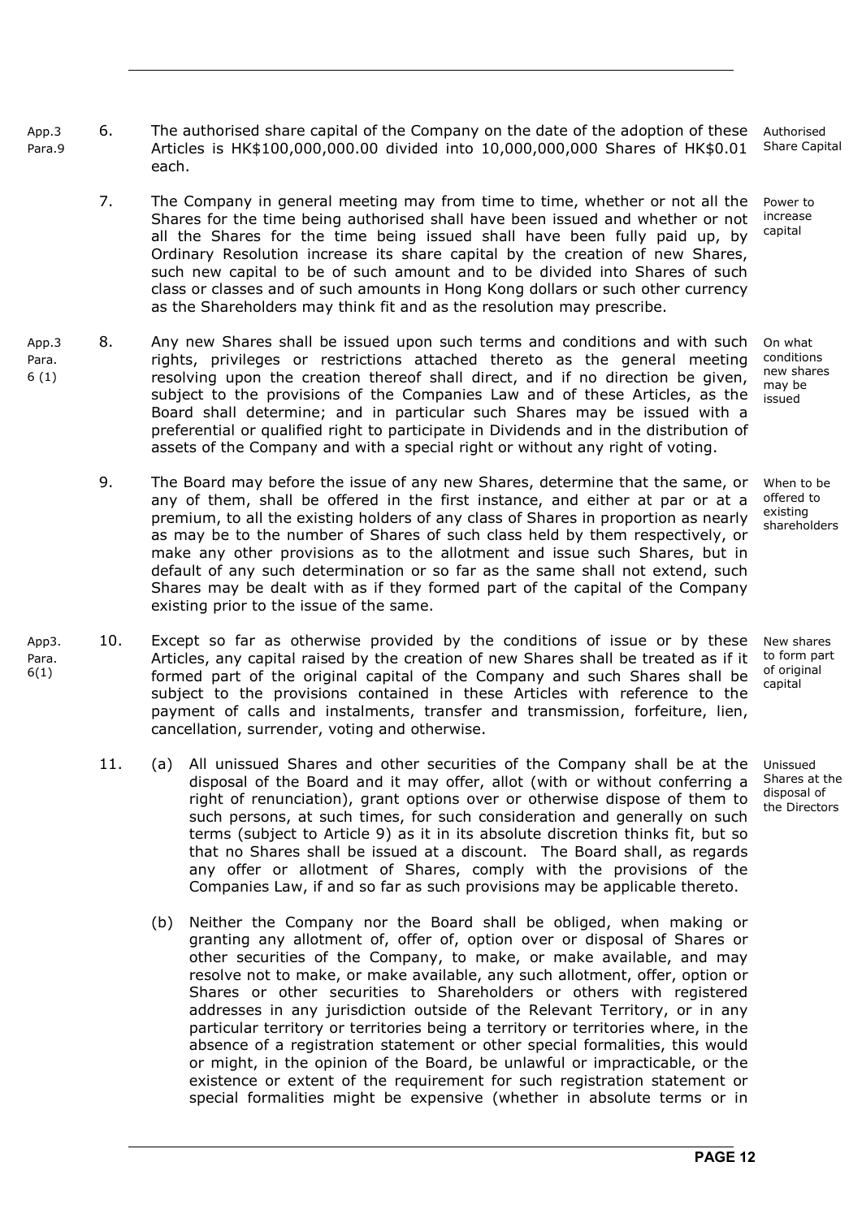App.3 Para.9

6. The authorised share capital of the Company on the date of the adoption of these Articles is HK$100,000,000.00 divided into 10,000,000,000 Shares of HK$0.01 each.

Authorised Share Capital

7. The Company in general meeting may from time to time, whether or not all the Shares for the time being authorised shall have been issued and whether or not all the Shares for the time being issued shall have been fully paid up, by Ordinary Resolution increase its share capital by the creation of new Shares, such new capital to be of such amount and to be divided into Shares of such class or classes and of such amounts in Hong Kong dollars or such other currency as the Shareholders may think fit and as the resolution may prescribe.

Power to increase capital

App.3 Para. 6 (1)

8. Any new Shares shall be issued upon such terms and conditions and with such rights, privileges or restrictions attached thereto as the general meeting resolving upon the creation thereof shall direct, and if no direction be given, subject to the provisions of the Companies Law and of these Articles, as the Board shall determine; and in particular such Shares may be issued with a preferential or qualified right to participate in Dividends and in the distribution of assets of the Company and with a special right or without any right of voting.

On what conditions new shares may be issued

9. The Board may before the issue of any new Shares, determine that the same, or any of them, shall be offered in the first instance, and either at par or at a premium, to all the existing holders of any class of Shares in proportion as nearly as may be to the number of Shares of such class held by them respectively, or make any other provisions as to the allotment and issue such Shares, but in default of any such determination or so far as the same shall not extend, such Shares may be dealt with as if they formed part of the capital of the Company existing prior to the issue of the same.

When to be offered to existing shareholders

App3. Para. 6(1)

10. Except so far as otherwise provided by the conditions of issue or by these Articles, any capital raised by the creation of new Shares shall be treated as if it formed part of the original capital of the Company and such Shares shall be subject to the provisions contained in these Articles with reference to the payment of calls and instalments, transfer and transmission, forfeiture, lien, cancellation, surrender, voting and otherwise.

New shares to form part of original capital

11. (a) All unissued Shares and other securities of the Company shall be at the disposal of the Board and it may offer, allot (with or without conferring a right of renunciation), grant options over or otherwise dispose of them to such persons, at such times, for such consideration and generally on such terms (subject to Article 9) as it in its absolute discretion thinks fit, but so that no Shares shall be issued at a discount. The Board shall, as regards any offer or allotment of Shares, comply with the provisions of the Companies Law, if and so far as such provisions may be applicable thereto.

Unissued Shares at the disposal of the Directors

(b) Neither the Company nor the Board shall be obliged, when making or granting any allotment of, offer of, option over or disposal of Shares or other securities of the Company, to make, or make available, and may resolve not to make, or make available, any such allotment, offer, option or Shares or other securities to Shareholders or others with registered addresses in any jurisdiction outside of the Relevant Territory, or in any particular territory or territories being a territory or territories where, in the absence of a registration statement or other special formalities, this would or might, in the opinion of the Board, be unlawful or impracticable, or the existence or extent of the requirement for such registration statement or special formalities might be expensive (whether in absolute terms or in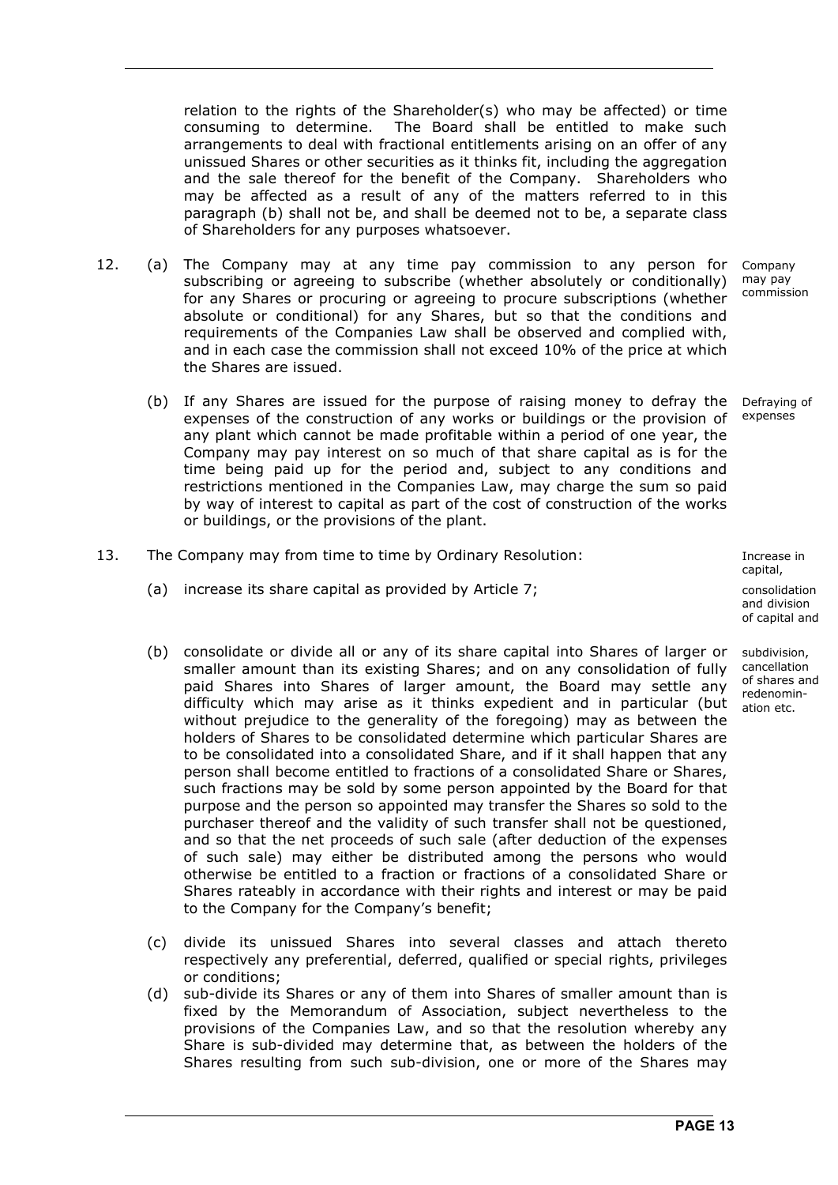relation to the rights of the Shareholder(s) who may be affected) or time consuming to determine. The Board shall be entitled to make such arrangements to deal with fractional entitlements arising on an offer of any unissued Shares or other securities as it thinks fit, including the aggregation and the sale thereof for the benefit of the Company. Shareholders who may be affected as a result of any of the matters referred to in this paragraph (b) shall not be, and shall be deemed not to be, a separate class of Shareholders for any purposes whatsoever.

12. (a) The Company may at any time pay commission to any person for subscribing or agreeing to subscribe (whether absolutely or conditionally) for any Shares or procuring or agreeing to procure subscriptions (whether absolute or conditional) for any Shares, but so that the conditions and requirements of the Companies Law shall be observed and complied with, and in each case the commission shall not exceed 10% of the price at which the Shares are issued.

    *Company may pay commission*

    (b) If any Shares are issued for the purpose of raising money to defray the expenses of the construction of any works or buildings or the provision of any plant which cannot be made profitable within a period of one year, the Company may pay interest on so much of that share capital as is for the time being paid up for the period and, subject to any conditions and restrictions mentioned in the Companies Law, may charge the sum so paid by way of interest to capital as part of the cost of construction of the works or buildings, or the provisions of the plant.

    *Defraying of expenses*

13. The Company may from time to time by Ordinary Resolution:

    *Increase in capital, consolidation and division of capital and subdivision, cancellation of shares and redenomination etc.*

    (a) increase its share capital as provided by Article 7;

    (b) consolidate or divide all or any of its share capital into Shares of larger or smaller amount than its existing Shares; and on any consolidation of fully paid Shares into Shares of larger amount, the Board may settle any difficulty which may arise as it thinks expedient and in particular (but without prejudice to the generality of the foregoing) may as between the holders of Shares to be consolidated determine which particular Shares are to be consolidated into a consolidated Share, and if it shall happen that any person shall become entitled to fractions of a consolidated Share or Shares, such fractions may be sold by some person appointed by the Board for that purpose and the person so appointed may transfer the Shares so sold to the purchaser thereof and the validity of such transfer shall not be questioned, and so that the net proceeds of such sale (after deduction of the expenses of such sale) may either be distributed among the persons who would otherwise be entitled to a fraction or fractions of a consolidated Share or Shares rateably in accordance with their rights and interest or may be paid to the Company for the Company's benefit;

    (c) divide its unissued Shares into several classes and attach thereto respectively any preferential, deferred, qualified or special rights, privileges or conditions;

    (d) sub-divide its Shares or any of them into Shares of smaller amount than is fixed by the Memorandum of Association, subject nevertheless to the provisions of the Companies Law, and so that the resolution whereby any Share is sub-divided may determine that, as between the holders of the Shares resulting from such sub-division, one or more of the Shares may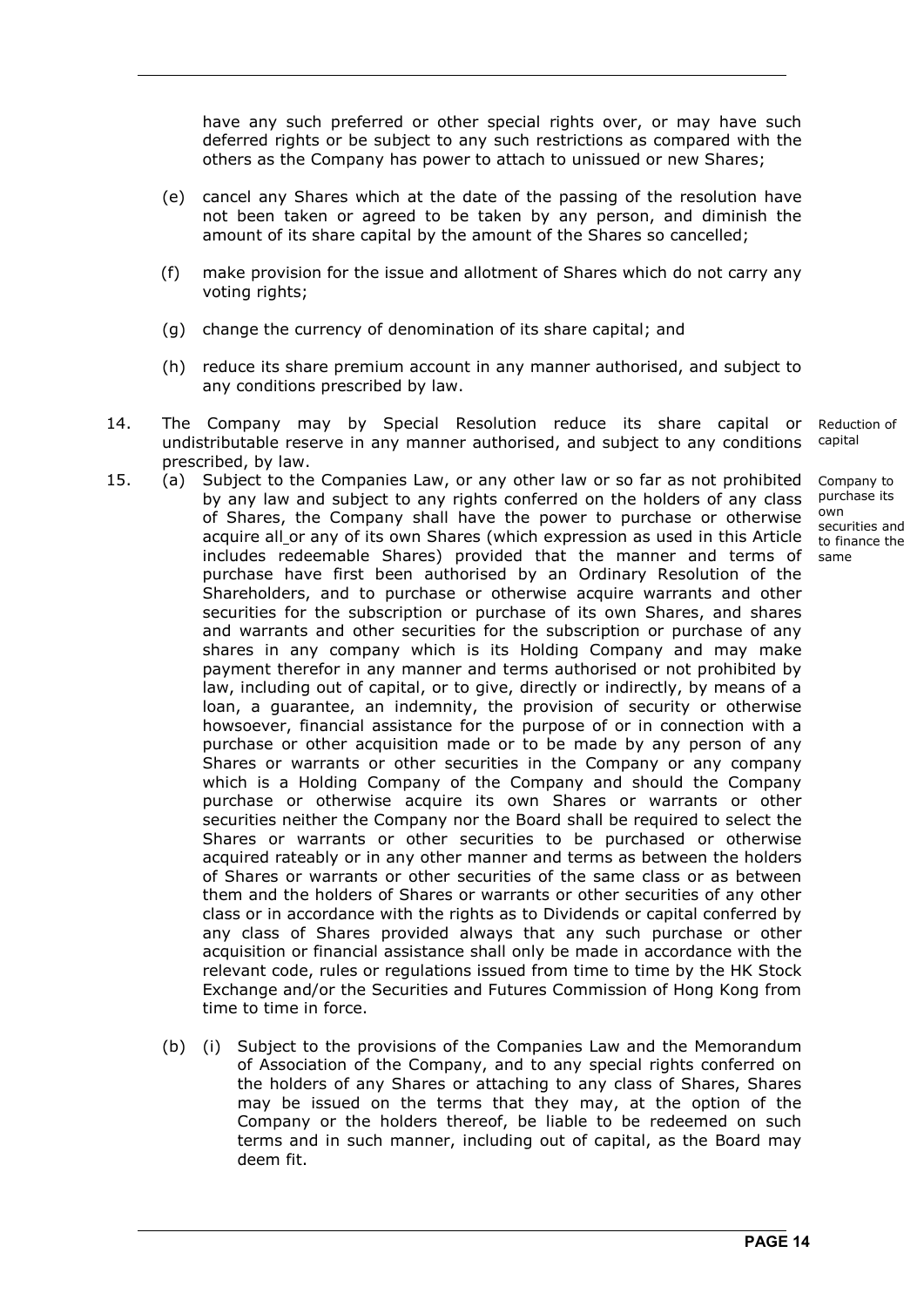have any such preferred or other special rights over, or may have such deferred rights or be subject to any such restrictions as compared with the others as the Company has power to attach to unissued or new Shares;

(e) cancel any Shares which at the date of the passing of the resolution have not been taken or agreed to be taken by any person, and diminish the amount of its share capital by the amount of the Shares so cancelled;

(f) make provision for the issue and allotment of Shares which do not carry any voting rights;

(g) change the currency of denomination of its share capital; and

(h) reduce its share premium account in any manner authorised, and subject to any conditions prescribed by law.

14. The Company may by Special Resolution reduce its share capital or undistributable reserve in any manner authorised, and subject to any conditions prescribed, by law.

*Reduction of capital*

15. (a) Subject to the Companies Law, or any other law or so far as not prohibited by any law and subject to any rights conferred on the holders of any class of Shares, the Company shall have the power to purchase or otherwise acquire all or any of its own Shares (which expression as used in this Article includes redeemable Shares) provided that the manner and terms of purchase have first been authorised by an Ordinary Resolution of the Shareholders, and to purchase or otherwise acquire warrants and other securities for the subscription or purchase of its own Shares, and shares and warrants and other securities for the subscription or purchase of any shares in any company which is its Holding Company and may make payment therefor in any manner and terms authorised or not prohibited by law, including out of capital, or to give, directly or indirectly, by means of a loan, a guarantee, an indemnity, the provision of security or otherwise howsoever, financial assistance for the purpose of or in connection with a purchase or other acquisition made or to be made by any person of any Shares or warrants or other securities in the Company or any company which is a Holding Company of the Company and should the Company purchase or otherwise acquire its own Shares or warrants or other securities neither the Company nor the Board shall be required to select the Shares or warrants or other securities to be purchased or otherwise acquired rateably or in any other manner and terms as between the holders of Shares or warrants or other securities of the same class or as between them and the holders of Shares or warrants or other securities of any other class or in accordance with the rights as to Dividends or capital conferred by any class of Shares provided always that any such purchase or other acquisition or financial assistance shall only be made in accordance with the relevant code, rules or regulations issued from time to time by the HK Stock Exchange and/or the Securities and Futures Commission of Hong Kong from time to time in force.

*Company to purchase its own securities and to finance the same*

(b) (i) Subject to the provisions of the Companies Law and the Memorandum of Association of the Company, and to any special rights conferred on the holders of any Shares or attaching to any class of Shares, Shares may be issued on the terms that they may, at the option of the Company or the holders thereof, be liable to be redeemed on such terms and in such manner, including out of capital, as the Board may deem fit.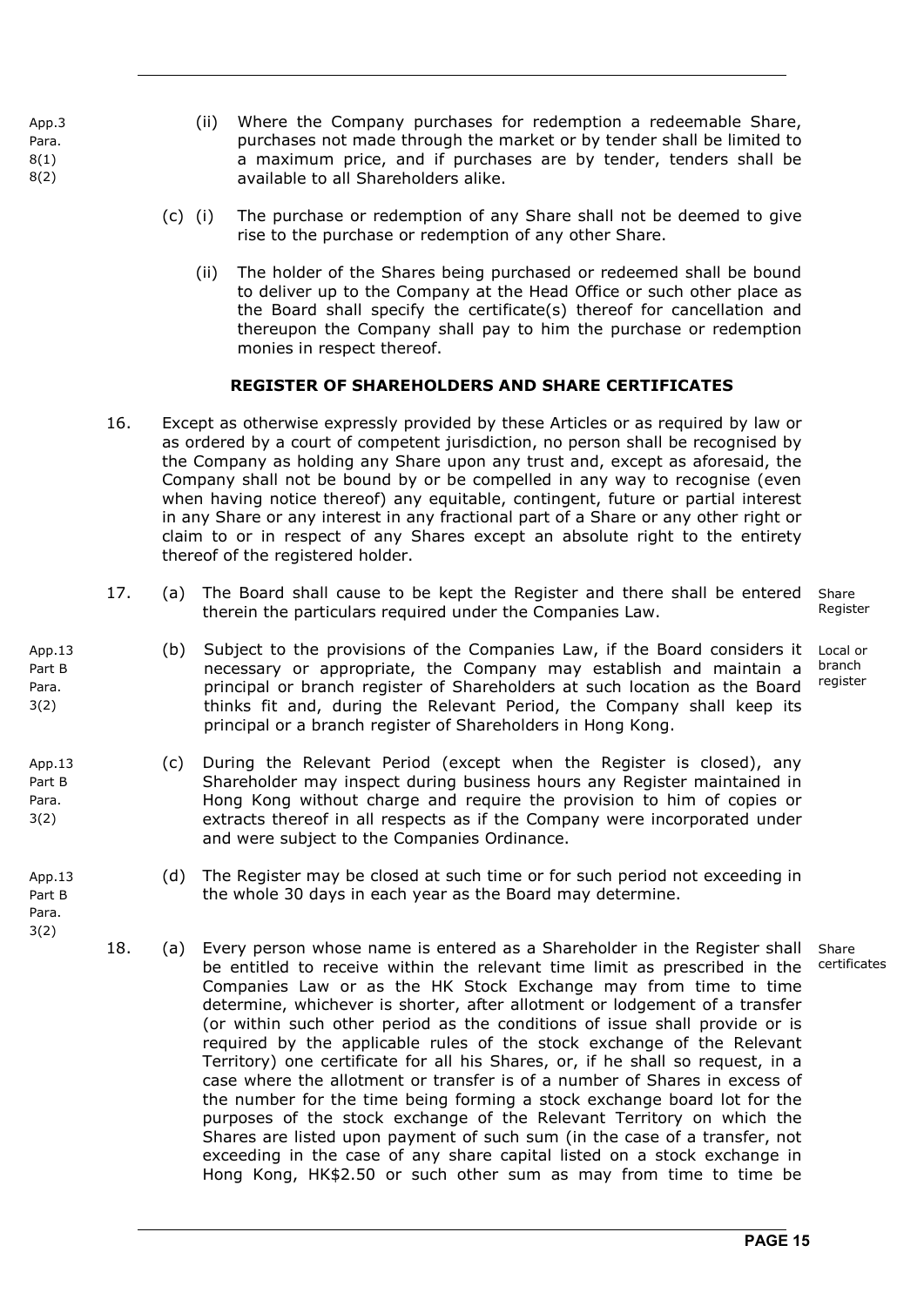App.3 Para. 8(1) 8(2)

(ii) Where the Company purchases for redemption a redeemable Share, purchases not made through the market or by tender shall be limited to a maximum price, and if purchases are by tender, tenders shall be available to all Shareholders alike.

(c) (i) The purchase or redemption of any Share shall not be deemed to give rise to the purchase or redemption of any other Share.

(ii) The holder of the Shares being purchased or redeemed shall be bound to deliver up to the Company at the Head Office or such other place as the Board shall specify the certificate(s) thereof for cancellation and thereupon the Company shall pay to him the purchase or redemption monies in respect thereof.

## REGISTER OF SHAREHOLDERS AND SHARE CERTIFICATES

16. Except as otherwise expressly provided by these Articles or as required by law or as ordered by a court of competent jurisdiction, no person shall be recognised by the Company as holding any Share upon any trust and, except as aforesaid, the Company shall not be bound by or be compelled in any way to recognise (even when having notice thereof) any equitable, contingent, future or partial interest in any Share or any interest in any fractional part of a Share or any other right or claim to or in respect of any Shares except an absolute right to the entirety thereof of the registered holder.

17. (a) The Board shall cause to be kept the Register and there shall be entered therein the particulars required under the Companies Law. *Share Register*

App.13 Part B Para. 3(2)

(b) Subject to the provisions of the Companies Law, if the Board considers it necessary or appropriate, the Company may establish and maintain a principal or branch register of Shareholders at such location as the Board thinks fit and, during the Relevant Period, the Company shall keep its principal or a branch register of Shareholders in Hong Kong. *Local or branch register*

App.13 Part B Para. 3(2)

(c) During the Relevant Period (except when the Register is closed), any Shareholder may inspect during business hours any Register maintained in Hong Kong without charge and require the provision to him of copies or extracts thereof in all respects as if the Company were incorporated under and were subject to the Companies Ordinance.

App.13 Part B Para. 3(2)

(d) The Register may be closed at such time or for such period not exceeding in the whole 30 days in each year as the Board may determine.

18. (a) Every person whose name is entered as a Shareholder in the Register shall be entitled to receive within the relevant time limit as prescribed in the Companies Law or as the HK Stock Exchange may from time to time determine, whichever is shorter, after allotment or lodgement of a transfer (or within such other period as the conditions of issue shall provide or is required by the applicable rules of the stock exchange of the Relevant Territory) one certificate for all his Shares, or, if he shall so request, in a case where the allotment or transfer is of a number of Shares in excess of the number for the time being forming a stock exchange board lot for the purposes of the stock exchange of the Relevant Territory on which the Shares are listed upon payment of such sum (in the case of a transfer, not exceeding in the case of any share capital listed on a stock exchange in Hong Kong, HK$2.50 or such other sum as may from time to time be *Share certificates*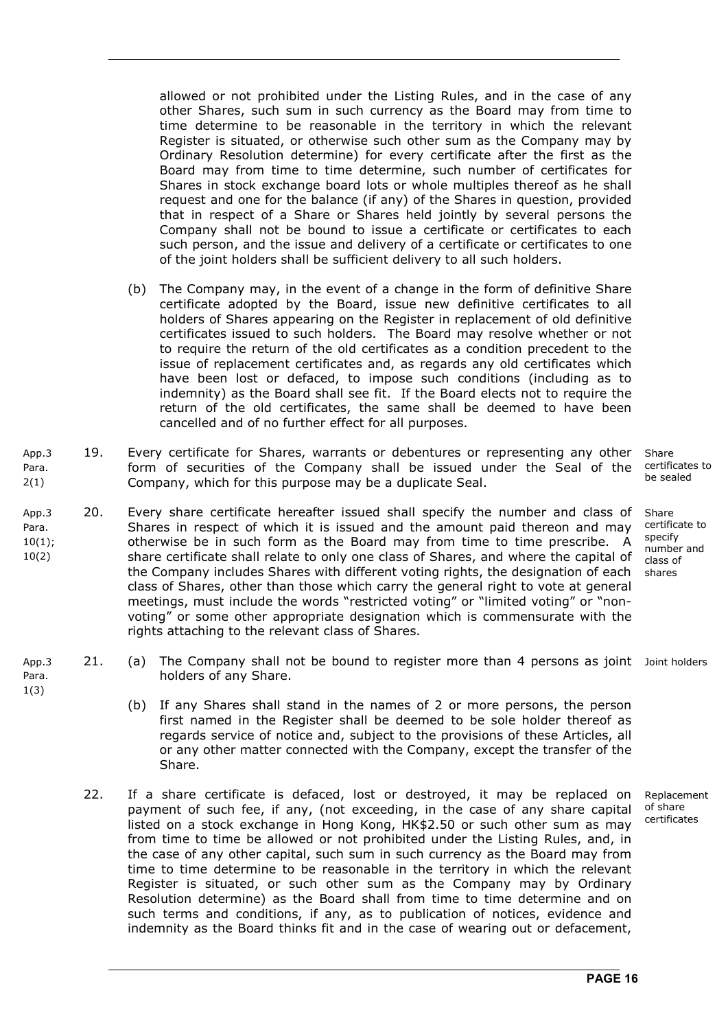allowed or not prohibited under the Listing Rules, and in the case of any other Shares, such sum in such currency as the Board may from time to time determine to be reasonable in the territory in which the relevant Register is situated, or otherwise such other sum as the Company may by Ordinary Resolution determine) for every certificate after the first as the Board may from time to time determine, such number of certificates for Shares in stock exchange board lots or whole multiples thereof as he shall request and one for the balance (if any) of the Shares in question, provided that in respect of a Share or Shares held jointly by several persons the Company shall not be bound to issue a certificate or certificates to each such person, and the issue and delivery of a certificate or certificates to one of the joint holders shall be sufficient delivery to all such holders.

(b) The Company may, in the event of a change in the form of definitive Share certificate adopted by the Board, issue new definitive certificates to all holders of Shares appearing on the Register in replacement of old definitive certificates issued to such holders. The Board may resolve whether or not to require the return of the old certificates as a condition precedent to the issue of replacement certificates and, as regards any old certificates which have been lost or defaced, to impose such conditions (including as to indemnity) as the Board shall see fit. If the Board elects not to require the return of the old certificates, the same shall be deemed to have been cancelled and of no further effect for all purposes.

App.3 Para. 2(1)

**Share certificates to be sealed**

19. Every certificate for Shares, warrants or debentures or representing any other form of securities of the Company shall be issued under the Seal of the Company, which for this purpose may be a duplicate Seal.

App.3 Para. 10(1); 10(2)

**Share certificate to specify number and class of shares**

20. Every share certificate hereafter issued shall specify the number and class of Shares in respect of which it is issued and the amount paid thereon and may otherwise be in such form as the Board may from time to time prescribe. A share certificate shall relate to only one class of Shares, and where the capital of the Company includes Shares with different voting rights, the designation of each class of Shares, other than those which carry the general right to vote at general meetings, must include the words "restricted voting" or "limited voting" or "non-voting" or some other appropriate designation which is commensurate with the rights attaching to the relevant class of Shares.

App.3 Para. 1(3)

**Joint holders**

21. (a) The Company shall not be bound to register more than 4 persons as joint holders of any Share.

(b) If any Shares shall stand in the names of 2 or more persons, the person first named in the Register shall be deemed to be sole holder thereof as regards service of notice and, subject to the provisions of these Articles, all or any other matter connected with the Company, except the transfer of the Share.

**Replacement of share certificates**

22. If a share certificate is defaced, lost or destroyed, it may be replaced on payment of such fee, if any, (not exceeding, in the case of any share capital listed on a stock exchange in Hong Kong, HK$2.50 or such other sum as may from time to time be allowed or not prohibited under the Listing Rules, and, in the case of any other capital, such sum in such currency as the Board may from time to time determine to be reasonable in the territory in which the relevant Register is situated, or such other sum as the Company may by Ordinary Resolution determine) as the Board shall from time to time determine and on such terms and conditions, if any, as to publication of notices, evidence and indemnity as the Board thinks fit and in the case of wearing out or defacement,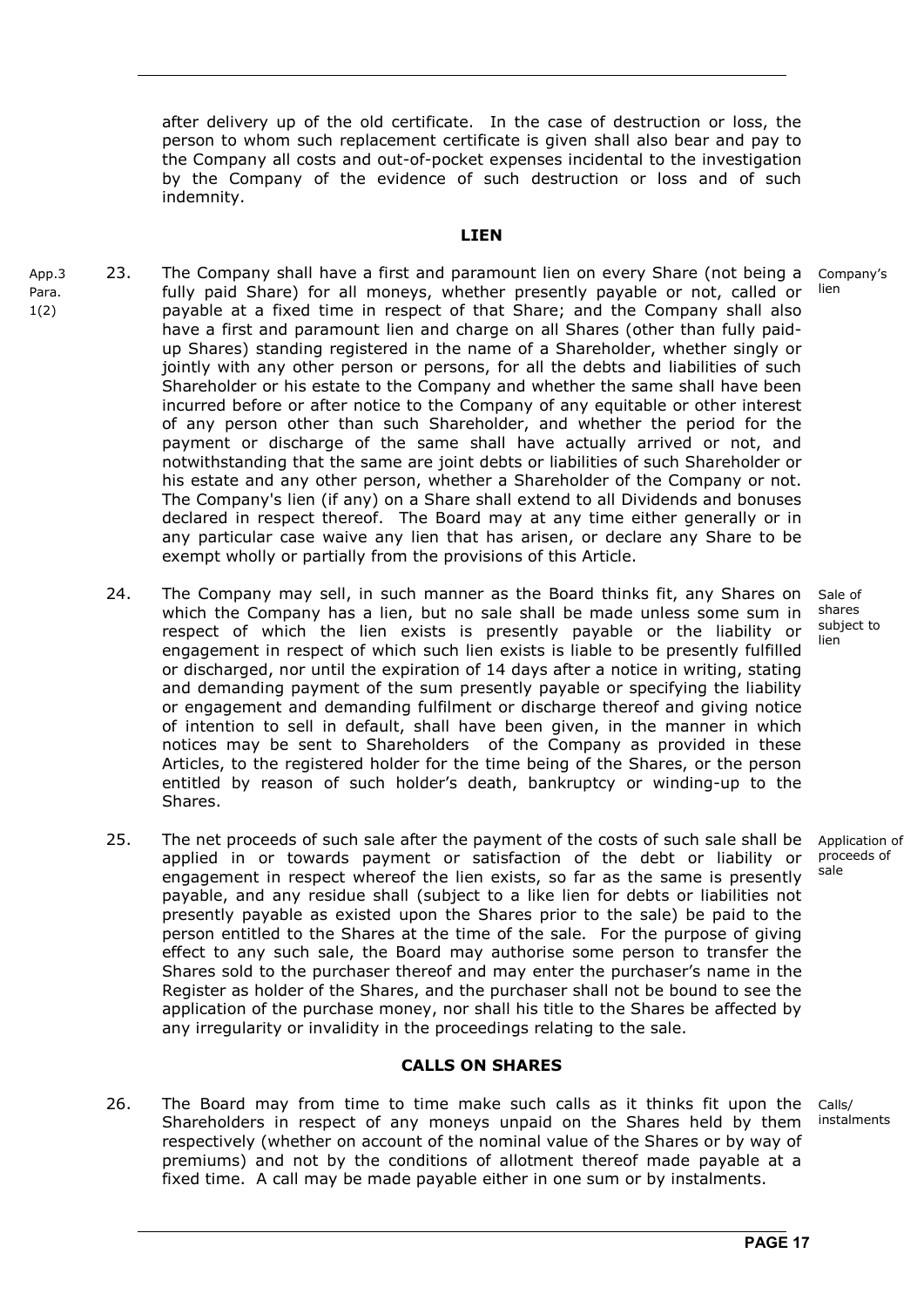after delivery up of the old certificate. In the case of destruction or loss, the person to whom such replacement certificate is given shall also bear and pay to the Company all costs and out-of-pocket expenses incidental to the investigation by the Company of the evidence of such destruction or loss and of such indemnity.

## LIEN

App.3 Para. 1(2)

Company's lien

23. The Company shall have a first and paramount lien on every Share (not being a fully paid Share) for all moneys, whether presently payable or not, called or payable at a fixed time in respect of that Share; and the Company shall also have a first and paramount lien and charge on all Shares (other than fully paid-up Shares) standing registered in the name of a Shareholder, whether singly or jointly with any other person or persons, for all the debts and liabilities of such Shareholder or his estate to the Company and whether the same shall have been incurred before or after notice to the Company of any equitable or other interest of any person other than such Shareholder, and whether the period for the payment or discharge of the same shall have actually arrived or not, and notwithstanding that the same are joint debts or liabilities of such Shareholder or his estate and any other person, whether a Shareholder of the Company or not. The Company's lien (if any) on a Share shall extend to all Dividends and bonuses declared in respect thereof. The Board may at any time either generally or in any particular case waive any lien that has arisen, or declare any Share to be exempt wholly or partially from the provisions of this Article.

Sale of shares subject to lien

24. The Company may sell, in such manner as the Board thinks fit, any Shares on which the Company has a lien, but no sale shall be made unless some sum in respect of which the lien exists is presently payable or the liability or engagement in respect of which such lien exists is liable to be presently fulfilled or discharged, nor until the expiration of 14 days after a notice in writing, stating and demanding payment of the sum presently payable or specifying the liability or engagement and demanding fulfilment or discharge thereof and giving notice of intention to sell in default, shall have been given, in the manner in which notices may be sent to Shareholders of the Company as provided in these Articles, to the registered holder for the time being of the Shares, or the person entitled by reason of such holder's death, bankruptcy or winding-up to the Shares.

Application of proceeds of sale

25. The net proceeds of such sale after the payment of the costs of such sale shall be applied in or towards payment or satisfaction of the debt or liability or engagement in respect whereof the lien exists, so far as the same is presently payable, and any residue shall (subject to a like lien for debts or liabilities not presently payable as existed upon the Shares prior to the sale) be paid to the person entitled to the Shares at the time of the sale. For the purpose of giving effect to any such sale, the Board may authorise some person to transfer the Shares sold to the purchaser thereof and may enter the purchaser's name in the Register as holder of the Shares, and the purchaser shall not be bound to see the application of the purchase money, nor shall his title to the Shares be affected by any irregularity or invalidity in the proceedings relating to the sale.

## CALLS ON SHARES

Calls/ instalments

26. The Board may from time to time make such calls as it thinks fit upon the Shareholders in respect of any moneys unpaid on the Shares held by them respectively (whether on account of the nominal value of the Shares or by way of premiums) and not by the conditions of allotment thereof made payable at a fixed time. A call may be made payable either in one sum or by instalments.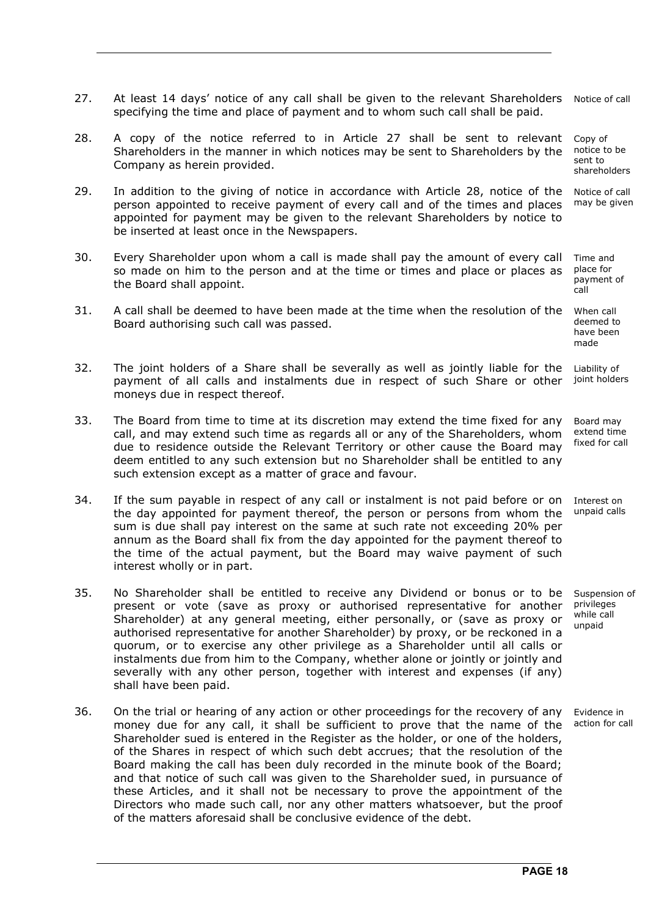27. At least 14 days' notice of any call shall be given to the relevant Shareholders specifying the time and place of payment and to whom such call shall be paid. *Notice of call*

28. A copy of the notice referred to in Article 27 shall be sent to relevant Shareholders in the manner in which notices may be sent to Shareholders by the Company as herein provided. *Copy of notice to be sent to shareholders*

29. In addition to the giving of notice in accordance with Article 28, notice of the person appointed to receive payment of every call and of the times and places appointed for payment may be given to the relevant Shareholders by notice to be inserted at least once in the Newspapers. *Notice of call may be given*

30. Every Shareholder upon whom a call is made shall pay the amount of every call so made on him to the person and at the time or times and place or places as the Board shall appoint. *Time and place for payment of call*

31. A call shall be deemed to have been made at the time when the resolution of the Board authorising such call was passed. *When call deemed to have been made*

32. The joint holders of a Share shall be severally as well as jointly liable for the payment of all calls and instalments due in respect of such Share or other moneys due in respect thereof. *Liability of joint holders*

33. The Board from time to time at its discretion may extend the time fixed for any call, and may extend such time as regards all or any of the Shareholders, whom due to residence outside the Relevant Territory or other cause the Board may deem entitled to any such extension but no Shareholder shall be entitled to any such extension except as a matter of grace and favour. *Board may extend time fixed for call*

34. If the sum payable in respect of any call or instalment is not paid before or on the day appointed for payment thereof, the person or persons from whom the sum is due shall pay interest on the same at such rate not exceeding 20% per annum as the Board shall fix from the day appointed for the payment thereof to the time of the actual payment, but the Board may waive payment of such interest wholly or in part. *Interest on unpaid calls*

35. No Shareholder shall be entitled to receive any Dividend or bonus or to be present or vote (save as proxy or authorised representative for another Shareholder) at any general meeting, either personally, or (save as proxy or authorised representative for another Shareholder) by proxy, or be reckoned in a quorum, or to exercise any other privilege as a Shareholder until all calls or instalments due from him to the Company, whether alone or jointly or jointly and severally with any other person, together with interest and expenses (if any) shall have been paid. *Suspension of privileges while call unpaid*

36. On the trial or hearing of any action or other proceedings for the recovery of any money due for any call, it shall be sufficient to prove that the name of the Shareholder sued is entered in the Register as the holder, or one of the holders, of the Shares in respect of which such debt accrues; that the resolution of the Board making the call has been duly recorded in the minute book of the Board; and that notice of such call was given to the Shareholder sued, in pursuance of these Articles, and it shall not be necessary to prove the appointment of the Directors who made such call, nor any other matters whatsoever, but the proof of the matters aforesaid shall be conclusive evidence of the debt. *Evidence in action for call*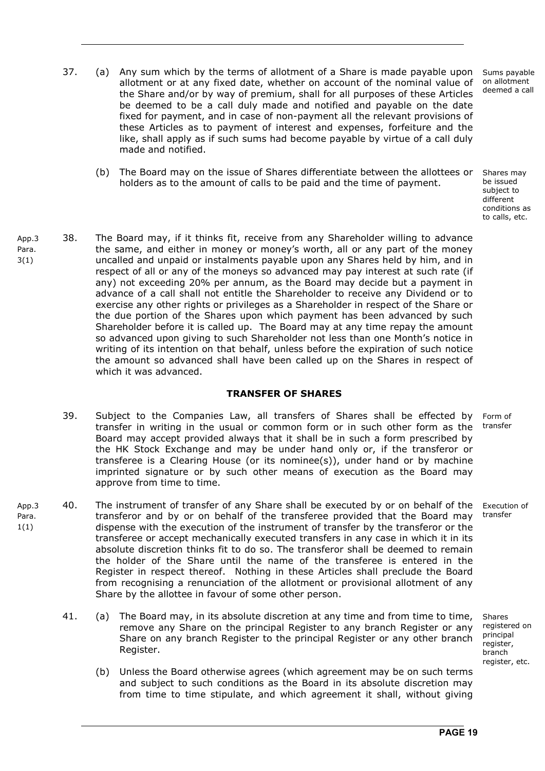37. (a) Any sum which by the terms of allotment of a Share is made payable upon allotment or at any fixed date, whether on account of the nominal value of the Share and/or by way of premium, shall for all purposes of these Articles be deemed to be a call duly made and notified and payable on the date fixed for payment, and in case of non-payment all the relevant provisions of these Articles as to payment of interest and expenses, forfeiture and the like, shall apply as if such sums had become payable by virtue of a call duly made and notified.

Sums payable on allotment deemed a call

(b) The Board may on the issue of Shares differentiate between the allottees or holders as to the amount of calls to be paid and the time of payment.

Shares may be issued subject to different conditions as to calls, etc.

App.3 Para. 3(1)

38. The Board may, if it thinks fit, receive from any Shareholder willing to advance the same, and either in money or money's worth, all or any part of the money uncalled and unpaid or instalments payable upon any Shares held by him, and in respect of all or any of the moneys so advanced may pay interest at such rate (if any) not exceeding 20% per annum, as the Board may decide but a payment in advance of a call shall not entitle the Shareholder to receive any Dividend or to exercise any other rights or privileges as a Shareholder in respect of the Share or the due portion of the Shares upon which payment has been advanced by such Shareholder before it is called up. The Board may at any time repay the amount so advanced upon giving to such Shareholder not less than one Month's notice in writing of its intention on that behalf, unless before the expiration of such notice the amount so advanced shall have been called up on the Shares in respect of which it was advanced.

## TRANSFER OF SHARES

39. Subject to the Companies Law, all transfers of Shares shall be effected by transfer in writing in the usual or common form or in such other form as the Board may accept provided always that it shall be in such a form prescribed by the HK Stock Exchange and may be under hand only or, if the transferor or transferee is a Clearing House (or its nominee(s)), under hand or by machine imprinted signature or by such other means of execution as the Board may approve from time to time.

Form of transfer

App.3 Para. 1(1)

40. The instrument of transfer of any Share shall be executed by or on behalf of the transferor and by or on behalf of the transferee provided that the Board may dispense with the execution of the instrument of transfer by the transferor or the transferee or accept mechanically executed transfers in any case in which it in its absolute discretion thinks fit to do so. The transferor shall be deemed to remain the holder of the Share until the name of the transferee is entered in the Register in respect thereof. Nothing in these Articles shall preclude the Board from recognising a renunciation of the allotment or provisional allotment of any Share by the allottee in favour of some other person.

Execution of transfer

41. (a) The Board may, in its absolute discretion at any time and from time to time, remove any Share on the principal Register to any branch Register or any Share on any branch Register to the principal Register or any other branch Register.

Shares registered on principal register, branch register, etc.

(b) Unless the Board otherwise agrees (which agreement may be on such terms and subject to such conditions as the Board in its absolute discretion may from time to time stipulate, and which agreement it shall, without giving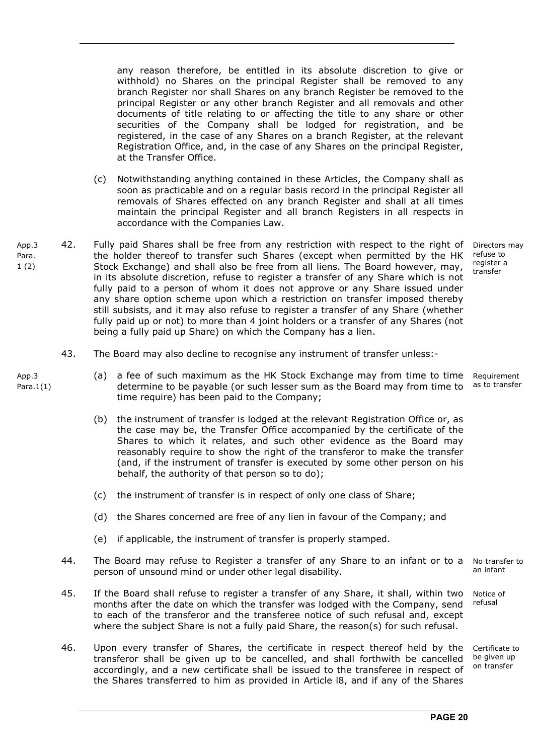any reason therefore, be entitled in its absolute discretion to give or withhold) no Shares on the principal Register shall be removed to any branch Register nor shall Shares on any branch Register be removed to the principal Register or any other branch Register and all removals and other documents of title relating to or affecting the title to any share or other securities of the Company shall be lodged for registration, and be registered, in the case of any Shares on a branch Register, at the relevant Registration Office, and, in the case of any Shares on the principal Register, at the Transfer Office.

(c) Notwithstanding anything contained in these Articles, the Company shall as soon as practicable and on a regular basis record in the principal Register all removals of Shares effected on any branch Register and shall at all times maintain the principal Register and all branch Registers in all respects in accordance with the Companies Law.

App.3 Para. 1 (2)

42. Fully paid Shares shall be free from any restriction with respect to the right of the holder thereof to transfer such Shares (except when permitted by the HK Stock Exchange) and shall also be free from all liens. The Board however, may, in its absolute discretion, refuse to register a transfer of any Share which is not fully paid to a person of whom it does not approve or any Share issued under any share option scheme upon which a restriction on transfer imposed thereby still subsists, and it may also refuse to register a transfer of any Share (whether fully paid up or not) to more than 4 joint holders or a transfer of any Shares (not being a fully paid up Share) on which the Company has a lien.

*Directors may refuse to register a transfer*

43. The Board may also decline to recognise any instrument of transfer unless:-

App.3 Para.1(1)

*Requirement as to transfer*

(a) a fee of such maximum as the HK Stock Exchange may from time to time determine to be payable (or such lesser sum as the Board may from time to time require) has been paid to the Company;

(b) the instrument of transfer is lodged at the relevant Registration Office or, as the case may be, the Transfer Office accompanied by the certificate of the Shares to which it relates, and such other evidence as the Board may reasonably require to show the right of the transferor to make the transfer (and, if the instrument of transfer is executed by some other person on his behalf, the authority of that person so to do);

(c) the instrument of transfer is in respect of only one class of Share;

(d) the Shares concerned are free of any lien in favour of the Company; and

(e) if applicable, the instrument of transfer is properly stamped.

44. The Board may refuse to Register a transfer of any Share to an infant or to a person of unsound mind or under other legal disability.

*No transfer to an infant*

45. If the Board shall refuse to register a transfer of any Share, it shall, within two months after the date on which the transfer was lodged with the Company, send to each of the transferor and the transferee notice of such refusal and, except where the subject Share is not a fully paid Share, the reason(s) for such refusal.

*Notice of refusal*

46. Upon every transfer of Shares, the certificate in respect thereof held by the transferor shall be given up to be cancelled, and shall forthwith be cancelled accordingly, and a new certificate shall be issued to the transferee in respect of the Shares transferred to him as provided in Article l8, and if any of the Shares

*Certificate to be given up on transfer*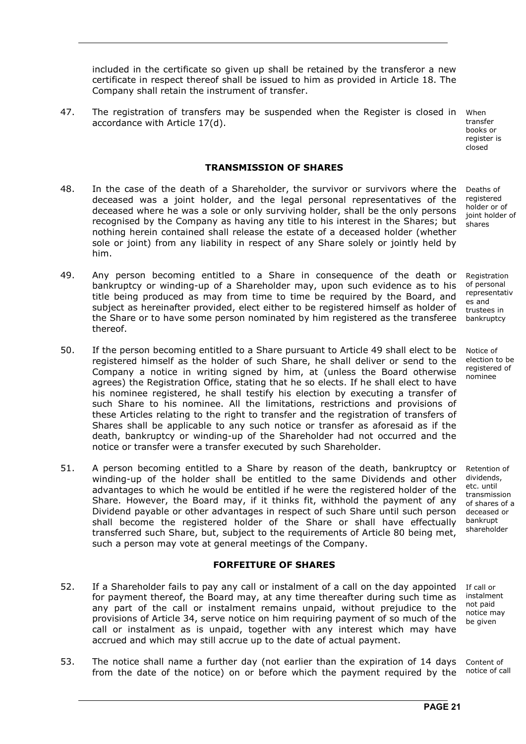included in the certificate so given up shall be retained by the transferor a new certificate in respect thereof shall be issued to him as provided in Article 18. The Company shall retain the instrument of transfer.

47. The registration of transfers may be suspended when the Register is closed in accordance with Article 17(d). *When transfer books or register is closed*

## TRANSMISSION OF SHARES

48. In the case of the death of a Shareholder, the survivor or survivors where the deceased was a joint holder, and the legal personal representatives of the deceased where he was a sole or only surviving holder, shall be the only persons recognised by the Company as having any title to his interest in the Shares; but nothing herein contained shall release the estate of a deceased holder (whether sole or joint) from any liability in respect of any Share solely or jointly held by him. *Deaths of registered holder or of joint holder of shares*

49. Any person becoming entitled to a Share in consequence of the death or bankruptcy or winding-up of a Shareholder may, upon such evidence as to his title being produced as may from time to time be required by the Board, and subject as hereinafter provided, elect either to be registered himself as holder of the Share or to have some person nominated by him registered as the transferee thereof. *Registration of personal representatives and trustees in bankruptcy*

50. If the person becoming entitled to a Share pursuant to Article 49 shall elect to be registered himself as the holder of such Share, he shall deliver or send to the Company a notice in writing signed by him, at (unless the Board otherwise agrees) the Registration Office, stating that he so elects. If he shall elect to have his nominee registered, he shall testify his election by executing a transfer of such Share to his nominee. All the limitations, restrictions and provisions of these Articles relating to the right to transfer and the registration of transfers of Shares shall be applicable to any such notice or transfer as aforesaid as if the death, bankruptcy or winding-up of the Shareholder had not occurred and the notice or transfer were a transfer executed by such Shareholder. *Notice of election to be registered of nominee*

51. A person becoming entitled to a Share by reason of the death, bankruptcy or winding-up of the holder shall be entitled to the same Dividends and other advantages to which he would be entitled if he were the registered holder of the Share. However, the Board may, if it thinks fit, withhold the payment of any Dividend payable or other advantages in respect of such Share until such person shall become the registered holder of the Share or shall have effectually transferred such Share, but, subject to the requirements of Article 80 being met, such a person may vote at general meetings of the Company. *Retention of dividends, etc. until transmission of shares of a deceased or bankrupt shareholder*

## FORFEITURE OF SHARES

52. If a Shareholder fails to pay any call or instalment of a call on the day appointed for payment thereof, the Board may, at any time thereafter during such time as any part of the call or instalment remains unpaid, without prejudice to the provisions of Article 34, serve notice on him requiring payment of so much of the call or instalment as is unpaid, together with any interest which may have accrued and which may still accrue up to the date of actual payment. *If call or instalment not paid notice may be given*

53. The notice shall name a further day (not earlier than the expiration of 14 days from the date of the notice) on or before which the payment required by the *Content of notice of call*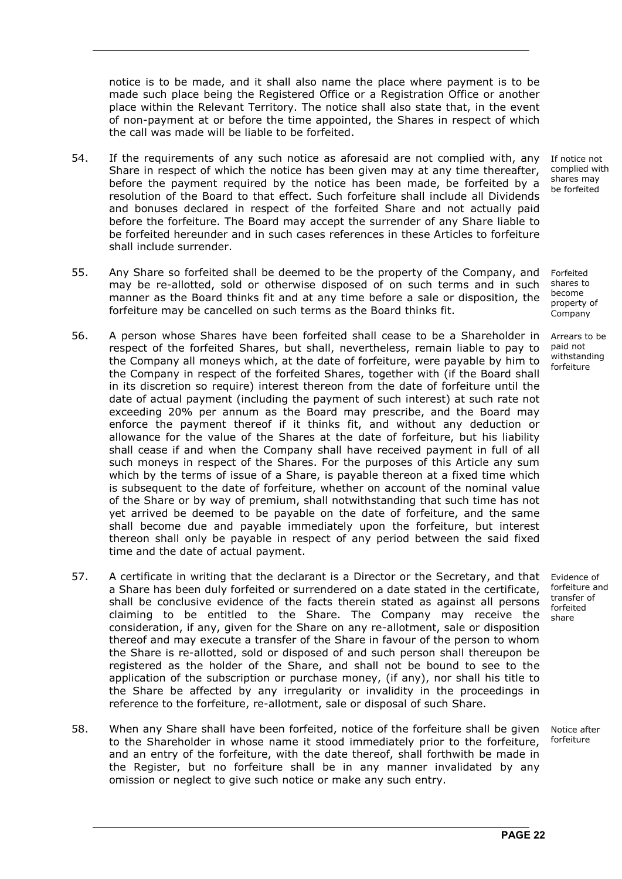notice is to be made, and it shall also name the place where payment is to be made such place being the Registered Office or a Registration Office or another place within the Relevant Territory. The notice shall also state that, in the event of non-payment at or before the time appointed, the Shares in respect of which the call was made will be liable to be forfeited.

54. If the requirements of any such notice as aforesaid are not complied with, any Share in respect of which the notice has been given may at any time thereafter, before the payment required by the notice has been made, be forfeited by a resolution of the Board to that effect. Such forfeiture shall include all Dividends and bonuses declared in respect of the forfeited Share and not actually paid before the forfeiture. The Board may accept the surrender of any Share liable to be forfeited hereunder and in such cases references in these Articles to forfeiture shall include surrender.

*If notice not complied with shares may be forfeited*

55. Any Share so forfeited shall be deemed to be the property of the Company, and may be re-allotted, sold or otherwise disposed of on such terms and in such manner as the Board thinks fit and at any time before a sale or disposition, the forfeiture may be cancelled on such terms as the Board thinks fit.

*Forfeited shares to become property of Company*

56. A person whose Shares have been forfeited shall cease to be a Shareholder in respect of the forfeited Shares, but shall, nevertheless, remain liable to pay to the Company all moneys which, at the date of forfeiture, were payable by him to the Company in respect of the forfeited Shares, together with (if the Board shall in its discretion so require) interest thereon from the date of forfeiture until the date of actual payment (including the payment of such interest) at such rate not exceeding 20% per annum as the Board may prescribe, and the Board may enforce the payment thereof if it thinks fit, and without any deduction or allowance for the value of the Shares at the date of forfeiture, but his liability shall cease if and when the Company shall have received payment in full of all such moneys in respect of the Shares. For the purposes of this Article any sum which by the terms of issue of a Share, is payable thereon at a fixed time which is subsequent to the date of forfeiture, whether on account of the nominal value of the Share or by way of premium, shall notwithstanding that such time has not yet arrived be deemed to be payable on the date of forfeiture, and the same shall become due and payable immediately upon the forfeiture, but interest thereon shall only be payable in respect of any period between the said fixed time and the date of actual payment.

*Arrears to be paid not withstanding forfeiture*

57. A certificate in writing that the declarant is a Director or the Secretary, and that a Share has been duly forfeited or surrendered on a date stated in the certificate, shall be conclusive evidence of the facts therein stated as against all persons claiming to be entitled to the Share. The Company may receive the consideration, if any, given for the Share on any re-allotment, sale or disposition thereof and may execute a transfer of the Share in favour of the person to whom the Share is re-allotted, sold or disposed of and such person shall thereupon be registered as the holder of the Share, and shall not be bound to see to the application of the subscription or purchase money, (if any), nor shall his title to the Share be affected by any irregularity or invalidity in the proceedings in reference to the forfeiture, re-allotment, sale or disposal of such Share.

*Evidence of forfeiture and transfer of forfeited share*

58. When any Share shall have been forfeited, notice of the forfeiture shall be given to the Shareholder in whose name it stood immediately prior to the forfeiture, and an entry of the forfeiture, with the date thereof, shall forthwith be made in the Register, but no forfeiture shall be in any manner invalidated by any omission or neglect to give such notice or make any such entry.

*Notice after forfeiture*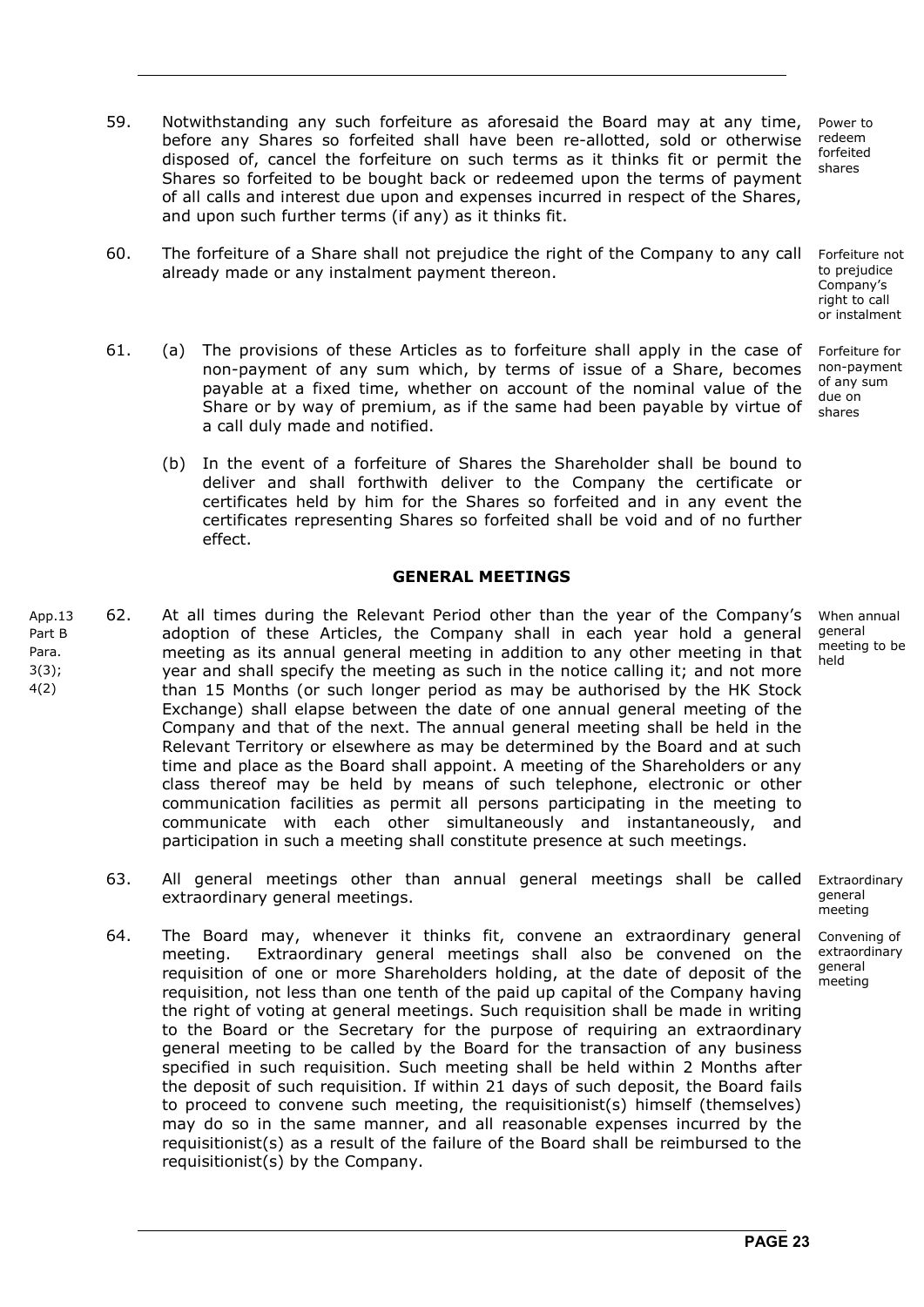59. Notwithstanding any such forfeiture as aforesaid the Board may at any time, before any Shares so forfeited shall have been re-allotted, sold or otherwise disposed of, cancel the forfeiture on such terms as it thinks fit or permit the Shares so forfeited to be bought back or redeemed upon the terms of payment of all calls and interest due upon and expenses incurred in respect of the Shares, and upon such further terms (if any) as it thinks fit.

Power to redeem forfeited shares

60. The forfeiture of a Share shall not prejudice the right of the Company to any call already made or any instalment payment thereon.

Forfeiture not to prejudice Company's right to call or instalment

61. (a) The provisions of these Articles as to forfeiture shall apply in the case of non-payment of any sum which, by terms of issue of a Share, becomes payable at a fixed time, whether on account of the nominal value of the Share or by way of premium, as if the same had been payable by virtue of a call duly made and notified.

Forfeiture for non-payment of any sum due on shares

(b) In the event of a forfeiture of Shares the Shareholder shall be bound to deliver and shall forthwith deliver to the Company the certificate or certificates held by him for the Shares so forfeited and in any event the certificates representing Shares so forfeited shall be void and of no further effect.

**GENERAL MEETINGS**

App.13 Part B Para. 3(3); 4(2)

62. At all times during the Relevant Period other than the year of the Company's adoption of these Articles, the Company shall in each year hold a general meeting as its annual general meeting in addition to any other meeting in that year and shall specify the meeting as such in the notice calling it; and not more than 15 Months (or such longer period as may be authorised by the HK Stock Exchange) shall elapse between the date of one annual general meeting of the Company and that of the next. The annual general meeting shall be held in the Relevant Territory or elsewhere as may be determined by the Board and at such time and place as the Board shall appoint. A meeting of the Shareholders or any class thereof may be held by means of such telephone, electronic or other communication facilities as permit all persons participating in the meeting to communicate with each other simultaneously and instantaneously, and participation in such a meeting shall constitute presence at such meetings.

When annual general meeting to be held

63. All general meetings other than annual general meetings shall be called extraordinary general meetings.

Extraordinary general meeting

64. The Board may, whenever it thinks fit, convene an extraordinary general meeting. Extraordinary general meetings shall also be convened on the requisition of one or more Shareholders holding, at the date of deposit of the requisition, not less than one tenth of the paid up capital of the Company having the right of voting at general meetings. Such requisition shall be made in writing to the Board or the Secretary for the purpose of requiring an extraordinary general meeting to be called by the Board for the transaction of any business specified in such requisition. Such meeting shall be held within 2 Months after the deposit of such requisition. If within 21 days of such deposit, the Board fails to proceed to convene such meeting, the requisitionist(s) himself (themselves) may do so in the same manner, and all reasonable expenses incurred by the requisitionist(s) as a result of the failure of the Board shall be reimbursed to the requisitionist(s) by the Company.

Convening of extraordinary general meeting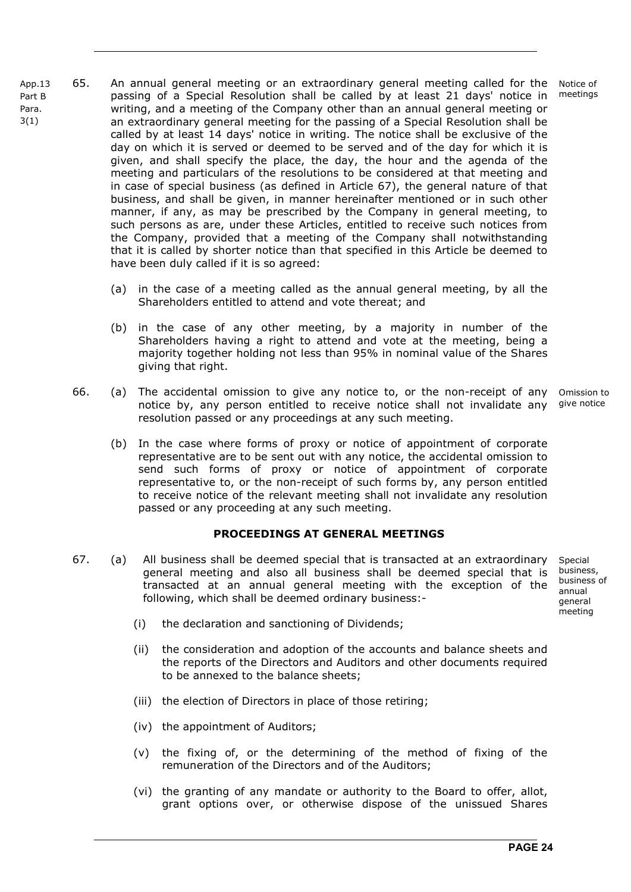App.13 Part B Para. 3(1)

65. An annual general meeting or an extraordinary general meeting called for the passing of a Special Resolution shall be called by at least 21 days' notice in writing, and a meeting of the Company other than an annual general meeting or an extraordinary general meeting for the passing of a Special Resolution shall be called by at least 14 days' notice in writing. The notice shall be exclusive of the day on which it is served or deemed to be served and of the day for which it is given, and shall specify the place, the day, the hour and the agenda of the meeting and particulars of the resolutions to be considered at that meeting and in case of special business (as defined in Article 67), the general nature of that business, and shall be given, in manner hereinafter mentioned or in such other manner, if any, as may be prescribed by the Company in general meeting, to such persons as are, under these Articles, entitled to receive such notices from the Company, provided that a meeting of the Company shall notwithstanding that it is called by shorter notice than that specified in this Article be deemed to have been duly called if it is so agreed: — *Notice of meetings*

   (a) in the case of a meeting called as the annual general meeting, by all the Shareholders entitled to attend and vote thereat; and

   (b) in the case of any other meeting, by a majority in number of the Shareholders having a right to attend and vote at the meeting, being a majority together holding not less than 95% in nominal value of the Shares giving that right.

66. (a) The accidental omission to give any notice to, or the non-receipt of any notice by, any person entitled to receive notice shall not invalidate any resolution passed or any proceedings at any such meeting. — *Omission to give notice*

   (b) In the case where forms of proxy or notice of appointment of corporate representative are to be sent out with any notice, the accidental omission to send such forms of proxy or notice of appointment of corporate representative to, or the non-receipt of such forms by, any person entitled to receive notice of the relevant meeting shall not invalidate any resolution passed or any proceeding at any such meeting.

## PROCEEDINGS AT GENERAL MEETINGS

67. (a) All business shall be deemed special that is transacted at an extraordinary general meeting and also all business shall be deemed special that is transacted at an annual general meeting with the exception of the following, which shall be deemed ordinary business:- — *Special business, business of annual general meeting*

      (i) the declaration and sanctioning of Dividends;

      (ii) the consideration and adoption of the accounts and balance sheets and the reports of the Directors and Auditors and other documents required to be annexed to the balance sheets;

      (iii) the election of Directors in place of those retiring;

      (iv) the appointment of Auditors;

      (v) the fixing of, or the determining of the method of fixing of the remuneration of the Directors and of the Auditors;

      (vi) the granting of any mandate or authority to the Board to offer, allot, grant options over, or otherwise dispose of the unissued Shares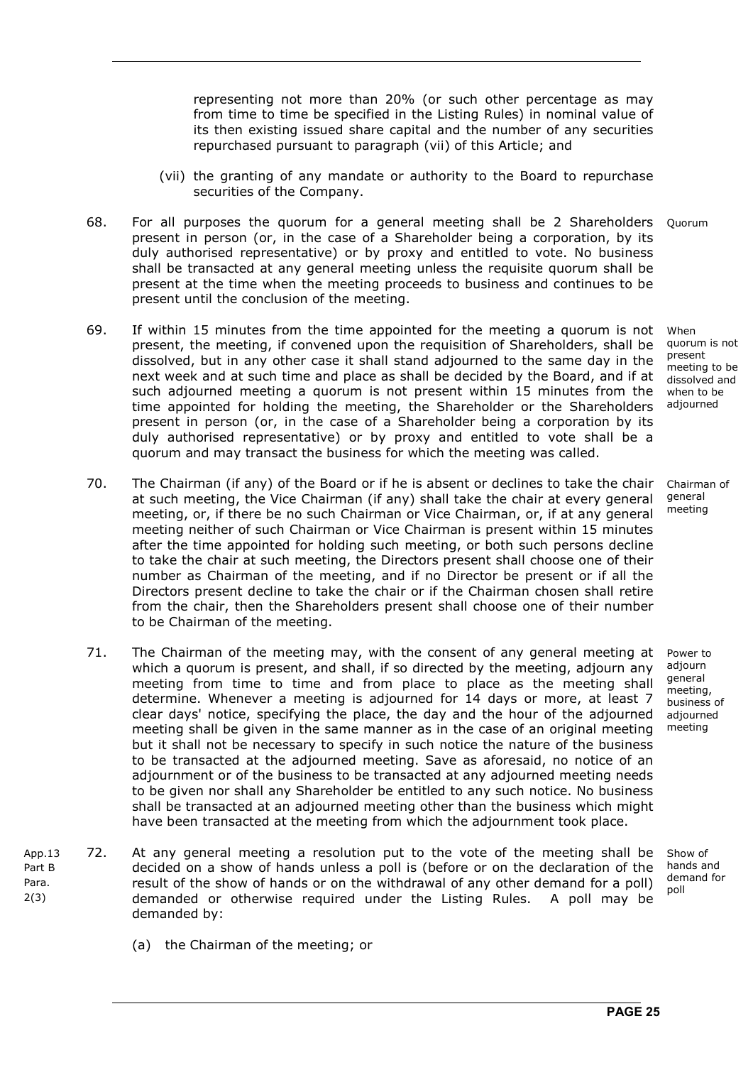representing not more than 20% (or such other percentage as may from time to time be specified in the Listing Rules) in nominal value of its then existing issued share capital and the number of any securities repurchased pursuant to paragraph (vii) of this Article; and

(vii) the granting of any mandate or authority to the Board to repurchase securities of the Company.

68. For all purposes the quorum for a general meeting shall be 2 Shareholders present in person (or, in the case of a Shareholder being a corporation, by its duly authorised representative) or by proxy and entitled to vote. No business shall be transacted at any general meeting unless the requisite quorum shall be present at the time when the meeting proceeds to business and continues to be present until the conclusion of the meeting. *Quorum*

69. If within 15 minutes from the time appointed for the meeting a quorum is not present, the meeting, if convened upon the requisition of Shareholders, shall be dissolved, but in any other case it shall stand adjourned to the same day in the next week and at such time and place as shall be decided by the Board, and if at such adjourned meeting a quorum is not present within 15 minutes from the time appointed for holding the meeting, the Shareholder or the Shareholders present in person (or, in the case of a Shareholder being a corporation by its duly authorised representative) or by proxy and entitled to vote shall be a quorum and may transact the business for which the meeting was called. *When quorum is not present meeting to be dissolved and when to be adjourned*

70. The Chairman (if any) of the Board or if he is absent or declines to take the chair at such meeting, the Vice Chairman (if any) shall take the chair at every general meeting, or, if there be no such Chairman or Vice Chairman, or, if at any general meeting neither of such Chairman or Vice Chairman is present within 15 minutes after the time appointed for holding such meeting, or both such persons decline to take the chair at such meeting, the Directors present shall choose one of their number as Chairman of the meeting, and if no Director be present or if all the Directors present decline to take the chair or if the Chairman chosen shall retire from the chair, then the Shareholders present shall choose one of their number to be Chairman of the meeting. *Chairman of general meeting*

71. The Chairman of the meeting may, with the consent of any general meeting at which a quorum is present, and shall, if so directed by the meeting, adjourn any meeting from time to time and from place to place as the meeting shall determine. Whenever a meeting is adjourned for 14 days or more, at least 7 clear days' notice, specifying the place, the day and the hour of the adjourned meeting shall be given in the same manner as in the case of an original meeting but it shall not be necessary to specify in such notice the nature of the business to be transacted at the adjourned meeting. Save as aforesaid, no notice of an adjournment or of the business to be transacted at any adjourned meeting needs to be given nor shall any Shareholder be entitled to any such notice. No business shall be transacted at an adjourned meeting other than the business which might have been transacted at the meeting from which the adjournment took place. *Power to adjourn general meeting, business of adjourned meeting*

*App.13 Part B Para. 2(3)*

72. At any general meeting a resolution put to the vote of the meeting shall be decided on a show of hands unless a poll is (before or on the declaration of the result of the show of hands or on the withdrawal of any other demand for a poll) demanded or otherwise required under the Listing Rules. A poll may be demanded by: *Show of hands and demand for poll*

(a) the Chairman of the meeting; or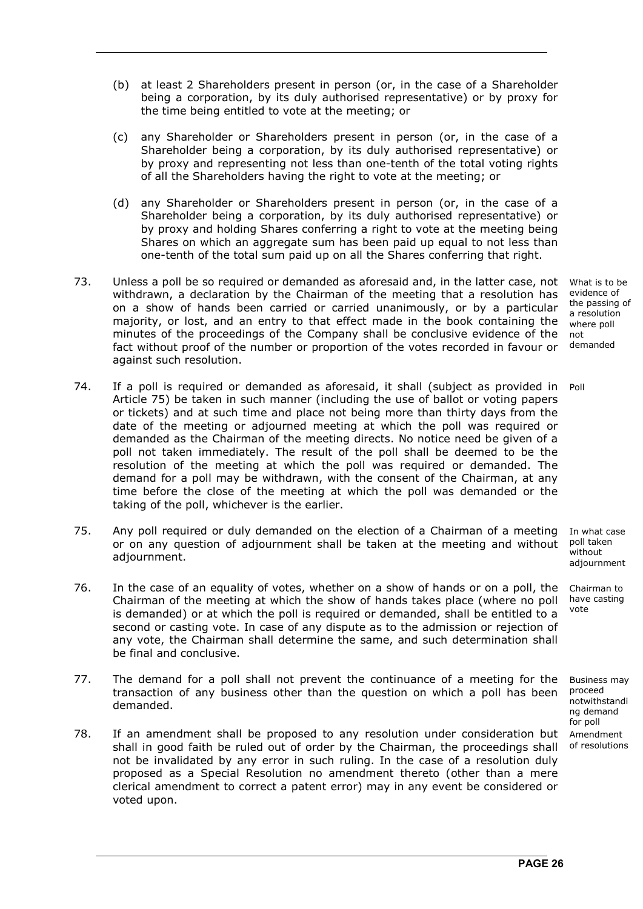(b) at least 2 Shareholders present in person (or, in the case of a Shareholder being a corporation, by its duly authorised representative) or by proxy for the time being entitled to vote at the meeting; or

(c) any Shareholder or Shareholders present in person (or, in the case of a Shareholder being a corporation, by its duly authorised representative) or by proxy and representing not less than one-tenth of the total voting rights of all the Shareholders having the right to vote at the meeting; or

(d) any Shareholder or Shareholders present in person (or, in the case of a Shareholder being a corporation, by its duly authorised representative) or by proxy and holding Shares conferring a right to vote at the meeting being Shares on which an aggregate sum has been paid up equal to not less than one-tenth of the total sum paid up on all the Shares conferring that right.

*What is to be evidence of the passing of a resolution where poll not demanded*

73. Unless a poll be so required or demanded as aforesaid and, in the latter case, not withdrawn, a declaration by the Chairman of the meeting that a resolution has on a show of hands been carried or carried unanimously, or by a particular majority, or lost, and an entry to that effect made in the book containing the minutes of the proceedings of the Company shall be conclusive evidence of the fact without proof of the number or proportion of the votes recorded in favour or against such resolution.

*Poll*

74. If a poll is required or demanded as aforesaid, it shall (subject as provided in Article 75) be taken in such manner (including the use of ballot or voting papers or tickets) and at such time and place not being more than thirty days from the date of the meeting or adjourned meeting at which the poll was required or demanded as the Chairman of the meeting directs. No notice need be given of a poll not taken immediately. The result of the poll shall be deemed to be the resolution of the meeting at which the poll was required or demanded. The demand for a poll may be withdrawn, with the consent of the Chairman, at any time before the close of the meeting at which the poll was demanded or the taking of the poll, whichever is the earlier.

*In what case poll taken without adjournment*

75. Any poll required or duly demanded on the election of a Chairman of a meeting or on any question of adjournment shall be taken at the meeting and without adjournment.

*Chairman to have casting vote*

76. In the case of an equality of votes, whether on a show of hands or on a poll, the Chairman of the meeting at which the show of hands takes place (where no poll is demanded) or at which the poll is required or demanded, shall be entitled to a second or casting vote. In case of any dispute as to the admission or rejection of any vote, the Chairman shall determine the same, and such determination shall be final and conclusive.

*Business may proceed notwithstanding demand for poll*

77. The demand for a poll shall not prevent the continuance of a meeting for the transaction of any business other than the question on which a poll has been demanded.

*Amendment of resolutions*

78. If an amendment shall be proposed to any resolution under consideration but shall in good faith be ruled out of order by the Chairman, the proceedings shall not be invalidated by any error in such ruling. In the case of a resolution duly proposed as a Special Resolution no amendment thereto (other than a mere clerical amendment to correct a patent error) may in any event be considered or voted upon.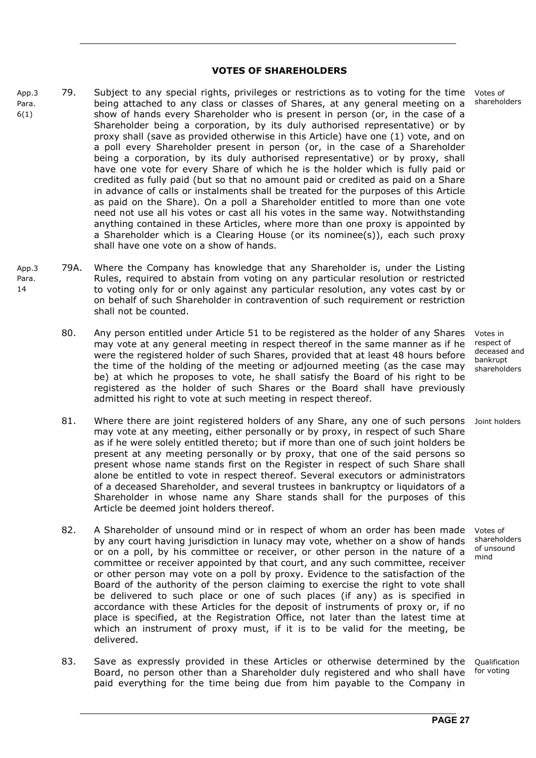## VOTES OF SHAREHOLDERS

App.3 Para. 6(1)

79. Subject to any special rights, privileges or restrictions as to voting for the time being attached to any class or classes of Shares, at any general meeting on a show of hands every Shareholder who is present in person (or, in the case of a Shareholder being a corporation, by its duly authorised representative) or by proxy shall (save as provided otherwise in this Article) have one (1) vote, and on a poll every Shareholder present in person (or, in the case of a Shareholder being a corporation, by its duly authorised representative) or by proxy, shall have one vote for every Share of which he is the holder which is fully paid or credited as fully paid (but so that no amount paid or credited as paid on a Share in advance of calls or instalments shall be treated for the purposes of this Article as paid on the Share). On a poll a Shareholder entitled to more than one vote need not use all his votes or cast all his votes in the same way. Notwithstanding anything contained in these Articles, where more than one proxy is appointed by a Shareholder which is a Clearing House (or its nominee(s)), each such proxy shall have one vote on a show of hands.

Votes of shareholders

App.3 Para. 14

79A. Where the Company has knowledge that any Shareholder is, under the Listing Rules, required to abstain from voting on any particular resolution or restricted to voting only for or only against any particular resolution, any votes cast by or on behalf of such Shareholder in contravention of such requirement or restriction shall not be counted.

80. Any person entitled under Article 51 to be registered as the holder of any Shares may vote at any general meeting in respect thereof in the same manner as if he were the registered holder of such Shares, provided that at least 48 hours before the time of the holding of the meeting or adjourned meeting (as the case may be) at which he proposes to vote, he shall satisfy the Board of his right to be registered as the holder of such Shares or the Board shall have previously admitted his right to vote at such meeting in respect thereof.

Votes in respect of deceased and bankrupt shareholders

81. Where there are joint registered holders of any Share, any one of such persons may vote at any meeting, either personally or by proxy, in respect of such Share as if he were solely entitled thereto; but if more than one of such joint holders be present at any meeting personally or by proxy, that one of the said persons so present whose name stands first on the Register in respect of such Share shall alone be entitled to vote in respect thereof. Several executors or administrators of a deceased Shareholder, and several trustees in bankruptcy or liquidators of a Shareholder in whose name any Share stands shall for the purposes of this Article be deemed joint holders thereof.

Joint holders

82. A Shareholder of unsound mind or in respect of whom an order has been made by any court having jurisdiction in lunacy may vote, whether on a show of hands or on a poll, by his committee or receiver, or other person in the nature of a committee or receiver appointed by that court, and any such committee, receiver or other person may vote on a poll by proxy. Evidence to the satisfaction of the Board of the authority of the person claiming to exercise the right to vote shall be delivered to such place or one of such places (if any) as is specified in accordance with these Articles for the deposit of instruments of proxy or, if no place is specified, at the Registration Office, not later than the latest time at which an instrument of proxy must, if it is to be valid for the meeting, be delivered.

Votes of shareholders of unsound mind

83. Save as expressly provided in these Articles or otherwise determined by the Board, no person other than a Shareholder duly registered and who shall have paid everything for the time being due from him payable to the Company in

Qualification for voting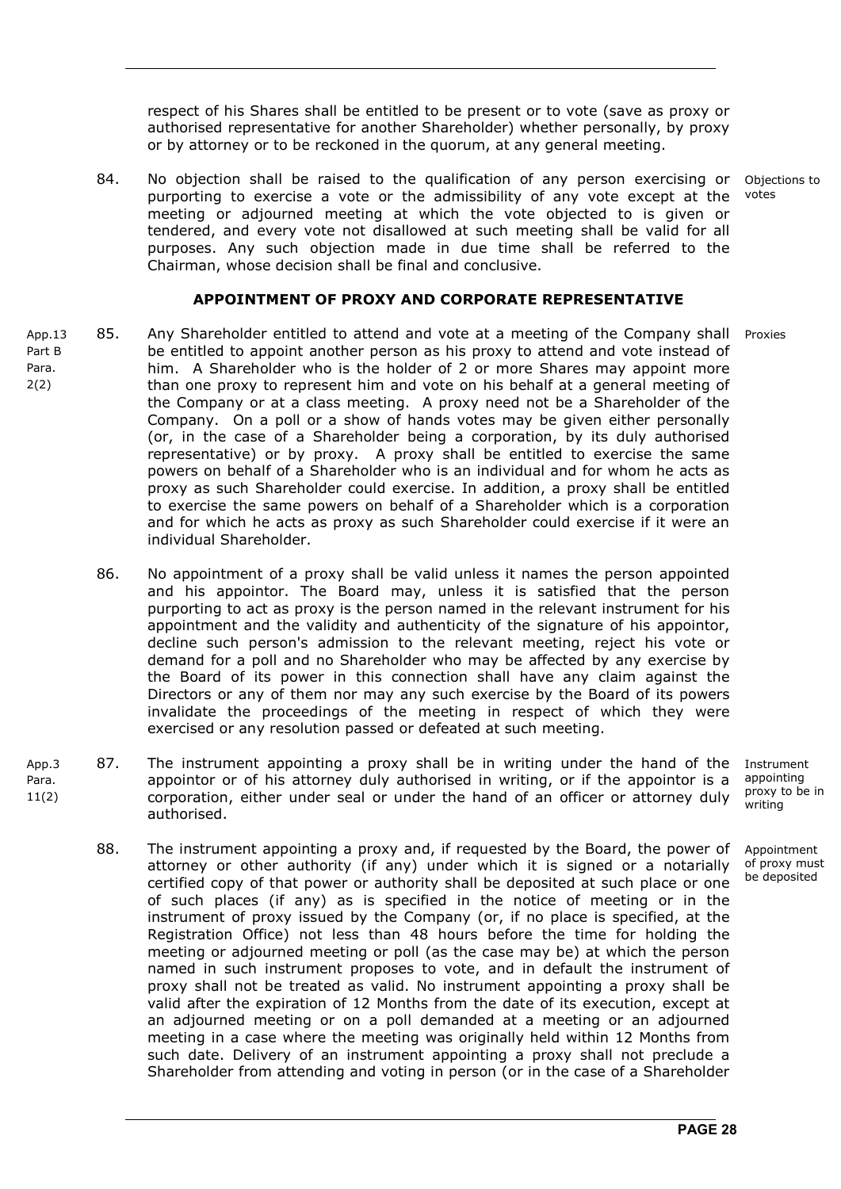respect of his Shares shall be entitled to be present or to vote (save as proxy or authorised representative for another Shareholder) whether personally, by proxy or by attorney or to be reckoned in the quorum, at any general meeting.

84. No objection shall be raised to the qualification of any person exercising or purporting to exercise a vote or the admissibility of any vote except at the meeting or adjourned meeting at which the vote objected to is given or tendered, and every vote not disallowed at such meeting shall be valid for all purposes. Any such objection made in due time shall be referred to the Chairman, whose decision shall be final and conclusive.

Objections to votes

## APPOINTMENT OF PROXY AND CORPORATE REPRESENTATIVE

App.13 Part B Para. 2(2)

85. Any Shareholder entitled to attend and vote at a meeting of the Company shall be entitled to appoint another person as his proxy to attend and vote instead of him. A Shareholder who is the holder of 2 or more Shares may appoint more than one proxy to represent him and vote on his behalf at a general meeting of the Company or at a class meeting. A proxy need not be a Shareholder of the Company. On a poll or a show of hands votes may be given either personally (or, in the case of a Shareholder being a corporation, by its duly authorised representative) or by proxy. A proxy shall be entitled to exercise the same powers on behalf of a Shareholder who is an individual and for whom he acts as proxy as such Shareholder could exercise. In addition, a proxy shall be entitled to exercise the same powers on behalf of a Shareholder which is a corporation and for which he acts as proxy as such Shareholder could exercise if it were an individual Shareholder.

Proxies

86. No appointment of a proxy shall be valid unless it names the person appointed and his appointor. The Board may, unless it is satisfied that the person purporting to act as proxy is the person named in the relevant instrument for his appointment and the validity and authenticity of the signature of his appointor, decline such person's admission to the relevant meeting, reject his vote or demand for a poll and no Shareholder who may be affected by any exercise by the Board of its power in this connection shall have any claim against the Directors or any of them nor may any such exercise by the Board of its powers invalidate the proceedings of the meeting in respect of which they were exercised or any resolution passed or defeated at such meeting.

App.3 Para. 11(2)

87. The instrument appointing a proxy shall be in writing under the hand of the appointor or of his attorney duly authorised in writing, or if the appointor is a corporation, either under seal or under the hand of an officer or attorney duly authorised.

Instrument appointing proxy to be in writing

88. The instrument appointing a proxy and, if requested by the Board, the power of attorney or other authority (if any) under which it is signed or a notarially certified copy of that power or authority shall be deposited at such place or one of such places (if any) as is specified in the notice of meeting or in the instrument of proxy issued by the Company (or, if no place is specified, at the Registration Office) not less than 48 hours before the time for holding the meeting or adjourned meeting or poll (as the case may be) at which the person named in such instrument proposes to vote, and in default the instrument of proxy shall not be treated as valid. No instrument appointing a proxy shall be valid after the expiration of 12 Months from the date of its execution, except at an adjourned meeting or on a poll demanded at a meeting or an adjourned meeting in a case where the meeting was originally held within 12 Months from such date. Delivery of an instrument appointing a proxy shall not preclude a Shareholder from attending and voting in person (or in the case of a Shareholder

Appointment of proxy must be deposited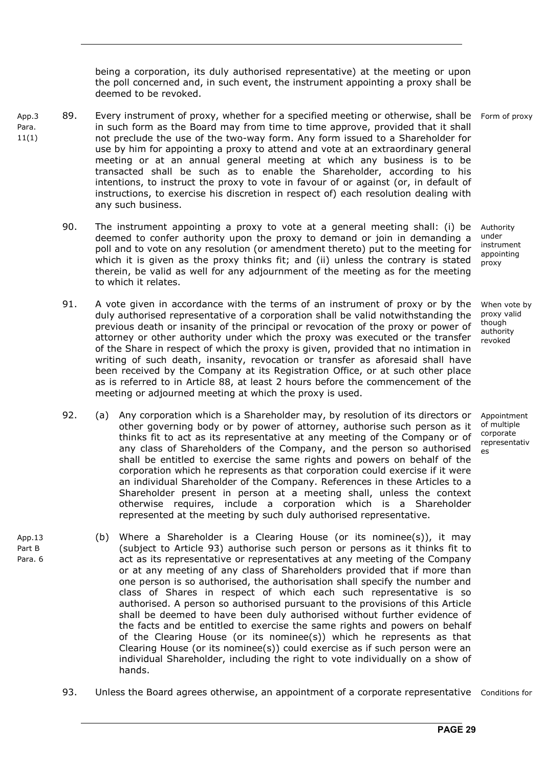being a corporation, its duly authorised representative) at the meeting or upon the poll concerned and, in such event, the instrument appointing a proxy shall be deemed to be revoked.

App.3 Para. 11(1)

89. Every instrument of proxy, whether for a specified meeting or otherwise, shall be in such form as the Board may from time to time approve, provided that it shall not preclude the use of the two-way form. Any form issued to a Shareholder for use by him for appointing a proxy to attend and vote at an extraordinary general meeting or at an annual general meeting at which any business is to be transacted shall be such as to enable the Shareholder, according to his intentions, to instruct the proxy to vote in favour of or against (or, in default of instructions, to exercise his discretion in respect of) each resolution dealing with any such business.

Form of proxy

90. The instrument appointing a proxy to vote at a general meeting shall: (i) be deemed to confer authority upon the proxy to demand or join in demanding a poll and to vote on any resolution (or amendment thereto) put to the meeting for which it is given as the proxy thinks fit; and (ii) unless the contrary is stated therein, be valid as well for any adjournment of the meeting as for the meeting to which it relates.

Authority under instrument appointing proxy

91. A vote given in accordance with the terms of an instrument of proxy or by the duly authorised representative of a corporation shall be valid notwithstanding the previous death or insanity of the principal or revocation of the proxy or power of attorney or other authority under which the proxy was executed or the transfer of the Share in respect of which the proxy is given, provided that no intimation in writing of such death, insanity, revocation or transfer as aforesaid shall have been received by the Company at its Registration Office, or at such other place as is referred to in Article 88, at least 2 hours before the commencement of the meeting or adjourned meeting at which the proxy is used.

When vote by proxy valid though authority revoked

92. (a) Any corporation which is a Shareholder may, by resolution of its directors or other governing body or by power of attorney, authorise such person as it thinks fit to act as its representative at any meeting of the Company or of any class of Shareholders of the Company, and the person so authorised shall be entitled to exercise the same rights and powers on behalf of the corporation which he represents as that corporation could exercise if it were an individual Shareholder of the Company. References in these Articles to a Shareholder present in person at a meeting shall, unless the context otherwise requires, include a corporation which is a Shareholder represented at the meeting by such duly authorised representative.

Appointment of multiple corporate representatives

App.13 Part B Para. 6

(b) Where a Shareholder is a Clearing House (or its nominee(s)), it may (subject to Article 93) authorise such person or persons as it thinks fit to act as its representative or representatives at any meeting of the Company or at any meeting of any class of Shareholders provided that if more than one person is so authorised, the authorisation shall specify the number and class of Shares in respect of which each such representative is so authorised. A person so authorised pursuant to the provisions of this Article shall be deemed to have been duly authorised without further evidence of the facts and be entitled to exercise the same rights and powers on behalf of the Clearing House (or its nominee(s)) which he represents as that Clearing House (or its nominee(s)) could exercise as if such person were an individual Shareholder, including the right to vote individually on a show of hands.

93. Unless the Board agrees otherwise, an appointment of a corporate representative

Conditions for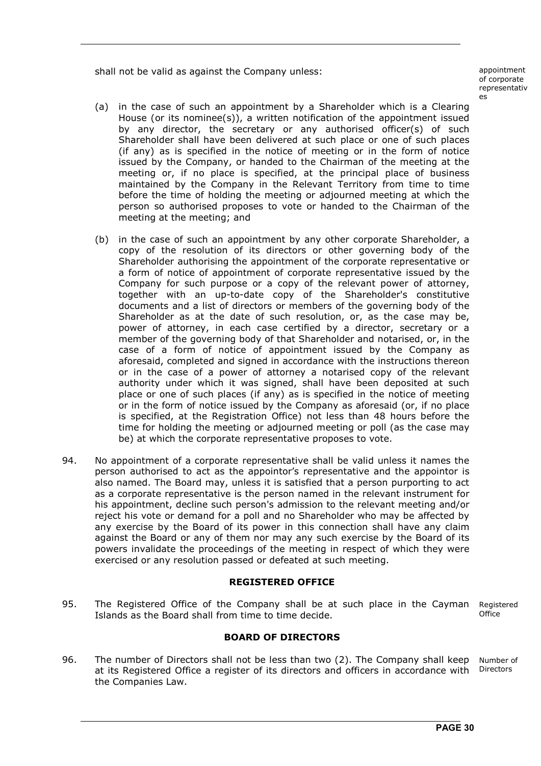shall not be valid as against the Company unless:

appointment of corporate representatives

(a) in the case of such an appointment by a Shareholder which is a Clearing House (or its nominee(s)), a written notification of the appointment issued by any director, the secretary or any authorised officer(s) of such Shareholder shall have been delivered at such place or one of such places (if any) as is specified in the notice of meeting or in the form of notice issued by the Company, or handed to the Chairman of the meeting at the meeting or, if no place is specified, at the principal place of business maintained by the Company in the Relevant Territory from time to time before the time of holding the meeting or adjourned meeting at which the person so authorised proposes to vote or handed to the Chairman of the meeting at the meeting; and

(b) in the case of such an appointment by any other corporate Shareholder, a copy of the resolution of its directors or other governing body of the Shareholder authorising the appointment of the corporate representative or a form of notice of appointment of corporate representative issued by the Company for such purpose or a copy of the relevant power of attorney, together with an up-to-date copy of the Shareholder's constitutive documents and a list of directors or members of the governing body of the Shareholder as at the date of such resolution, or, as the case may be, power of attorney, in each case certified by a director, secretary or a member of the governing body of that Shareholder and notarised, or, in the case of a form of notice of appointment issued by the Company as aforesaid, completed and signed in accordance with the instructions thereon or in the case of a power of attorney a notarised copy of the relevant authority under which it was signed, shall have been deposited at such place or one of such places (if any) as is specified in the notice of meeting or in the form of notice issued by the Company as aforesaid (or, if no place is specified, at the Registration Office) not less than 48 hours before the time for holding the meeting or adjourned meeting or poll (as the case may be) at which the corporate representative proposes to vote.

94. No appointment of a corporate representative shall be valid unless it names the person authorised to act as the appointor's representative and the appointor is also named. The Board may, unless it is satisfied that a person purporting to act as a corporate representative is the person named in the relevant instrument for his appointment, decline such person's admission to the relevant meeting and/or reject his vote or demand for a poll and no Shareholder who may be affected by any exercise by the Board of its power in this connection shall have any claim against the Board or any of them nor may any such exercise by the Board of its powers invalidate the proceedings of the meeting in respect of which they were exercised or any resolution passed or defeated at such meeting.

## REGISTERED OFFICE

95. The Registered Office of the Company shall be at such place in the Cayman Islands as the Board shall from time to time decide.

Registered Office

## BOARD OF DIRECTORS

96. The number of Directors shall not be less than two (2). The Company shall keep at its Registered Office a register of its directors and officers in accordance with the Companies Law.

Number of Directors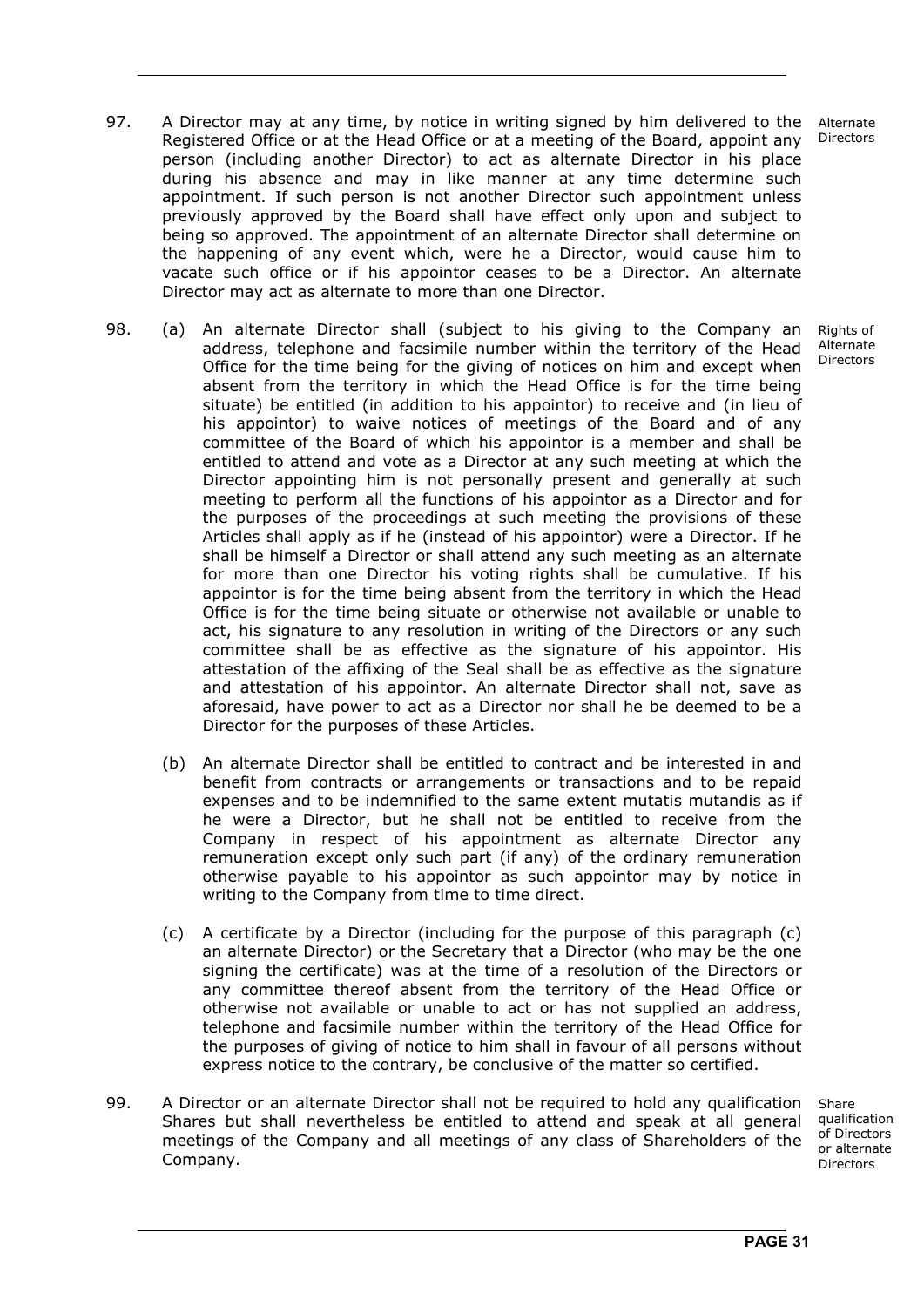97. A Director may at any time, by notice in writing signed by him delivered to the Registered Office or at the Head Office or at a meeting of the Board, appoint any person (including another Director) to act as alternate Director in his place during his absence and may in like manner at any time determine such appointment. If such person is not another Director such appointment unless previously approved by the Board shall have effect only upon and subject to being so approved. The appointment of an alternate Director shall determine on the happening of any event which, were he a Director, would cause him to vacate such office or if his appointor ceases to be a Director. An alternate Director may act as alternate to more than one Director.

*Alternate Directors*

98. (a) An alternate Director shall (subject to his giving to the Company an address, telephone and facsimile number within the territory of the Head Office for the time being for the giving of notices on him and except when absent from the territory in which the Head Office is for the time being situate) be entitled (in addition to his appointor) to receive and (in lieu of his appointor) to waive notices of meetings of the Board and of any committee of the Board of which his appointor is a member and shall be entitled to attend and vote as a Director at any such meeting at which the Director appointing him is not personally present and generally at such meeting to perform all the functions of his appointor as a Director and for the purposes of the proceedings at such meeting the provisions of these Articles shall apply as if he (instead of his appointor) were a Director. If he shall be himself a Director or shall attend any such meeting as an alternate for more than one Director his voting rights shall be cumulative. If his appointor is for the time being absent from the territory in which the Head Office is for the time being situate or otherwise not available or unable to act, his signature to any resolution in writing of the Directors or any such committee shall be as effective as the signature of his appointor. His attestation of the affixing of the Seal shall be as effective as the signature and attestation of his appointor. An alternate Director shall not, save as aforesaid, have power to act as a Director nor shall he be deemed to be a Director for the purposes of these Articles.

*Rights of Alternate Directors*

(b) An alternate Director shall be entitled to contract and be interested in and benefit from contracts or arrangements or transactions and to be repaid expenses and to be indemnified to the same extent mutatis mutandis as if he were a Director, but he shall not be entitled to receive from the Company in respect of his appointment as alternate Director any remuneration except only such part (if any) of the ordinary remuneration otherwise payable to his appointor as such appointor may by notice in writing to the Company from time to time direct.

(c) A certificate by a Director (including for the purpose of this paragraph (c) an alternate Director) or the Secretary that a Director (who may be the one signing the certificate) was at the time of a resolution of the Directors or any committee thereof absent from the territory of the Head Office or otherwise not available or unable to act or has not supplied an address, telephone and facsimile number within the territory of the Head Office for the purposes of giving of notice to him shall in favour of all persons without express notice to the contrary, be conclusive of the matter so certified.

99. A Director or an alternate Director shall not be required to hold any qualification Shares but shall nevertheless be entitled to attend and speak at all general meetings of the Company and all meetings of any class of Shareholders of the Company.

*Share qualification of Directors or alternate Directors*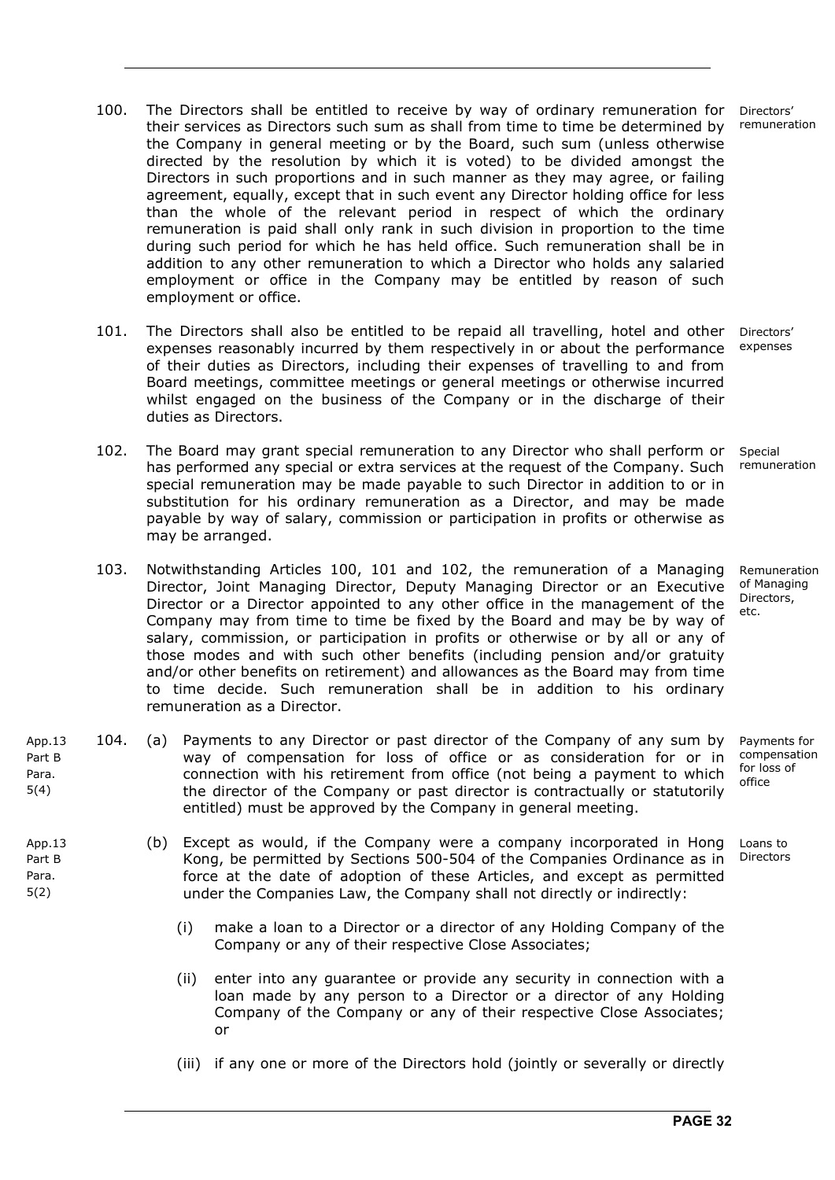100. The Directors shall be entitled to receive by way of ordinary remuneration for their services as Directors such sum as shall from time to time be determined by the Company in general meeting or by the Board, such sum (unless otherwise directed by the resolution by which it is voted) to be divided amongst the Directors in such proportions and in such manner as they may agree, or failing agreement, equally, except that in such event any Director holding office for less than the whole of the relevant period in respect of which the ordinary remuneration is paid shall only rank in such division in proportion to the time during such period for which he has held office. Such remuneration shall be in addition to any other remuneration to which a Director who holds any salaried employment or office in the Company may be entitled by reason of such employment or office.

Directors' remuneration

101. The Directors shall also be entitled to be repaid all travelling, hotel and other expenses reasonably incurred by them respectively in or about the performance of their duties as Directors, including their expenses of travelling to and from Board meetings, committee meetings or general meetings or otherwise incurred whilst engaged on the business of the Company or in the discharge of their duties as Directors.

Directors' expenses

102. The Board may grant special remuneration to any Director who shall perform or has performed any special or extra services at the request of the Company. Such special remuneration may be made payable to such Director in addition to or in substitution for his ordinary remuneration as a Director, and may be made payable by way of salary, commission or participation in profits or otherwise as may be arranged.

Special remuneration

103. Notwithstanding Articles 100, 101 and 102, the remuneration of a Managing Director, Joint Managing Director, Deputy Managing Director or an Executive Director or a Director appointed to any other office in the management of the Company may from time to time be fixed by the Board and may be by way of salary, commission, or participation in profits or otherwise or by all or any of those modes and with such other benefits (including pension and/or gratuity and/or other benefits on retirement) and allowances as the Board may from time to time decide. Such remuneration shall be in addition to his ordinary remuneration as a Director.

Remuneration of Managing Directors, etc.

App.13 Part B Para. 5(4)

104. (a) Payments to any Director or past director of the Company of any sum by way of compensation for loss of office or as consideration for or in connection with his retirement from office (not being a payment to which the director of the Company or past director is contractually or statutorily entitled) must be approved by the Company in general meeting.

Payments for compensation for loss of office

App.13 Part B Para. 5(2)

(b) Except as would, if the Company were a company incorporated in Hong Kong, be permitted by Sections 500-504 of the Companies Ordinance as in force at the date of adoption of these Articles, and except as permitted under the Companies Law, the Company shall not directly or indirectly:

Loans to Directors

(i) make a loan to a Director or a director of any Holding Company of the Company or any of their respective Close Associates;

(ii) enter into any guarantee or provide any security in connection with a loan made by any person to a Director or a director of any Holding Company of the Company or any of their respective Close Associates; or

(iii) if any one or more of the Directors hold (jointly or severally or directly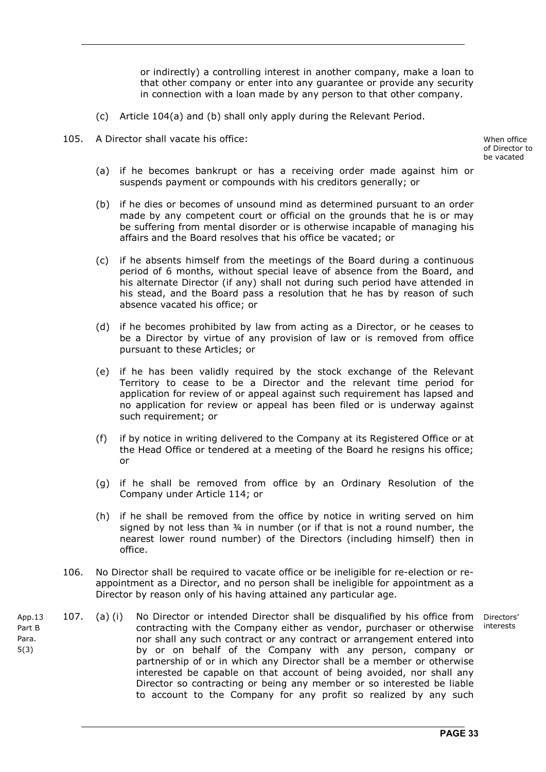or indirectly) a controlling interest in another company, make a loan to that other company or enter into any guarantee or provide any security in connection with a loan made by any person to that other company.

(c) Article 104(a) and (b) shall only apply during the Relevant Period.

When office of Director to be vacated

105. A Director shall vacate his office:

(a) if he becomes bankrupt or has a receiving order made against him or suspends payment or compounds with his creditors generally; or

(b) if he dies or becomes of unsound mind as determined pursuant to an order made by any competent court or official on the grounds that he is or may be suffering from mental disorder or is otherwise incapable of managing his affairs and the Board resolves that his office be vacated; or

(c) if he absents himself from the meetings of the Board during a continuous period of 6 months, without special leave of absence from the Board, and his alternate Director (if any) shall not during such period have attended in his stead, and the Board pass a resolution that he has by reason of such absence vacated his office; or

(d) if he becomes prohibited by law from acting as a Director, or he ceases to be a Director by virtue of any provision of law or is removed from office pursuant to these Articles; or

(e) if he has been validly required by the stock exchange of the Relevant Territory to cease to be a Director and the relevant time period for application for review of or appeal against such requirement has lapsed and no application for review or appeal has been filed or is underway against such requirement; or

(f) if by notice in writing delivered to the Company at its Registered Office or at the Head Office or tendered at a meeting of the Board he resigns his office; or

(g) if he shall be removed from office by an Ordinary Resolution of the Company under Article 114; or

(h) if he shall be removed from the office by notice in writing served on him signed by not less than ¾ in number (or if that is not a round number, the nearest lower round number) of the Directors (including himself) then in office.

106. No Director shall be required to vacate office or be ineligible for re-election or re-appointment as a Director, and no person shall be ineligible for appointment as a Director by reason only of his having attained any particular age.

App.13 Part B Para. 5(3)

Directors' interests

107. (a) (i) No Director or intended Director shall be disqualified by his office from contracting with the Company either as vendor, purchaser or otherwise nor shall any such contract or any contract or arrangement entered into by or on behalf of the Company with any person, company or partnership of or in which any Director shall be a member or otherwise interested be capable on that account of being avoided, nor shall any Director so contracting or being any member or so interested be liable to account to the Company for any profit so realized by any such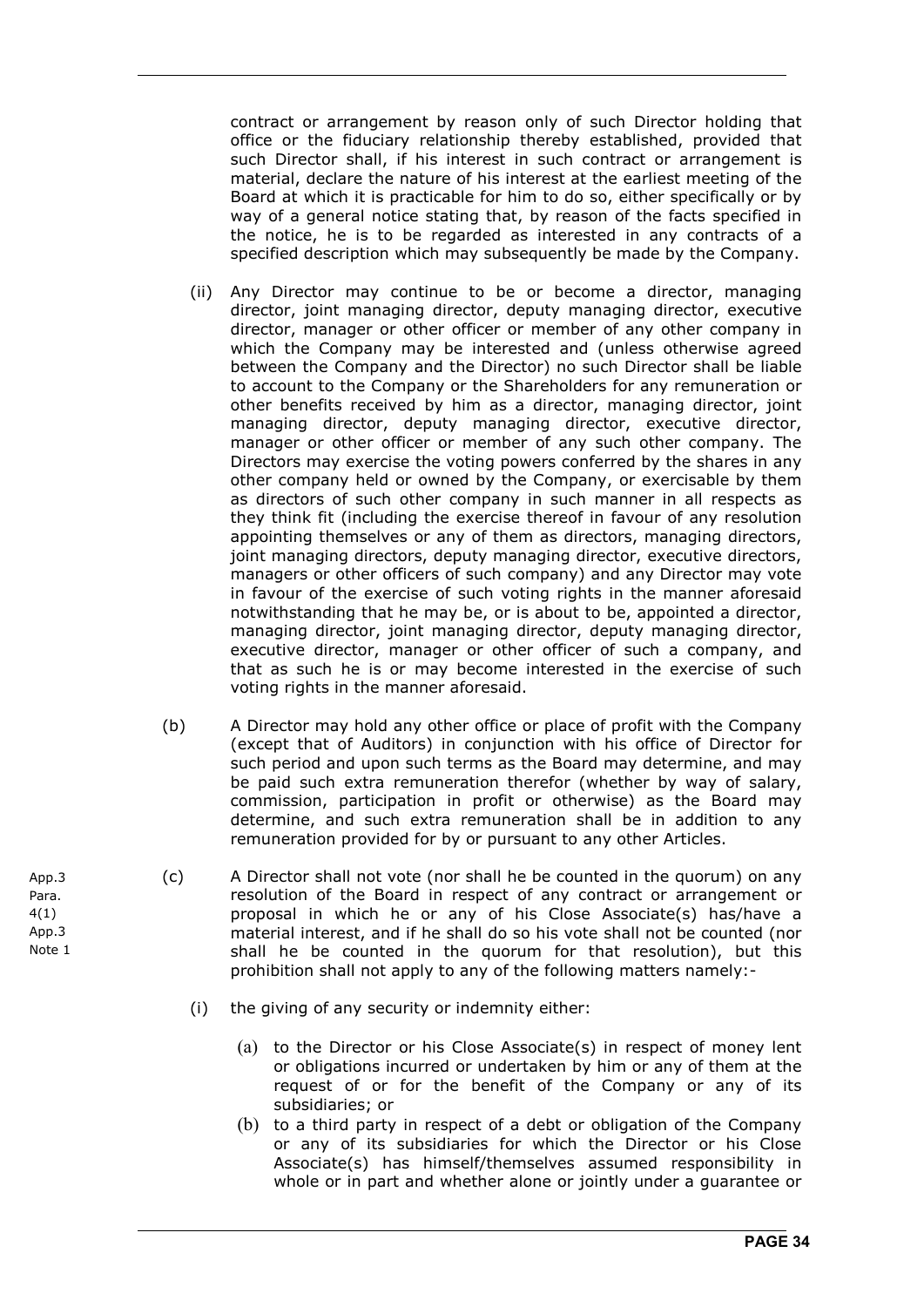contract or arrangement by reason only of such Director holding that office or the fiduciary relationship thereby established, provided that such Director shall, if his interest in such contract or arrangement is material, declare the nature of his interest at the earliest meeting of the Board at which it is practicable for him to do so, either specifically or by way of a general notice stating that, by reason of the facts specified in the notice, he is to be regarded as interested in any contracts of a specified description which may subsequently be made by the Company.

(ii) Any Director may continue to be or become a director, managing director, joint managing director, deputy managing director, executive director, manager or other officer or member of any other company in which the Company may be interested and (unless otherwise agreed between the Company and the Director) no such Director shall be liable to account to the Company or the Shareholders for any remuneration or other benefits received by him as a director, managing director, joint managing director, deputy managing director, executive director, manager or other officer or member of any such other company. The Directors may exercise the voting powers conferred by the shares in any other company held or owned by the Company, or exercisable by them as directors of such other company in such manner in all respects as they think fit (including the exercise thereof in favour of any resolution appointing themselves or any of them as directors, managing directors, joint managing directors, deputy managing director, executive directors, managers or other officers of such company) and any Director may vote in favour of the exercise of such voting rights in the manner aforesaid notwithstanding that he may be, or is about to be, appointed a director, managing director, joint managing director, deputy managing director, executive director, manager or other officer of such a company, and that as such he is or may become interested in the exercise of such voting rights in the manner aforesaid.

(b) A Director may hold any other office or place of profit with the Company (except that of Auditors) in conjunction with his office of Director for such period and upon such terms as the Board may determine, and may be paid such extra remuneration therefor (whether by way of salary, commission, participation in profit or otherwise) as the Board may determine, and such extra remuneration shall be in addition to any remuneration provided for by or pursuant to any other Articles.

App.3 Para. 4(1) App.3 Note 1

(c) A Director shall not vote (nor shall he be counted in the quorum) on any resolution of the Board in respect of any contract or arrangement or proposal in which he or any of his Close Associate(s) has/have a material interest, and if he shall do so his vote shall not be counted (nor shall he be counted in the quorum for that resolution), but this prohibition shall not apply to any of the following matters namely:-

(i) the giving of any security or indemnity either:

(a) to the Director or his Close Associate(s) in respect of money lent or obligations incurred or undertaken by him or any of them at the request of or for the benefit of the Company or any of its subsidiaries; or

(b) to a third party in respect of a debt or obligation of the Company or any of its subsidiaries for which the Director or his Close Associate(s) has himself/themselves assumed responsibility in whole or in part and whether alone or jointly under a guarantee or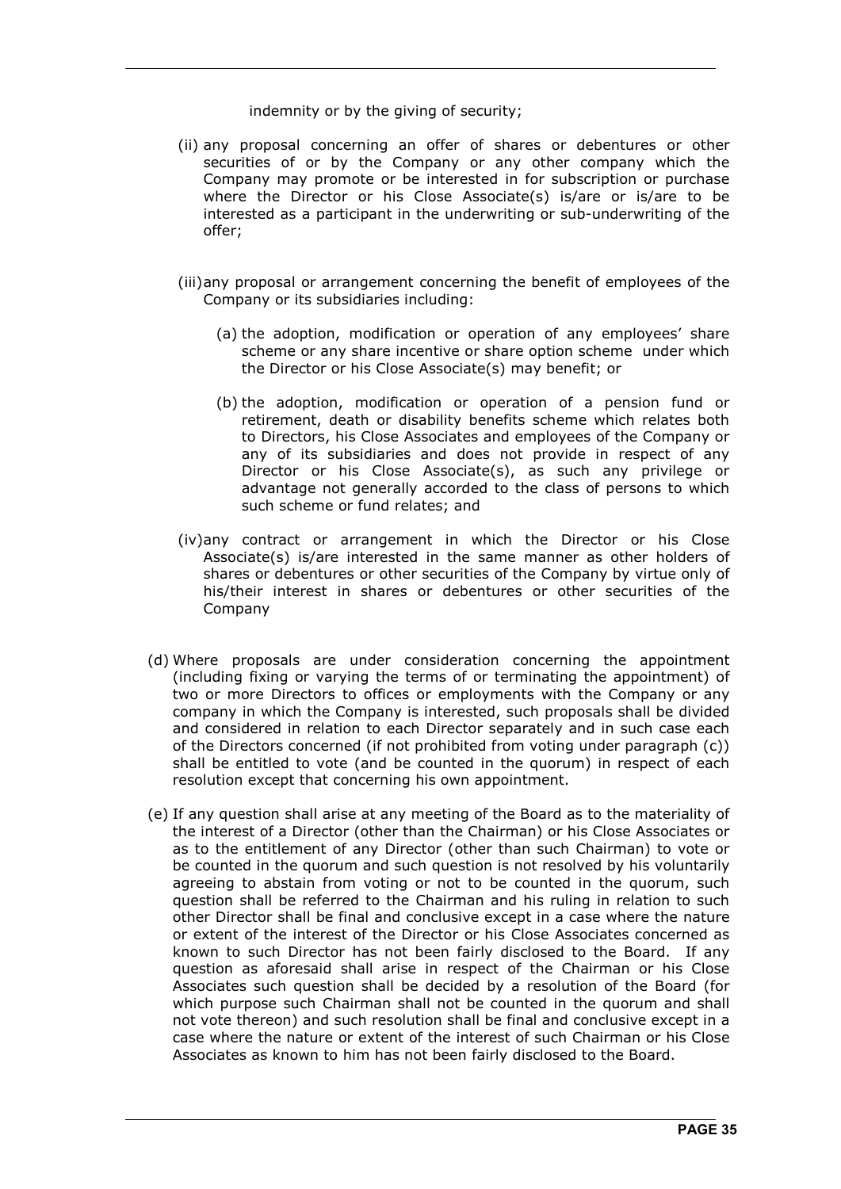indemnity or by the giving of security;

(ii) any proposal concerning an offer of shares or debentures or other securities of or by the Company or any other company which the Company may promote or be interested in for subscription or purchase where the Director or his Close Associate(s) is/are or is/are to be interested as a participant in the underwriting or sub-underwriting of the offer;

(iii) any proposal or arrangement concerning the benefit of employees of the Company or its subsidiaries including:

(a) the adoption, modification or operation of any employees' share scheme or any share incentive or share option scheme under which the Director or his Close Associate(s) may benefit; or

(b) the adoption, modification or operation of a pension fund or retirement, death or disability benefits scheme which relates both to Directors, his Close Associates and employees of the Company or any of its subsidiaries and does not provide in respect of any Director or his Close Associate(s), as such any privilege or advantage not generally accorded to the class of persons to which such scheme or fund relates; and

(iv) any contract or arrangement in which the Director or his Close Associate(s) is/are interested in the same manner as other holders of shares or debentures or other securities of the Company by virtue only of his/their interest in shares or debentures or other securities of the Company

(d) Where proposals are under consideration concerning the appointment (including fixing or varying the terms of or terminating the appointment) of two or more Directors to offices or employments with the Company or any company in which the Company is interested, such proposals shall be divided and considered in relation to each Director separately and in such case each of the Directors concerned (if not prohibited from voting under paragraph (c)) shall be entitled to vote (and be counted in the quorum) in respect of each resolution except that concerning his own appointment.

(e) If any question shall arise at any meeting of the Board as to the materiality of the interest of a Director (other than the Chairman) or his Close Associates or as to the entitlement of any Director (other than such Chairman) to vote or be counted in the quorum and such question is not resolved by his voluntarily agreeing to abstain from voting or not to be counted in the quorum, such question shall be referred to the Chairman and his ruling in relation to such other Director shall be final and conclusive except in a case where the nature or extent of the interest of the Director or his Close Associates concerned as known to such Director has not been fairly disclosed to the Board. If any question as aforesaid shall arise in respect of the Chairman or his Close Associates such question shall be decided by a resolution of the Board (for which purpose such Chairman shall not be counted in the quorum and shall not vote thereon) and such resolution shall be final and conclusive except in a case where the nature or extent of the interest of such Chairman or his Close Associates as known to him has not been fairly disclosed to the Board.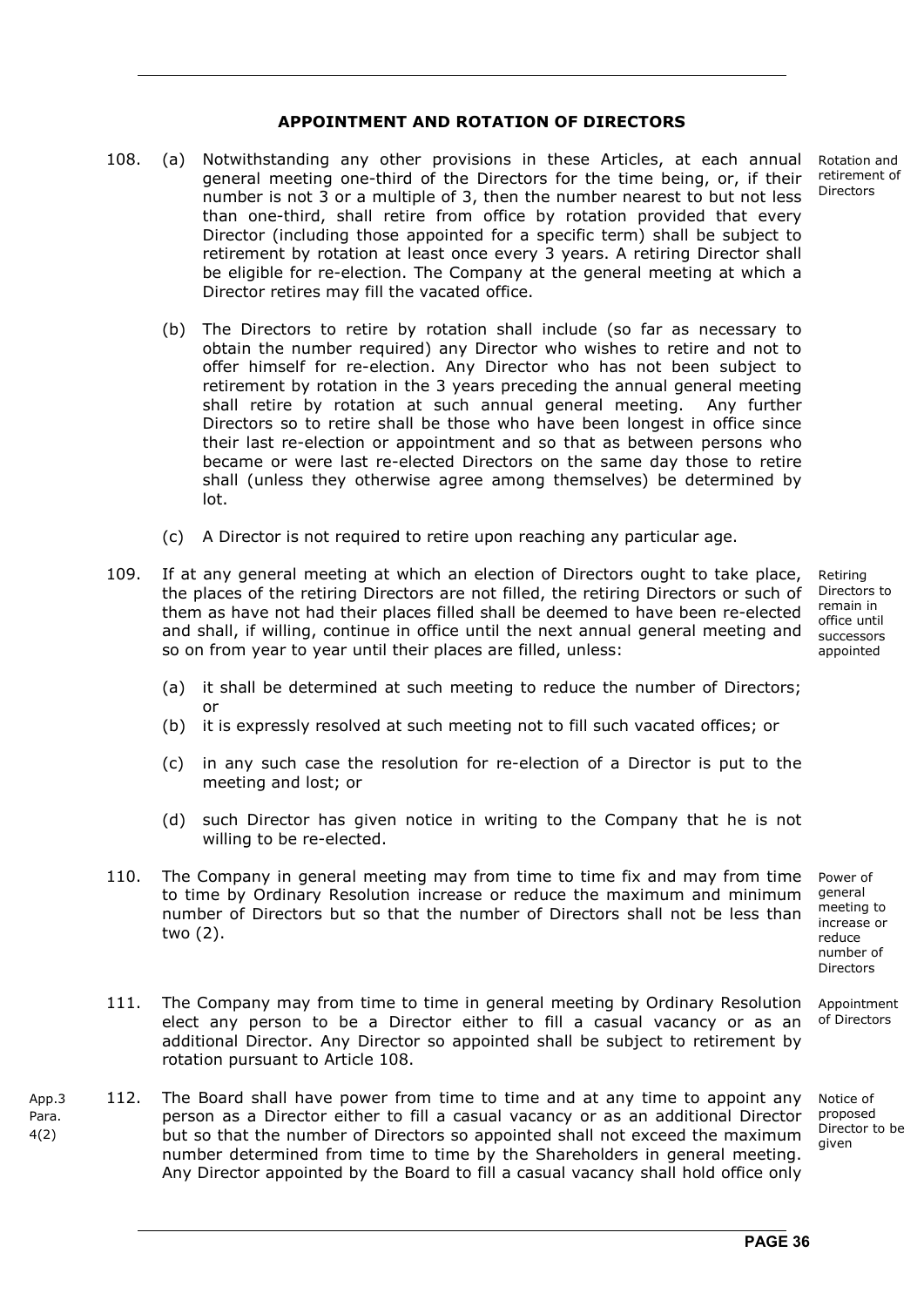## APPOINTMENT AND ROTATION OF DIRECTORS

108. (a) Notwithstanding any other provisions in these Articles, at each annual general meeting one-third of the Directors for the time being, or, if their number is not 3 or a multiple of 3, then the number nearest to but not less than one-third, shall retire from office by rotation provided that every Director (including those appointed for a specific term) shall be subject to retirement by rotation at least once every 3 years. A retiring Director shall be eligible for re-election. The Company at the general meeting at which a Director retires may fill the vacated office.

*Rotation and retirement of Directors*

(b) The Directors to retire by rotation shall include (so far as necessary to obtain the number required) any Director who wishes to retire and not to offer himself for re-election. Any Director who has not been subject to retirement by rotation in the 3 years preceding the annual general meeting shall retire by rotation at such annual general meeting. Any further Directors so to retire shall be those who have been longest in office since their last re-election or appointment and so that as between persons who became or were last re-elected Directors on the same day those to retire shall (unless they otherwise agree among themselves) be determined by lot.

(c) A Director is not required to retire upon reaching any particular age.

109. If at any general meeting at which an election of Directors ought to take place, the places of the retiring Directors are not filled, the retiring Directors or such of them as have not had their places filled shall be deemed to have been re-elected and shall, if willing, continue in office until the next annual general meeting and so on from year to year until their places are filled, unless:

*Retiring Directors to remain in office until successors appointed*

(a) it shall be determined at such meeting to reduce the number of Directors; or

(b) it is expressly resolved at such meeting not to fill such vacated offices; or

(c) in any such case the resolution for re-election of a Director is put to the meeting and lost; or

(d) such Director has given notice in writing to the Company that he is not willing to be re-elected.

110. The Company in general meeting may from time to time fix and may from time to time by Ordinary Resolution increase or reduce the maximum and minimum number of Directors but so that the number of Directors shall not be less than two (2).

*Power of general meeting to increase or reduce number of Directors*

111. The Company may from time to time in general meeting by Ordinary Resolution elect any person to be a Director either to fill a casual vacancy or as an additional Director. Any Director so appointed shall be subject to retirement by rotation pursuant to Article 108.

*Appointment of Directors*

*App.3 Para. 4(2)*

112. The Board shall have power from time to time and at any time to appoint any person as a Director either to fill a casual vacancy or as an additional Director but so that the number of Directors so appointed shall not exceed the maximum number determined from time to time by the Shareholders in general meeting. Any Director appointed by the Board to fill a casual vacancy shall hold office only

*Notice of proposed Director to be given*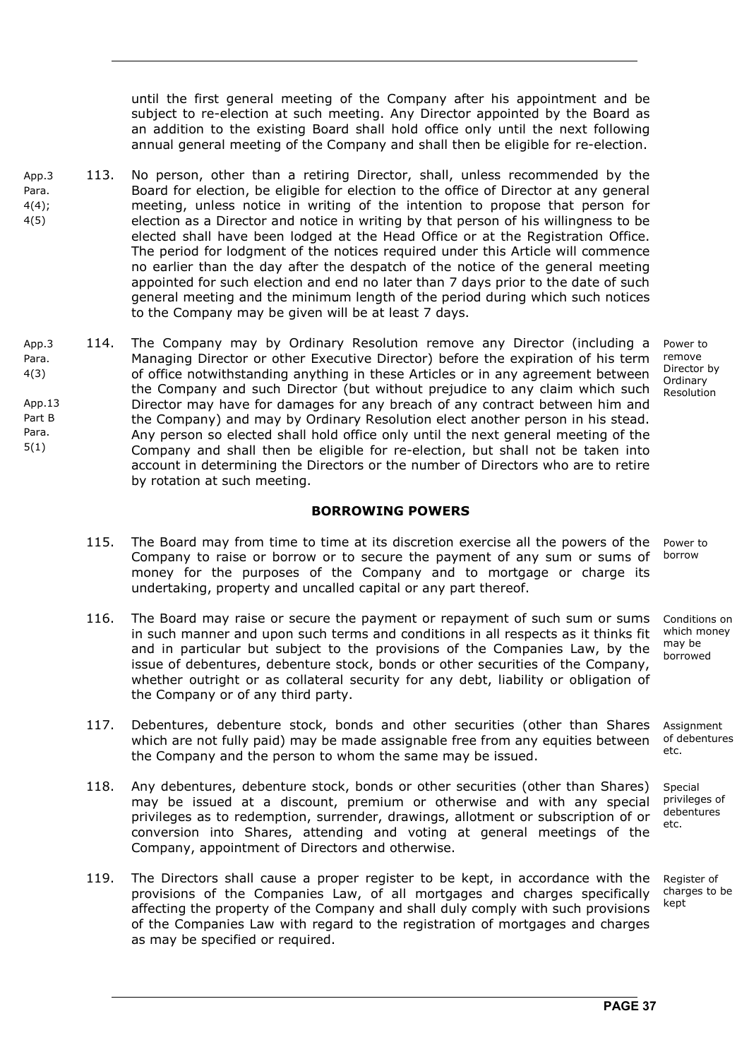until the first general meeting of the Company after his appointment and be subject to re-election at such meeting. Any Director appointed by the Board as an addition to the existing Board shall hold office only until the next following annual general meeting of the Company and shall then be eligible for re-election.

App.3 Para. 4(4); 4(5)

113. No person, other than a retiring Director, shall, unless recommended by the Board for election, be eligible for election to the office of Director at any general meeting, unless notice in writing of the intention to propose that person for election as a Director and notice in writing by that person of his willingness to be elected shall have been lodged at the Head Office or at the Registration Office. The period for lodgment of the notices required under this Article will commence no earlier than the day after the despatch of the notice of the general meeting appointed for such election and end no later than 7 days prior to the date of such general meeting and the minimum length of the period during which such notices to the Company may be given will be at least 7 days.

App.3 Para. 4(3)

App.13 Part B Para. 5(1)

Power to remove Director by Ordinary Resolution

114. The Company may by Ordinary Resolution remove any Director (including a Managing Director or other Executive Director) before the expiration of his term of office notwithstanding anything in these Articles or in any agreement between the Company and such Director (but without prejudice to any claim which such Director may have for damages for any breach of any contract between him and the Company) and may by Ordinary Resolution elect another person in his stead. Any person so elected shall hold office only until the next general meeting of the Company and shall then be eligible for re-election, but shall not be taken into account in determining the Directors or the number of Directors who are to retire by rotation at such meeting.

## BORROWING POWERS

Power to borrow

115. The Board may from time to time at its discretion exercise all the powers of the Company to raise or borrow or to secure the payment of any sum or sums of money for the purposes of the Company and to mortgage or charge its undertaking, property and uncalled capital or any part thereof.

Conditions on which money may be borrowed

116. The Board may raise or secure the payment or repayment of such sum or sums in such manner and upon such terms and conditions in all respects as it thinks fit and in particular but subject to the provisions of the Companies Law, by the issue of debentures, debenture stock, bonds or other securities of the Company, whether outright or as collateral security for any debt, liability or obligation of the Company or of any third party.

Assignment of debentures etc.

117. Debentures, debenture stock, bonds and other securities (other than Shares which are not fully paid) may be made assignable free from any equities between the Company and the person to whom the same may be issued.

Special privileges of debentures etc.

118. Any debentures, debenture stock, bonds or other securities (other than Shares) may be issued at a discount, premium or otherwise and with any special privileges as to redemption, surrender, drawings, allotment or subscription of or conversion into Shares, attending and voting at general meetings of the Company, appointment of Directors and otherwise.

Register of charges to be kept

119. The Directors shall cause a proper register to be kept, in accordance with the provisions of the Companies Law, of all mortgages and charges specifically affecting the property of the Company and shall duly comply with such provisions of the Companies Law with regard to the registration of mortgages and charges as may be specified or required.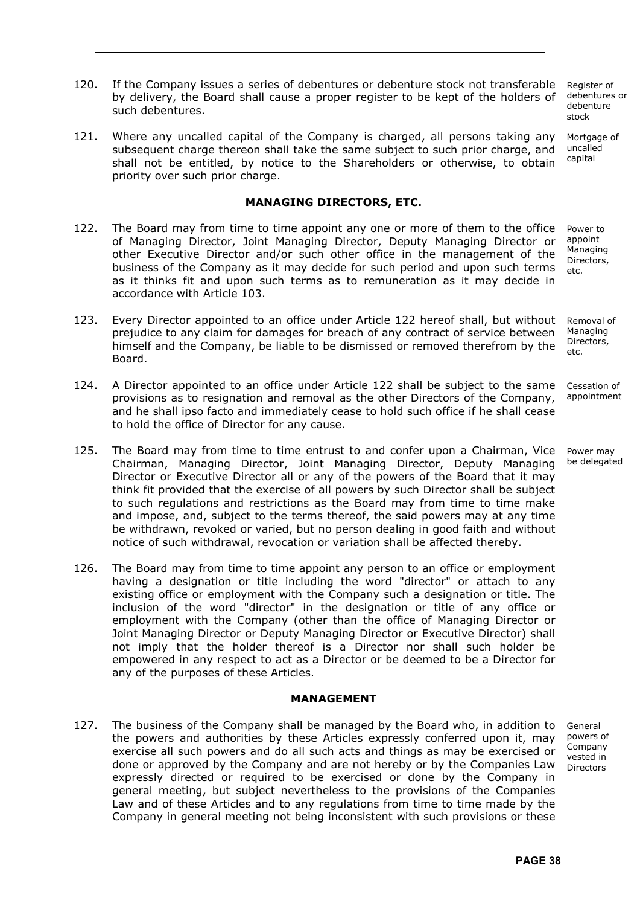120. If the Company issues a series of debentures or debenture stock not transferable by delivery, the Board shall cause a proper register to be kept of the holders of such debentures.

Register of debentures or debenture stock

121. Where any uncalled capital of the Company is charged, all persons taking any subsequent charge thereon shall take the same subject to such prior charge, and shall not be entitled, by notice to the Shareholders or otherwise, to obtain priority over such prior charge.

Mortgage of uncalled capital

## MANAGING DIRECTORS, ETC.

122. The Board may from time to time appoint any one or more of them to the office of Managing Director, Joint Managing Director, Deputy Managing Director or other Executive Director and/or such other office in the management of the business of the Company as it may decide for such period and upon such terms as it thinks fit and upon such terms as to remuneration as it may decide in accordance with Article 103.

Power to appoint Managing Directors, etc.

123. Every Director appointed to an office under Article 122 hereof shall, but without prejudice to any claim for damages for breach of any contract of service between himself and the Company, be liable to be dismissed or removed therefrom by the Board.

Removal of Managing Directors, etc.

124. A Director appointed to an office under Article 122 shall be subject to the same provisions as to resignation and removal as the other Directors of the Company, and he shall ipso facto and immediately cease to hold such office if he shall cease to hold the office of Director for any cause.

Cessation of appointment

125. The Board may from time to time entrust to and confer upon a Chairman, Vice Chairman, Managing Director, Joint Managing Director, Deputy Managing Director or Executive Director all or any of the powers of the Board that it may think fit provided that the exercise of all powers by such Director shall be subject to such regulations and restrictions as the Board may from time to time make and impose, and, subject to the terms thereof, the said powers may at any time be withdrawn, revoked or varied, but no person dealing in good faith and without notice of such withdrawal, revocation or variation shall be affected thereby.

Power may be delegated

126. The Board may from time to time appoint any person to an office or employment having a designation or title including the word "director" or attach to any existing office or employment with the Company such a designation or title. The inclusion of the word "director" in the designation or title of any office or employment with the Company (other than the office of Managing Director or Joint Managing Director or Deputy Managing Director or Executive Director) shall not imply that the holder thereof is a Director nor shall such holder be empowered in any respect to act as a Director or be deemed to be a Director for any of the purposes of these Articles.

## MANAGEMENT

127. The business of the Company shall be managed by the Board who, in addition to the powers and authorities by these Articles expressly conferred upon it, may exercise all such powers and do all such acts and things as may be exercised or done or approved by the Company and are not hereby or by the Companies Law expressly directed or required to be exercised or done by the Company in general meeting, but subject nevertheless to the provisions of the Companies Law and of these Articles and to any regulations from time to time made by the Company in general meeting not being inconsistent with such provisions or these

General powers of Company vested in Directors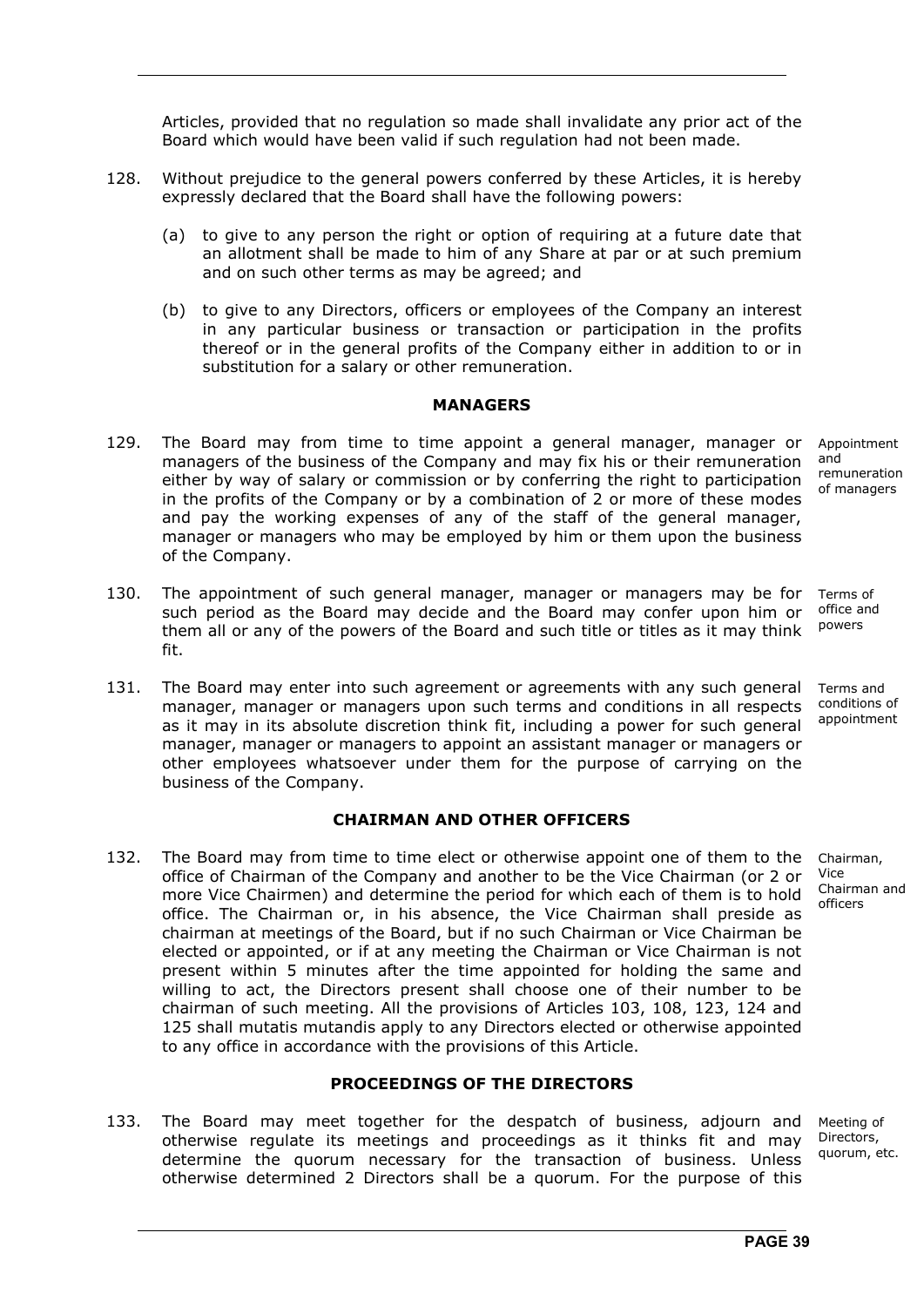Articles, provided that no regulation so made shall invalidate any prior act of the Board which would have been valid if such regulation had not been made.

128. Without prejudice to the general powers conferred by these Articles, it is hereby expressly declared that the Board shall have the following powers:

   (a) to give to any person the right or option of requiring at a future date that an allotment shall be made to him of any Share at par or at such premium and on such other terms as may be agreed; and

   (b) to give to any Directors, officers or employees of the Company an interest in any particular business or transaction or participation in the profits thereof or in the general profits of the Company either in addition to or in substitution for a salary or other remuneration.

## MANAGERS

129. *Appointment and remuneration of managers* — The Board may from time to time appoint a general manager, manager or managers of the business of the Company and may fix his or their remuneration either by way of salary or commission or by conferring the right to participation in the profits of the Company or by a combination of 2 or more of these modes and pay the working expenses of any of the staff of the general manager, manager or managers who may be employed by him or them upon the business of the Company.

130. *Terms of office and powers* — The appointment of such general manager, manager or managers may be for such period as the Board may decide and the Board may confer upon him or them all or any of the powers of the Board and such title or titles as it may think fit.

131. *Terms and conditions of appointment* — The Board may enter into such agreement or agreements with any such general manager, manager or managers upon such terms and conditions in all respects as it may in its absolute discretion think fit, including a power for such general manager, manager or managers to appoint an assistant manager or managers or other employees whatsoever under them for the purpose of carrying on the business of the Company.

## CHAIRMAN AND OTHER OFFICERS

132. *Chairman, Vice Chairman and officers* — The Board may from time to time elect or otherwise appoint one of them to the office of Chairman of the Company and another to be the Vice Chairman (or 2 or more Vice Chairmen) and determine the period for which each of them is to hold office. The Chairman or, in his absence, the Vice Chairman shall preside as chairman at meetings of the Board, but if no such Chairman or Vice Chairman be elected or appointed, or if at any meeting the Chairman or Vice Chairman is not present within 5 minutes after the time appointed for holding the same and willing to act, the Directors present shall choose one of their number to be chairman of such meeting. All the provisions of Articles 103, 108, 123, 124 and 125 shall mutatis mutandis apply to any Directors elected or otherwise appointed to any office in accordance with the provisions of this Article.

## PROCEEDINGS OF THE DIRECTORS

133. *Meeting of Directors, quorum, etc.* — The Board may meet together for the despatch of business, adjourn and otherwise regulate its meetings and proceedings as it thinks fit and may determine the quorum necessary for the transaction of business. Unless otherwise determined 2 Directors shall be a quorum. For the purpose of this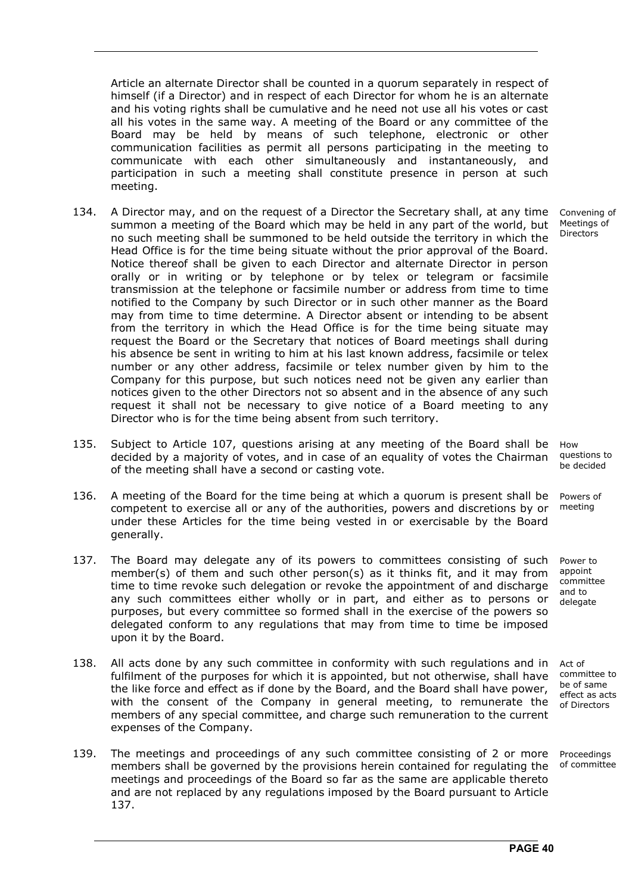Article an alternate Director shall be counted in a quorum separately in respect of himself (if a Director) and in respect of each Director for whom he is an alternate and his voting rights shall be cumulative and he need not use all his votes or cast all his votes in the same way. A meeting of the Board or any committee of the Board may be held by means of such telephone, electronic or other communication facilities as permit all persons participating in the meeting to communicate with each other simultaneously and instantaneously, and participation in such a meeting shall constitute presence in person at such meeting.

**Convening of Meetings of Directors**

134. A Director may, and on the request of a Director the Secretary shall, at any time summon a meeting of the Board which may be held in any part of the world, but no such meeting shall be summoned to be held outside the territory in which the Head Office is for the time being situate without the prior approval of the Board. Notice thereof shall be given to each Director and alternate Director in person orally or in writing or by telephone or by telex or telegram or facsimile transmission at the telephone or facsimile number or address from time to time notified to the Company by such Director or in such other manner as the Board may from time to time determine. A Director absent or intending to be absent from the territory in which the Head Office is for the time being situate may request the Board or the Secretary that notices of Board meetings shall during his absence be sent in writing to him at his last known address, facsimile or telex number or any other address, facsimile or telex number given by him to the Company for this purpose, but such notices need not be given any earlier than notices given to the other Directors not so absent and in the absence of any such request it shall not be necessary to give notice of a Board meeting to any Director who is for the time being absent from such territory.

**How questions to be decided**

135. Subject to Article 107, questions arising at any meeting of the Board shall be decided by a majority of votes, and in case of an equality of votes the Chairman of the meeting shall have a second or casting vote.

**Powers of meeting**

136. A meeting of the Board for the time being at which a quorum is present shall be competent to exercise all or any of the authorities, powers and discretions by or under these Articles for the time being vested in or exercisable by the Board generally.

**Power to appoint committee and to delegate**

137. The Board may delegate any of its powers to committees consisting of such member(s) of them and such other person(s) as it thinks fit, and it may from time to time revoke such delegation or revoke the appointment of and discharge any such committees either wholly or in part, and either as to persons or purposes, but every committee so formed shall in the exercise of the powers so delegated conform to any regulations that may from time to time be imposed upon it by the Board.

**Act of committee to be of same effect as acts of Directors**

138. All acts done by any such committee in conformity with such regulations and in fulfilment of the purposes for which it is appointed, but not otherwise, shall have the like force and effect as if done by the Board, and the Board shall have power, with the consent of the Company in general meeting, to remunerate the members of any special committee, and charge such remuneration to the current expenses of the Company.

**Proceedings of committee**

139. The meetings and proceedings of any such committee consisting of 2 or more members shall be governed by the provisions herein contained for regulating the meetings and proceedings of the Board so far as the same are applicable thereto and are not replaced by any regulations imposed by the Board pursuant to Article 137.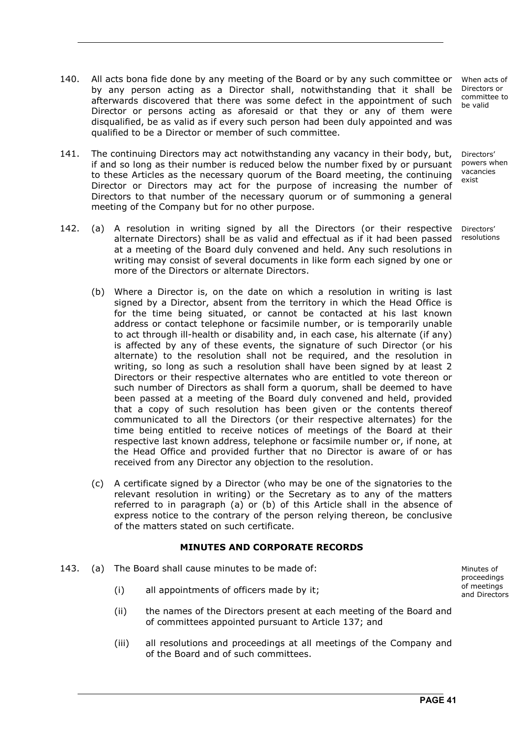140. All acts bona fide done by any meeting of the Board or by any such committee or by any person acting as a Director shall, notwithstanding that it shall be afterwards discovered that there was some defect in the appointment of such Director or persons acting as aforesaid or that they or any of them were disqualified, be as valid as if every such person had been duly appointed and was qualified to be a Director or member of such committee.

*When acts of Directors or committee to be valid*

141. The continuing Directors may act notwithstanding any vacancy in their body, but, if and so long as their number is reduced below the number fixed by or pursuant to these Articles as the necessary quorum of the Board meeting, the continuing Director or Directors may act for the purpose of increasing the number of Directors to that number of the necessary quorum or of summoning a general meeting of the Company but for no other purpose.

*Directors' powers when vacancies exist*

142. (a) A resolution in writing signed by all the Directors (or their respective alternate Directors) shall be as valid and effectual as if it had been passed at a meeting of the Board duly convened and held. Any such resolutions in writing may consist of several documents in like form each signed by one or more of the Directors or alternate Directors.

*Directors' resolutions*

(b) Where a Director is, on the date on which a resolution in writing is last signed by a Director, absent from the territory in which the Head Office is for the time being situated, or cannot be contacted at his last known address or contact telephone or facsimile number, or is temporarily unable to act through ill-health or disability and, in each case, his alternate (if any) is affected by any of these events, the signature of such Director (or his alternate) to the resolution shall not be required, and the resolution in writing, so long as such a resolution shall have been signed by at least 2 Directors or their respective alternates who are entitled to vote thereon or such number of Directors as shall form a quorum, shall be deemed to have been passed at a meeting of the Board duly convened and held, provided that a copy of such resolution has been given or the contents thereof communicated to all the Directors (or their respective alternates) for the time being entitled to receive notices of meetings of the Board at their respective last known address, telephone or facsimile number or, if none, at the Head Office and provided further that no Director is aware of or has received from any Director any objection to the resolution.

(c) A certificate signed by a Director (who may be one of the signatories to the relevant resolution in writing) or the Secretary as to any of the matters referred to in paragraph (a) or (b) of this Article shall in the absence of express notice to the contrary of the person relying thereon, be conclusive of the matters stated on such certificate.

## MINUTES AND CORPORATE RECORDS

143. (a) The Board shall cause minutes to be made of:

*Minutes of proceedings of meetings and Directors*

(i) all appointments of officers made by it;

(ii) the names of the Directors present at each meeting of the Board and of committees appointed pursuant to Article 137; and

(iii) all resolutions and proceedings at all meetings of the Company and of the Board and of such committees.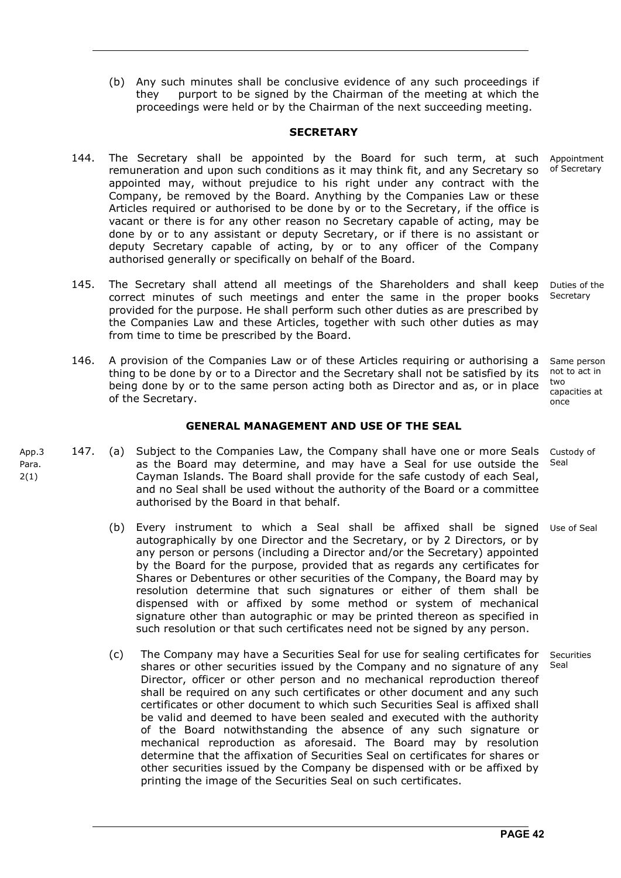(b) Any such minutes shall be conclusive evidence of any such proceedings if they purport to be signed by the Chairman of the meeting at which the proceedings were held or by the Chairman of the next succeeding meeting.

## SECRETARY

144. The Secretary shall be appointed by the Board for such term, at such remuneration and upon such conditions as it may think fit, and any Secretary so appointed may, without prejudice to his right under any contract with the Company, be removed by the Board. Anything by the Companies Law or these Articles required or authorised to be done by or to the Secretary, if the office is vacant or there is for any other reason no Secretary capable of acting, may be done by or to any assistant or deputy Secretary, or if there is no assistant or deputy Secretary capable of acting, by or to any officer of the Company authorised generally or specifically on behalf of the Board. *Appointment of Secretary*

145. The Secretary shall attend all meetings of the Shareholders and shall keep correct minutes of such meetings and enter the same in the proper books provided for the purpose. He shall perform such other duties as are prescribed by the Companies Law and these Articles, together with such other duties as may from time to time be prescribed by the Board. *Duties of the Secretary*

146. A provision of the Companies Law or of these Articles requiring or authorising a thing to be done by or to a Director and the Secretary shall not be satisfied by its being done by or to the same person acting both as Director and as, or in place of the Secretary. *Same person not to act in two capacities at once*

## GENERAL MANAGEMENT AND USE OF THE SEAL

App.3 Para. 2(1)

147. (a) Subject to the Companies Law, the Company shall have one or more Seals as the Board may determine, and may have a Seal for use outside the Cayman Islands. The Board shall provide for the safe custody of each Seal, and no Seal shall be used without the authority of the Board or a committee authorised by the Board in that behalf. *Custody of Seal*

(b) Every instrument to which a Seal shall be affixed shall be signed autographically by one Director and the Secretary, or by 2 Directors, or by any person or persons (including a Director and/or the Secretary) appointed by the Board for the purpose, provided that as regards any certificates for Shares or Debentures or other securities of the Company, the Board may by resolution determine that such signatures or either of them shall be dispensed with or affixed by some method or system of mechanical signature other than autographic or may be printed thereon as specified in such resolution or that such certificates need not be signed by any person. *Use of Seal*

(c) The Company may have a Securities Seal for use for sealing certificates for shares or other securities issued by the Company and no signature of any Director, officer or other person and no mechanical reproduction thereof shall be required on any such certificates or other document and any such certificates or other document to which such Securities Seal is affixed shall be valid and deemed to have been sealed and executed with the authority of the Board notwithstanding the absence of any such signature or mechanical reproduction as aforesaid. The Board may by resolution determine that the affixation of Securities Seal on certificates for shares or other securities issued by the Company be dispensed with or be affixed by printing the image of the Securities Seal on such certificates. *Securities Seal*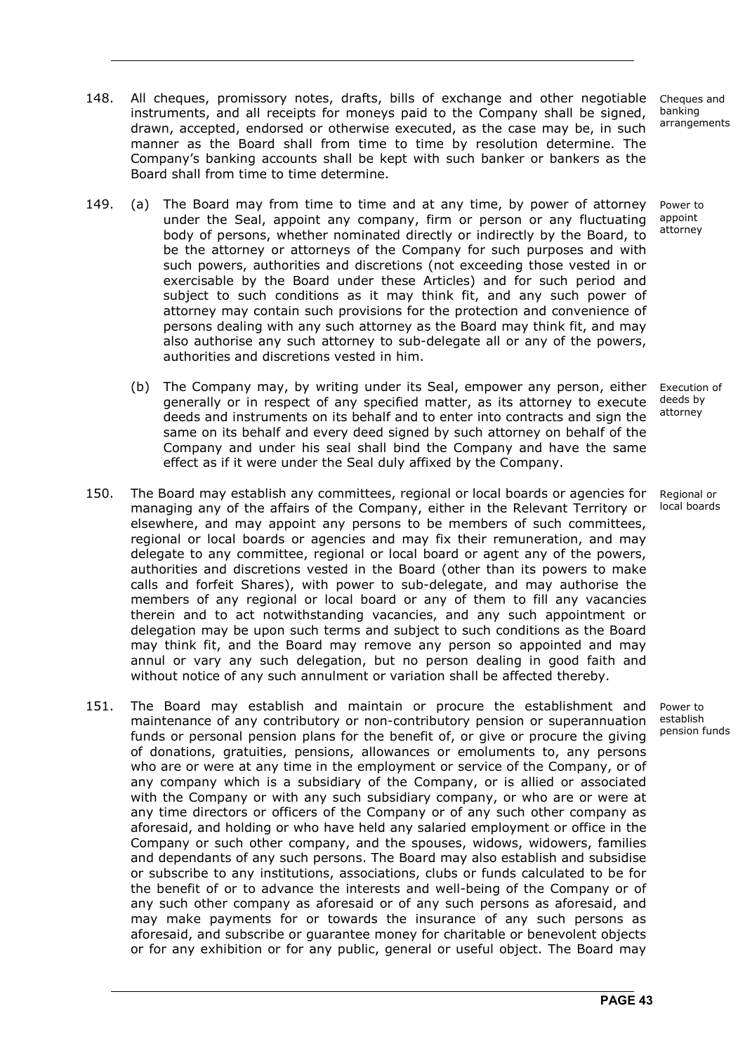148. All cheques, promissory notes, drafts, bills of exchange and other negotiable instruments, and all receipts for moneys paid to the Company shall be signed, drawn, accepted, endorsed or otherwise executed, as the case may be, in such manner as the Board shall from time to time by resolution determine. The Company's banking accounts shall be kept with such banker or bankers as the Board shall from time to time determine.

*Cheques and banking arrangements*

149. (a) The Board may from time to time and at any time, by power of attorney under the Seal, appoint any company, firm or person or any fluctuating body of persons, whether nominated directly or indirectly by the Board, to be the attorney or attorneys of the Company for such purposes and with such powers, authorities and discretions (not exceeding those vested in or exercisable by the Board under these Articles) and for such period and subject to such conditions as it may think fit, and any such power of attorney may contain such provisions for the protection and convenience of persons dealing with any such attorney as the Board may think fit, and may also authorise any such attorney to sub-delegate all or any of the powers, authorities and discretions vested in him.

*Power to appoint attorney*

(b) The Company may, by writing under its Seal, empower any person, either generally or in respect of any specified matter, as its attorney to execute deeds and instruments on its behalf and to enter into contracts and sign the same on its behalf and every deed signed by such attorney on behalf of the Company and under his seal shall bind the Company and have the same effect as if it were under the Seal duly affixed by the Company.

*Execution of deeds by attorney*

150. The Board may establish any committees, regional or local boards or agencies for managing any of the affairs of the Company, either in the Relevant Territory or elsewhere, and may appoint any persons to be members of such committees, regional or local boards or agencies and may fix their remuneration, and may delegate to any committee, regional or local board or agent any of the powers, authorities and discretions vested in the Board (other than its powers to make calls and forfeit Shares), with power to sub-delegate, and may authorise the members of any regional or local board or any of them to fill any vacancies therein and to act notwithstanding vacancies, and any such appointment or delegation may be upon such terms and subject to such conditions as the Board may think fit, and the Board may remove any person so appointed and may annul or vary any such delegation, but no person dealing in good faith and without notice of any such annulment or variation shall be affected thereby.

*Regional or local boards*

151. The Board may establish and maintain or procure the establishment and maintenance of any contributory or non-contributory pension or superannuation funds or personal pension plans for the benefit of, or give or procure the giving of donations, gratuities, pensions, allowances or emoluments to, any persons who are or were at any time in the employment or service of the Company, or of any company which is a subsidiary of the Company, or is allied or associated with the Company or with any such subsidiary company, or who are or were at any time directors or officers of the Company or of any such other company as aforesaid, and holding or who have held any salaried employment or office in the Company or such other company, and the spouses, widows, widowers, families and dependants of any such persons. The Board may also establish and subsidise or subscribe to any institutions, associations, clubs or funds calculated to be for the benefit of or to advance the interests and well-being of the Company or of any such other company as aforesaid or of any such persons as aforesaid, and may make payments for or towards the insurance of any such persons as aforesaid, and subscribe or guarantee money for charitable or benevolent objects or for any exhibition or for any public, general or useful object. The Board may

*Power to establish pension funds*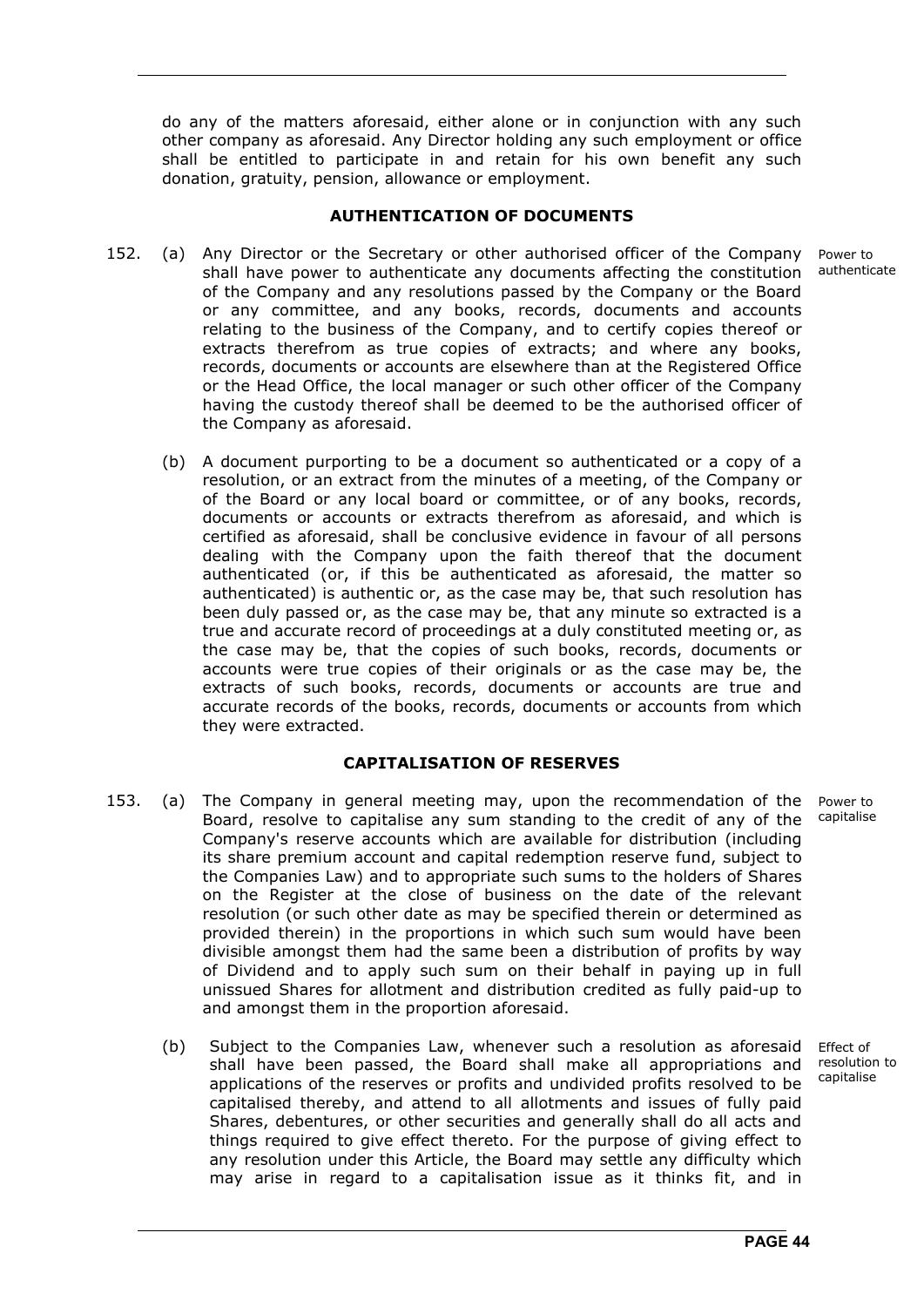do any of the matters aforesaid, either alone or in conjunction with any such other company as aforesaid. Any Director holding any such employment or office shall be entitled to participate in and retain for his own benefit any such donation, gratuity, pension, allowance or employment.

**AUTHENTICATION OF DOCUMENTS**

152. (a) Any Director or the Secretary or other authorised officer of the Company shall have power to authenticate any documents affecting the constitution of the Company and any resolutions passed by the Company or the Board or any committee, and any books, records, documents and accounts relating to the business of the Company, and to certify copies thereof or extracts therefrom as true copies of extracts; and where any books, records, documents or accounts are elsewhere than at the Registered Office or the Head Office, the local manager or such other officer of the Company having the custody thereof shall be deemed to be the authorised officer of the Company as aforesaid.

Power to authenticate

(b) A document purporting to be a document so authenticated or a copy of a resolution, or an extract from the minutes of a meeting, of the Company or of the Board or any local board or committee, or of any books, records, documents or accounts or extracts therefrom as aforesaid, and which is certified as aforesaid, shall be conclusive evidence in favour of all persons dealing with the Company upon the faith thereof that the document authenticated (or, if this be authenticated as aforesaid, the matter so authenticated) is authentic or, as the case may be, that such resolution has been duly passed or, as the case may be, that any minute so extracted is a true and accurate record of proceedings at a duly constituted meeting or, as the case may be, that the copies of such books, records, documents or accounts were true copies of their originals or as the case may be, the extracts of such books, records, documents or accounts are true and accurate records of the books, records, documents or accounts from which they were extracted.

**CAPITALISATION OF RESERVES**

153. (a) The Company in general meeting may, upon the recommendation of the Board, resolve to capitalise any sum standing to the credit of any of the Company's reserve accounts which are available for distribution (including its share premium account and capital redemption reserve fund, subject to the Companies Law) and to appropriate such sums to the holders of Shares on the Register at the close of business on the date of the relevant resolution (or such other date as may be specified therein or determined as provided therein) in the proportions in which such sum would have been divisible amongst them had the same been a distribution of profits by way of Dividend and to apply such sum on their behalf in paying up in full unissued Shares for allotment and distribution credited as fully paid-up to and amongst them in the proportion aforesaid.

Power to capitalise

(b) Subject to the Companies Law, whenever such a resolution as aforesaid shall have been passed, the Board shall make all appropriations and applications of the reserves or profits and undivided profits resolved to be capitalised thereby, and attend to all allotments and issues of fully paid Shares, debentures, or other securities and generally shall do all acts and things required to give effect thereto. For the purpose of giving effect to any resolution under this Article, the Board may settle any difficulty which may arise in regard to a capitalisation issue as it thinks fit, and in

Effect of resolution to capitalise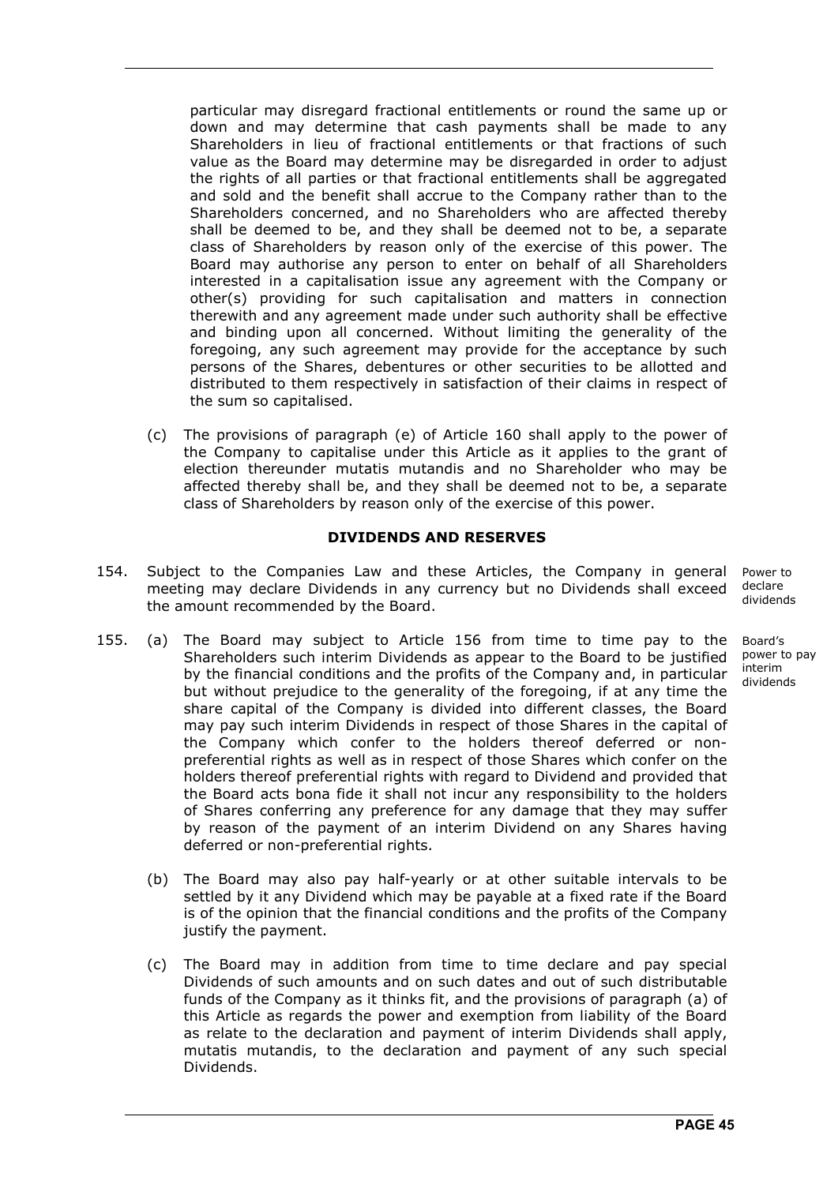particular may disregard fractional entitlements or round the same up or down and may determine that cash payments shall be made to any Shareholders in lieu of fractional entitlements or that fractions of such value as the Board may determine may be disregarded in order to adjust the rights of all parties or that fractional entitlements shall be aggregated and sold and the benefit shall accrue to the Company rather than to the Shareholders concerned, and no Shareholders who are affected thereby shall be deemed to be, and they shall be deemed not to be, a separate class of Shareholders by reason only of the exercise of this power. The Board may authorise any person to enter on behalf of all Shareholders interested in a capitalisation issue any agreement with the Company or other(s) providing for such capitalisation and matters in connection therewith and any agreement made under such authority shall be effective and binding upon all concerned. Without limiting the generality of the foregoing, any such agreement may provide for the acceptance by such persons of the Shares, debentures or other securities to be allotted and distributed to them respectively in satisfaction of their claims in respect of the sum so capitalised.

(c) The provisions of paragraph (e) of Article 160 shall apply to the power of the Company to capitalise under this Article as it applies to the grant of election thereunder mutatis mutandis and no Shareholder who may be affected thereby shall be, and they shall be deemed not to be, a separate class of Shareholders by reason only of the exercise of this power.

## DIVIDENDS AND RESERVES

154. Subject to the Companies Law and these Articles, the Company in general meeting may declare Dividends in any currency but no Dividends shall exceed the amount recommended by the Board.

*Power to declare dividends*

155. (a) The Board may subject to Article 156 from time to time pay to the Shareholders such interim Dividends as appear to the Board to be justified by the financial conditions and the profits of the Company and, in particular but without prejudice to the generality of the foregoing, if at any time the share capital of the Company is divided into different classes, the Board may pay such interim Dividends in respect of those Shares in the capital of the Company which confer to the holders thereof deferred or non-preferential rights as well as in respect of those Shares which confer on the holders thereof preferential rights with regard to Dividend and provided that the Board acts bona fide it shall not incur any responsibility to the holders of Shares conferring any preference for any damage that they may suffer by reason of the payment of an interim Dividend on any Shares having deferred or non-preferential rights.

*Board's power to pay interim dividends*

(b) The Board may also pay half-yearly or at other suitable intervals to be settled by it any Dividend which may be payable at a fixed rate if the Board is of the opinion that the financial conditions and the profits of the Company justify the payment.

(c) The Board may in addition from time to time declare and pay special Dividends of such amounts and on such dates and out of such distributable funds of the Company as it thinks fit, and the provisions of paragraph (a) of this Article as regards the power and exemption from liability of the Board as relate to the declaration and payment of interim Dividends shall apply, mutatis mutandis, to the declaration and payment of any such special Dividends.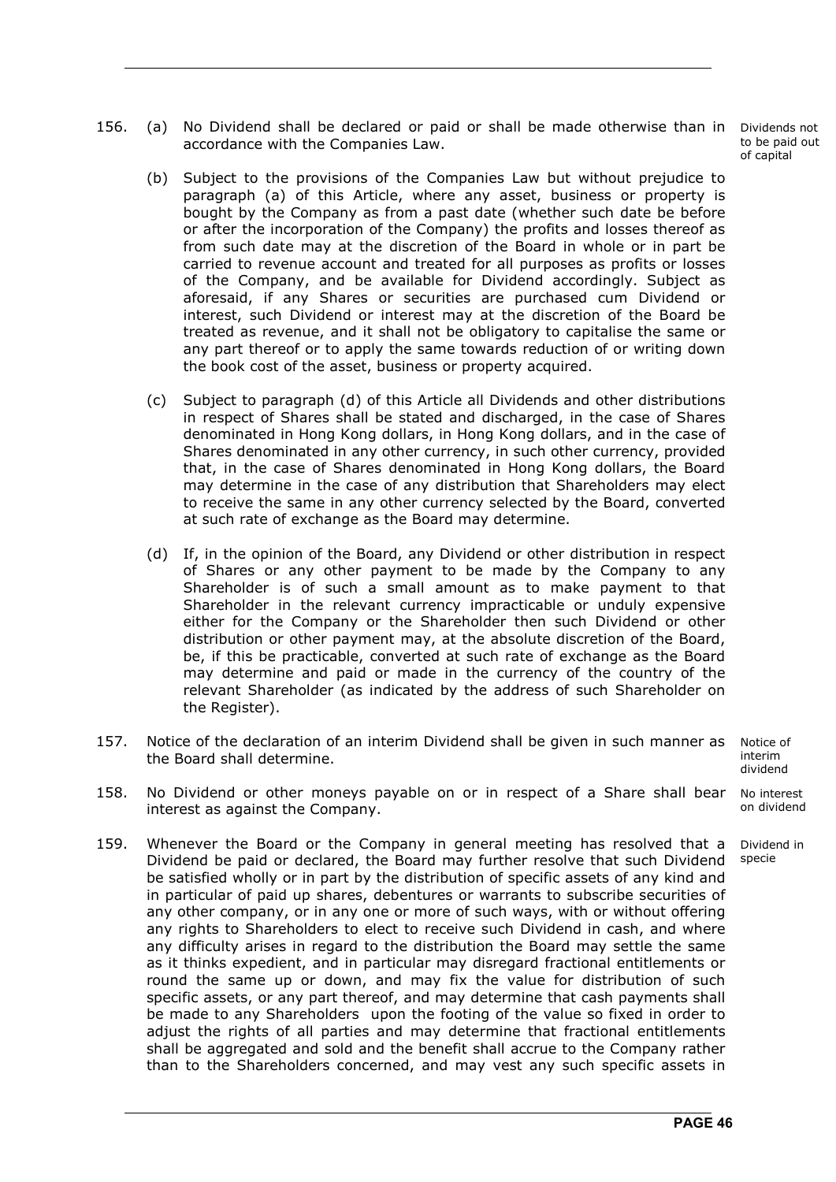156. (a) No Dividend shall be declared or paid or shall be made otherwise than in accordance with the Companies Law.

*Dividends not to be paid out of capital*

(b) Subject to the provisions of the Companies Law but without prejudice to paragraph (a) of this Article, where any asset, business or property is bought by the Company as from a past date (whether such date be before or after the incorporation of the Company) the profits and losses thereof as from such date may at the discretion of the Board in whole or in part be carried to revenue account and treated for all purposes as profits or losses of the Company, and be available for Dividend accordingly. Subject as aforesaid, if any Shares or securities are purchased cum Dividend or interest, such Dividend or interest may at the discretion of the Board be treated as revenue, and it shall not be obligatory to capitalise the same or any part thereof or to apply the same towards reduction of or writing down the book cost of the asset, business or property acquired.

(c) Subject to paragraph (d) of this Article all Dividends and other distributions in respect of Shares shall be stated and discharged, in the case of Shares denominated in Hong Kong dollars, in Hong Kong dollars, and in the case of Shares denominated in any other currency, in such other currency, provided that, in the case of Shares denominated in Hong Kong dollars, the Board may determine in the case of any distribution that Shareholders may elect to receive the same in any other currency selected by the Board, converted at such rate of exchange as the Board may determine.

(d) If, in the opinion of the Board, any Dividend or other distribution in respect of Shares or any other payment to be made by the Company to any Shareholder is of such a small amount as to make payment to that Shareholder in the relevant currency impracticable or unduly expensive either for the Company or the Shareholder then such Dividend or other distribution or other payment may, at the absolute discretion of the Board, be, if this be practicable, converted at such rate of exchange as the Board may determine and paid or made in the currency of the country of the relevant Shareholder (as indicated by the address of such Shareholder on the Register).

157. Notice of the declaration of an interim Dividend shall be given in such manner as the Board shall determine.

*Notice of interim dividend*

158. No Dividend or other moneys payable on or in respect of a Share shall bear interest as against the Company.

*No interest on dividend*

159. Whenever the Board or the Company in general meeting has resolved that a Dividend be paid or declared, the Board may further resolve that such Dividend be satisfied wholly or in part by the distribution of specific assets of any kind and in particular of paid up shares, debentures or warrants to subscribe securities of any other company, or in any one or more of such ways, with or without offering any rights to Shareholders to elect to receive such Dividend in cash, and where any difficulty arises in regard to the distribution the Board may settle the same as it thinks expedient, and in particular may disregard fractional entitlements or round the same up or down, and may fix the value for distribution of such specific assets, or any part thereof, and may determine that cash payments shall be made to any Shareholders upon the footing of the value so fixed in order to adjust the rights of all parties and may determine that fractional entitlements shall be aggregated and sold and the benefit shall accrue to the Company rather than to the Shareholders concerned, and may vest any such specific assets in

*Dividend in specie*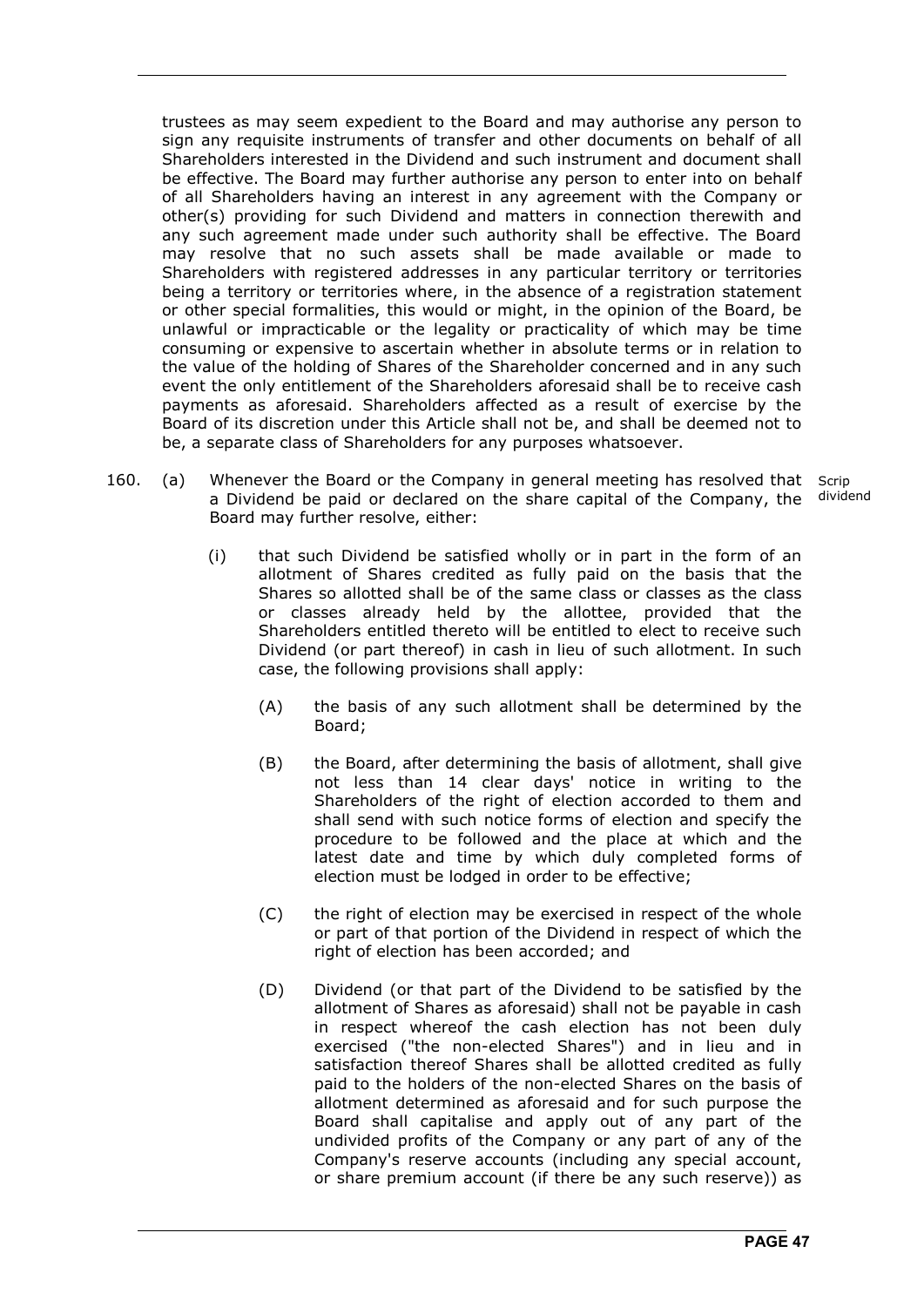trustees as may seem expedient to the Board and may authorise any person to sign any requisite instruments of transfer and other documents on behalf of all Shareholders interested in the Dividend and such instrument and document shall be effective. The Board may further authorise any person to enter into on behalf of all Shareholders having an interest in any agreement with the Company or other(s) providing for such Dividend and matters in connection therewith and any such agreement made under such authority shall be effective. The Board may resolve that no such assets shall be made available or made to Shareholders with registered addresses in any particular territory or territories being a territory or territories where, in the absence of a registration statement or other special formalities, this would or might, in the opinion of the Board, be unlawful or impracticable or the legality or practicality of which may be time consuming or expensive to ascertain whether in absolute terms or in relation to the value of the holding of Shares of the Shareholder concerned and in any such event the only entitlement of the Shareholders aforesaid shall be to receive cash payments as aforesaid. Shareholders affected as a result of exercise by the Board of its discretion under this Article shall not be, and shall be deemed not to be, a separate class of Shareholders for any purposes whatsoever.

160. (a) Whenever the Board or the Company in general meeting has resolved that a Dividend be paid or declared on the share capital of the Company, the Board may further resolve, either: *Scrip dividend*

(i) that such Dividend be satisfied wholly or in part in the form of an allotment of Shares credited as fully paid on the basis that the Shares so allotted shall be of the same class or classes as the class or classes already held by the allottee, provided that the Shareholders entitled thereto will be entitled to elect to receive such Dividend (or part thereof) in cash in lieu of such allotment. In such case, the following provisions shall apply:

(A) the basis of any such allotment shall be determined by the Board;

(B) the Board, after determining the basis of allotment, shall give not less than 14 clear days' notice in writing to the Shareholders of the right of election accorded to them and shall send with such notice forms of election and specify the procedure to be followed and the place at which and the latest date and time by which duly completed forms of election must be lodged in order to be effective;

(C) the right of election may be exercised in respect of the whole or part of that portion of the Dividend in respect of which the right of election has been accorded; and

(D) Dividend (or that part of the Dividend to be satisfied by the allotment of Shares as aforesaid) shall not be payable in cash in respect whereof the cash election has not been duly exercised ("the non-elected Shares") and in lieu and in satisfaction thereof Shares shall be allotted credited as fully paid to the holders of the non-elected Shares on the basis of allotment determined as aforesaid and for such purpose the Board shall capitalise and apply out of any part of the undivided profits of the Company or any part of any of the Company's reserve accounts (including any special account, or share premium account (if there be any such reserve)) as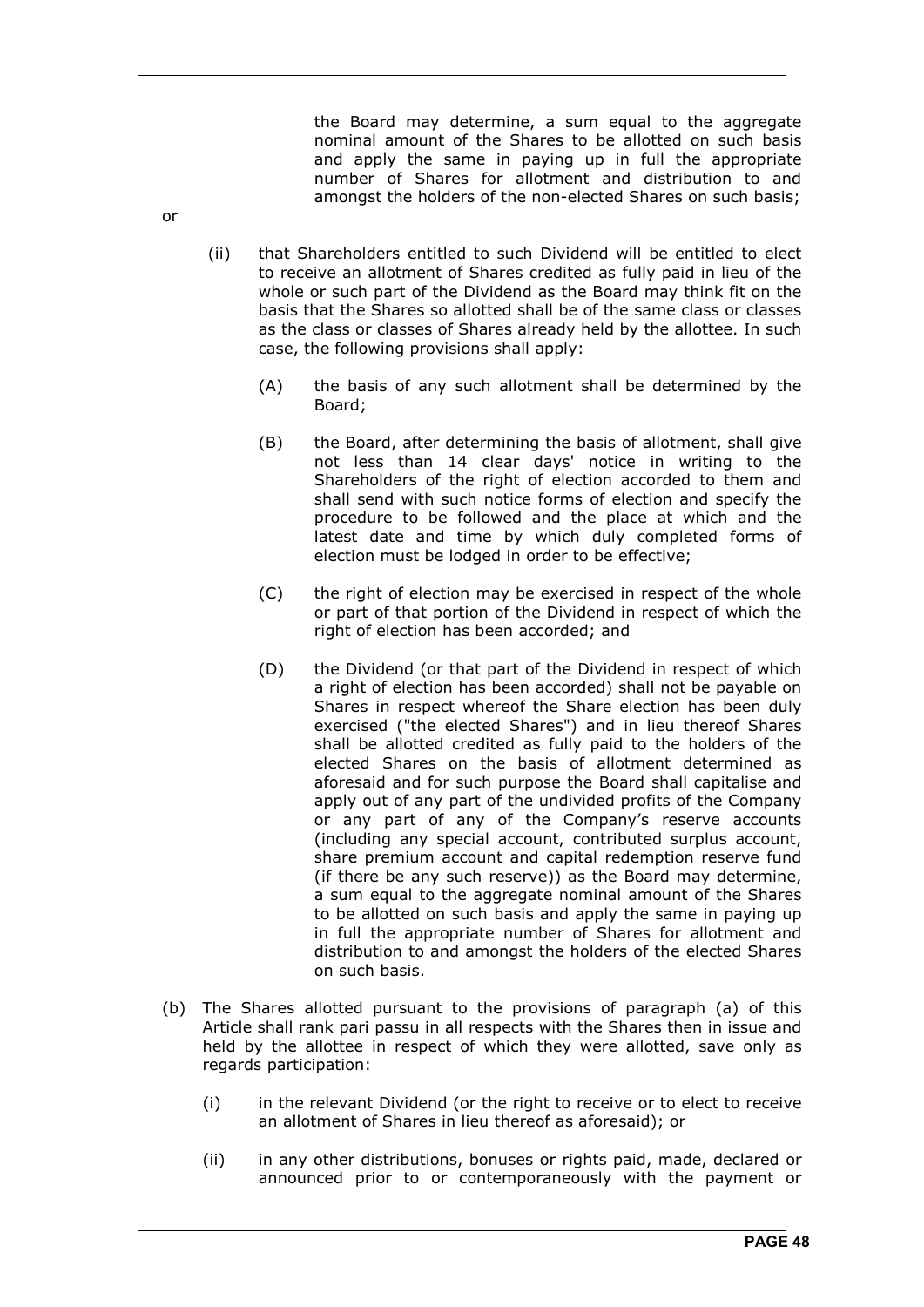the Board may determine, a sum equal to the aggregate nominal amount of the Shares to be allotted on such basis and apply the same in paying up in full the appropriate number of Shares for allotment and distribution to and amongst the holders of the non-elected Shares on such basis;

or

(ii) that Shareholders entitled to such Dividend will be entitled to elect to receive an allotment of Shares credited as fully paid in lieu of the whole or such part of the Dividend as the Board may think fit on the basis that the Shares so allotted shall be of the same class or classes as the class or classes of Shares already held by the allottee. In such case, the following provisions shall apply:

(A) the basis of any such allotment shall be determined by the Board;

(B) the Board, after determining the basis of allotment, shall give not less than 14 clear days' notice in writing to the Shareholders of the right of election accorded to them and shall send with such notice forms of election and specify the procedure to be followed and the place at which and the latest date and time by which duly completed forms of election must be lodged in order to be effective;

(C) the right of election may be exercised in respect of the whole or part of that portion of the Dividend in respect of which the right of election has been accorded; and

(D) the Dividend (or that part of the Dividend in respect of which a right of election has been accorded) shall not be payable on Shares in respect whereof the Share election has been duly exercised ("the elected Shares") and in lieu thereof Shares shall be allotted credited as fully paid to the holders of the elected Shares on the basis of allotment determined as aforesaid and for such purpose the Board shall capitalise and apply out of any part of the undivided profits of the Company or any part of any of the Company's reserve accounts (including any special account, contributed surplus account, share premium account and capital redemption reserve fund (if there be any such reserve)) as the Board may determine, a sum equal to the aggregate nominal amount of the Shares to be allotted on such basis and apply the same in paying up in full the appropriate number of Shares for allotment and distribution to and amongst the holders of the elected Shares on such basis.

(b) The Shares allotted pursuant to the provisions of paragraph (a) of this Article shall rank pari passu in all respects with the Shares then in issue and held by the allottee in respect of which they were allotted, save only as regards participation:

(i) in the relevant Dividend (or the right to receive or to elect to receive an allotment of Shares in lieu thereof as aforesaid); or

(ii) in any other distributions, bonuses or rights paid, made, declared or announced prior to or contemporaneously with the payment or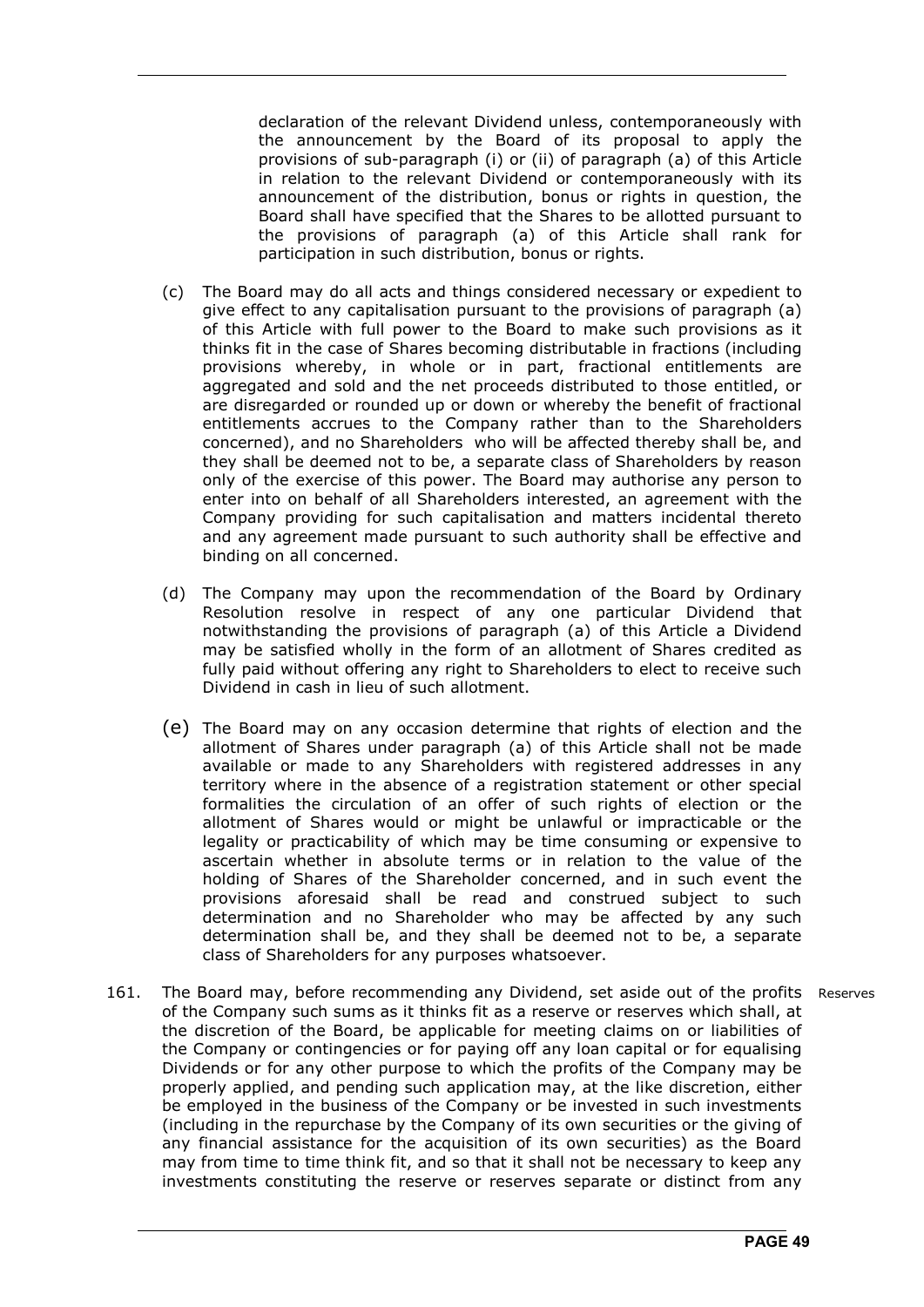declaration of the relevant Dividend unless, contemporaneously with the announcement by the Board of its proposal to apply the provisions of sub-paragraph (i) or (ii) of paragraph (a) of this Article in relation to the relevant Dividend or contemporaneously with its announcement of the distribution, bonus or rights in question, the Board shall have specified that the Shares to be allotted pursuant to the provisions of paragraph (a) of this Article shall rank for participation in such distribution, bonus or rights.

(c) The Board may do all acts and things considered necessary or expedient to give effect to any capitalisation pursuant to the provisions of paragraph (a) of this Article with full power to the Board to make such provisions as it thinks fit in the case of Shares becoming distributable in fractions (including provisions whereby, in whole or in part, fractional entitlements are aggregated and sold and the net proceeds distributed to those entitled, or are disregarded or rounded up or down or whereby the benefit of fractional entitlements accrues to the Company rather than to the Shareholders concerned), and no Shareholders who will be affected thereby shall be, and they shall be deemed not to be, a separate class of Shareholders by reason only of the exercise of this power. The Board may authorise any person to enter into on behalf of all Shareholders interested, an agreement with the Company providing for such capitalisation and matters incidental thereto and any agreement made pursuant to such authority shall be effective and binding on all concerned.

(d) The Company may upon the recommendation of the Board by Ordinary Resolution resolve in respect of any one particular Dividend that notwithstanding the provisions of paragraph (a) of this Article a Dividend may be satisfied wholly in the form of an allotment of Shares credited as fully paid without offering any right to Shareholders to elect to receive such Dividend in cash in lieu of such allotment.

(e) The Board may on any occasion determine that rights of election and the allotment of Shares under paragraph (a) of this Article shall not be made available or made to any Shareholders with registered addresses in any territory where in the absence of a registration statement or other special formalities the circulation of an offer of such rights of election or the allotment of Shares would or might be unlawful or impracticable or the legality or practicability of which may be time consuming or expensive to ascertain whether in absolute terms or in relation to the value of the holding of Shares of the Shareholder concerned, and in such event the provisions aforesaid shall be read and construed subject to such determination and no Shareholder who may be affected by any such determination shall be, and they shall be deemed not to be, a separate class of Shareholders for any purposes whatsoever.

161. The Board may, before recommending any Dividend, set aside out of the profits of the Company such sums as it thinks fit as a reserve or reserves which shall, at the discretion of the Board, be applicable for meeting claims on or liabilities of the Company or contingencies or for paying off any loan capital or for equalising Dividends or for any other purpose to which the profits of the Company may be properly applied, and pending such application may, at the like discretion, either be employed in the business of the Company or be invested in such investments (including in the repurchase by the Company of its own securities or the giving of any financial assistance for the acquisition of its own securities) as the Board may from time to time think fit, and so that it shall not be necessary to keep any investments constituting the reserve or reserves separate or distinct from any

Reserves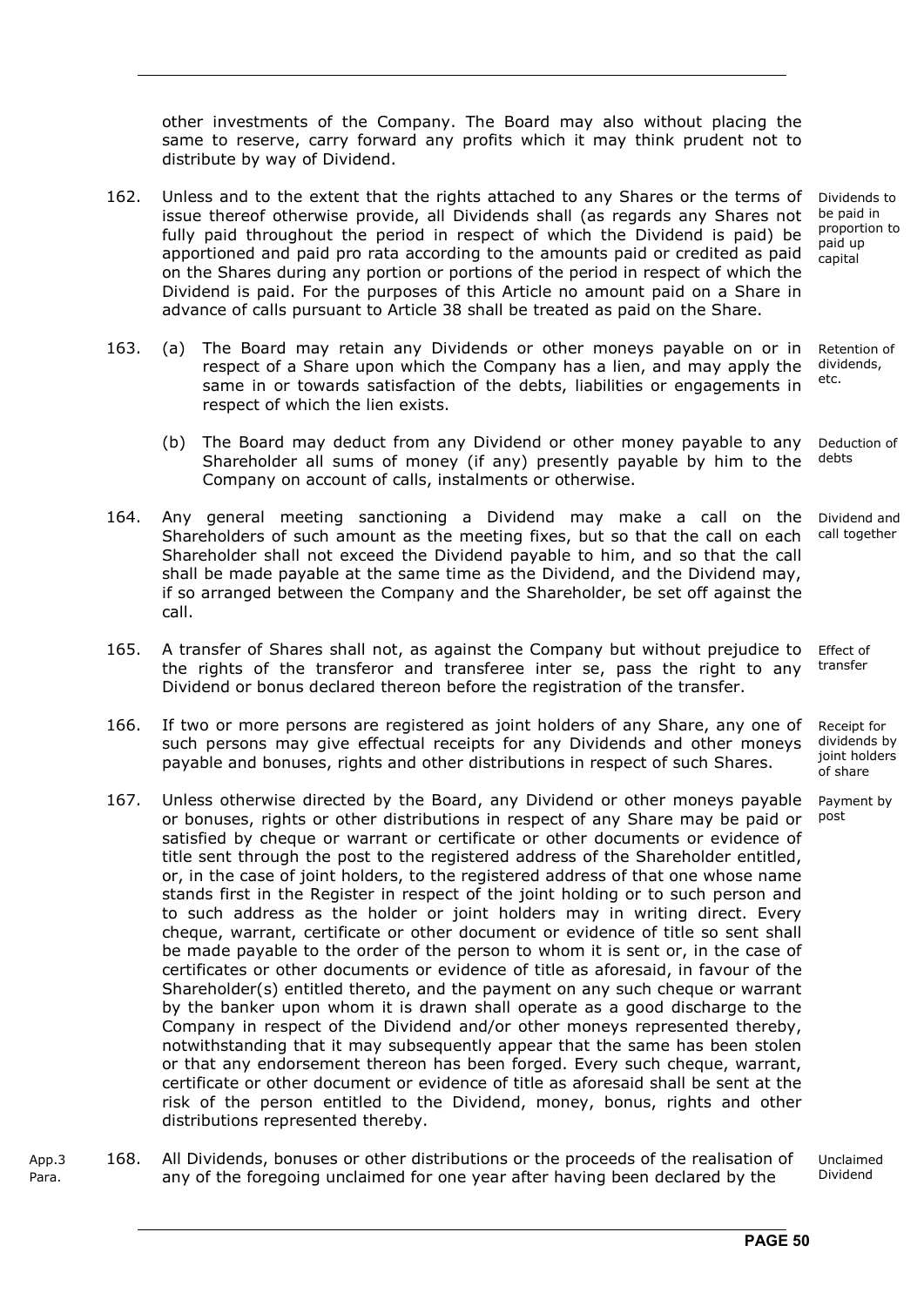other investments of the Company. The Board may also without placing the same to reserve, carry forward any profits which it may think prudent not to distribute by way of Dividend.

162. Unless and to the extent that the rights attached to any Shares or the terms of issue thereof otherwise provide, all Dividends shall (as regards any Shares not fully paid throughout the period in respect of which the Dividend is paid) be apportioned and paid pro rata according to the amounts paid or credited as paid on the Shares during any portion or portions of the period in respect of which the Dividend is paid. For the purposes of this Article no amount paid on a Share in advance of calls pursuant to Article 38 shall be treated as paid on the Share. *Dividends to be paid in proportion to paid up capital*

163. (a) The Board may retain any Dividends or other moneys payable on or in respect of a Share upon which the Company has a lien, and may apply the same in or towards satisfaction of the debts, liabilities or engagements in respect of which the lien exists. *Retention of dividends, etc.*

(b) The Board may deduct from any Dividend or other money payable to any Shareholder all sums of money (if any) presently payable by him to the Company on account of calls, instalments or otherwise. *Deduction of debts*

164. Any general meeting sanctioning a Dividend may make a call on the Shareholders of such amount as the meeting fixes, but so that the call on each Shareholder shall not exceed the Dividend payable to him, and so that the call shall be made payable at the same time as the Dividend, and the Dividend may, if so arranged between the Company and the Shareholder, be set off against the call. *Dividend and call together*

165. A transfer of Shares shall not, as against the Company but without prejudice to the rights of the transferor and transferee inter se, pass the right to any Dividend or bonus declared thereon before the registration of the transfer. *Effect of transfer*

166. If two or more persons are registered as joint holders of any Share, any one of such persons may give effectual receipts for any Dividends and other moneys payable and bonuses, rights and other distributions in respect of such Shares. *Receipt for dividends by joint holders of share*

167. Unless otherwise directed by the Board, any Dividend or other moneys payable or bonuses, rights or other distributions in respect of any Share may be paid or satisfied by cheque or warrant or certificate or other documents or evidence of title sent through the post to the registered address of the Shareholder entitled, or, in the case of joint holders, to the registered address of that one whose name stands first in the Register in respect of the joint holding or to such person and to such address as the holder or joint holders may in writing direct. Every cheque, warrant, certificate or other document or evidence of title so sent shall be made payable to the order of the person to whom it is sent or, in the case of certificates or other documents or evidence of title as aforesaid, in favour of the Shareholder(s) entitled thereto, and the payment on any such cheque or warrant by the banker upon whom it is drawn shall operate as a good discharge to the Company in respect of the Dividend and/or other moneys represented thereby, notwithstanding that it may subsequently appear that the same has been stolen or that any endorsement thereon has been forged. Every such cheque, warrant, certificate or other document or evidence of title as aforesaid shall be sent at the risk of the person entitled to the Dividend, money, bonus, rights and other distributions represented thereby. *Payment by post*

*App.3 Para.*

168. All Dividends, bonuses or other distributions or the proceeds of the realisation of any of the foregoing unclaimed for one year after having been declared by the *Unclaimed Dividend*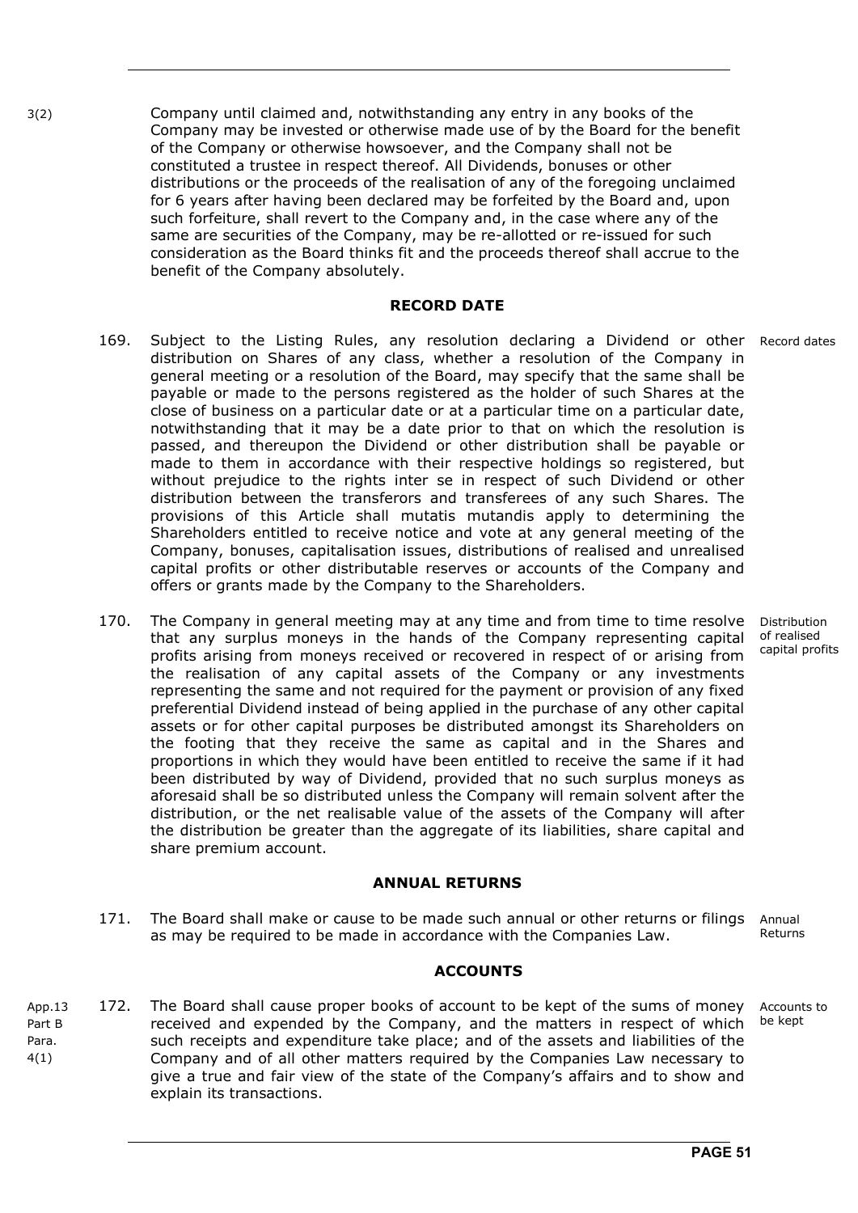3(2)

Company until claimed and, notwithstanding any entry in any books of the Company may be invested or otherwise made use of by the Board for the benefit of the Company or otherwise howsoever, and the Company shall not be constituted a trustee in respect thereof. All Dividends, bonuses or other distributions or the proceeds of the realisation of any of the foregoing unclaimed for 6 years after having been declared may be forfeited by the Board and, upon such forfeiture, shall revert to the Company and, in the case where any of the same are securities of the Company, may be re-allotted or re-issued for such consideration as the Board thinks fit and the proceeds thereof shall accrue to the benefit of the Company absolutely.

## RECORD DATE

169. Subject to the Listing Rules, any resolution declaring a Dividend or other distribution on Shares of any class, whether a resolution of the Company in general meeting or a resolution of the Board, may specify that the same shall be payable or made to the persons registered as the holder of such Shares at the close of business on a particular date or at a particular time on a particular date, notwithstanding that it may be a date prior to that on which the resolution is passed, and thereupon the Dividend or other distribution shall be payable or made to them in accordance with their respective holdings so registered, but without prejudice to the rights inter se in respect of such Dividend or other distribution between the transferors and transferees of any such Shares. The provisions of this Article shall mutatis mutandis apply to determining the Shareholders entitled to receive notice and vote at any general meeting of the Company, bonuses, capitalisation issues, distributions of realised and unrealised capital profits or other distributable reserves or accounts of the Company and offers or grants made by the Company to the Shareholders.

Record dates

170. The Company in general meeting may at any time and from time to time resolve that any surplus moneys in the hands of the Company representing capital profits arising from moneys received or recovered in respect of or arising from the realisation of any capital assets of the Company or any investments representing the same and not required for the payment or provision of any fixed preferential Dividend instead of being applied in the purchase of any other capital assets or for other capital purposes be distributed amongst its Shareholders on the footing that they receive the same as capital and in the Shares and proportions in which they would have been entitled to receive the same if it had been distributed by way of Dividend, provided that no such surplus moneys as aforesaid shall be so distributed unless the Company will remain solvent after the distribution, or the net realisable value of the assets of the Company will after the distribution be greater than the aggregate of its liabilities, share capital and share premium account.

Distribution of realised capital profits

## ANNUAL RETURNS

171. The Board shall make or cause to be made such annual or other returns or filings as may be required to be made in accordance with the Companies Law.

Annual Returns

## ACCOUNTS

App.13 Part B Para. 4(1)

172. The Board shall cause proper books of account to be kept of the sums of money received and expended by the Company, and the matters in respect of which such receipts and expenditure take place; and of the assets and liabilities of the Company and of all other matters required by the Companies Law necessary to give a true and fair view of the state of the Company's affairs and to show and explain its transactions.

Accounts to be kept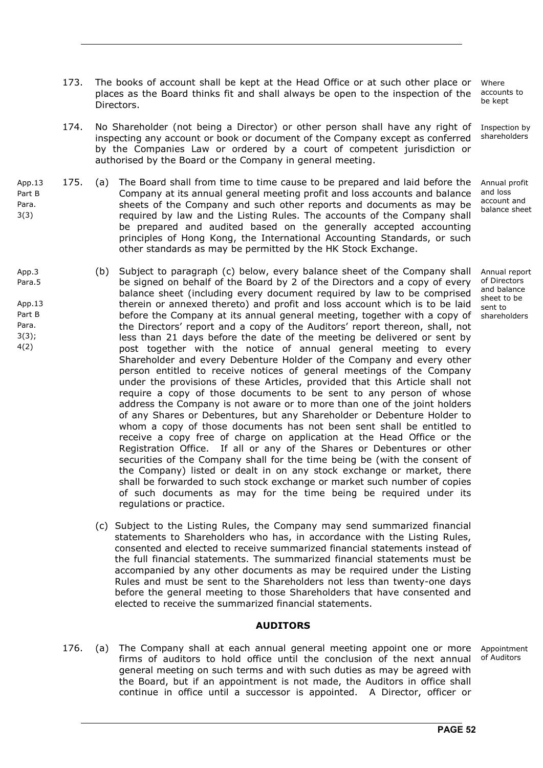173. The books of account shall be kept at the Head Office or at such other place or places as the Board thinks fit and shall always be open to the inspection of the Directors.

Where accounts to be kept

174. No Shareholder (not being a Director) or other person shall have any right of inspecting any account or book or document of the Company except as conferred by the Companies Law or ordered by a court of competent jurisdiction or authorised by the Board or the Company in general meeting.

Inspection by shareholders

App.13 Part B Para. 3(3)

175. (a) The Board shall from time to time cause to be prepared and laid before the Company at its annual general meeting profit and loss accounts and balance sheets of the Company and such other reports and documents as may be required by law and the Listing Rules. The accounts of the Company shall be prepared and audited based on the generally accepted accounting principles of Hong Kong, the International Accounting Standards, or such other standards as may be permitted by the HK Stock Exchange.

Annual profit and loss account and balance sheet

App.3 Para.5

App.13 Part B Para. 3(3); 4(2)

(b) Subject to paragraph (c) below, every balance sheet of the Company shall be signed on behalf of the Board by 2 of the Directors and a copy of every balance sheet (including every document required by law to be comprised therein or annexed thereto) and profit and loss account which is to be laid before the Company at its annual general meeting, together with a copy of the Directors' report and a copy of the Auditors' report thereon, shall, not less than 21 days before the date of the meeting be delivered or sent by post together with the notice of annual general meeting to every Shareholder and every Debenture Holder of the Company and every other person entitled to receive notices of general meetings of the Company under the provisions of these Articles, provided that this Article shall not require a copy of those documents to be sent to any person of whose address the Company is not aware or to more than one of the joint holders of any Shares or Debentures, but any Shareholder or Debenture Holder to whom a copy of those documents has not been sent shall be entitled to receive a copy free of charge on application at the Head Office or the Registration Office. If all or any of the Shares or Debentures or other securities of the Company shall for the time being be (with the consent of the Company) listed or dealt in on any stock exchange or market, there shall be forwarded to such stock exchange or market such number of copies of such documents as may for the time being be required under its regulations or practice.

Annual report of Directors and balance sheet to be sent to shareholders

(c) Subject to the Listing Rules, the Company may send summarized financial statements to Shareholders who has, in accordance with the Listing Rules, consented and elected to receive summarized financial statements instead of the full financial statements. The summarized financial statements must be accompanied by any other documents as may be required under the Listing Rules and must be sent to the Shareholders not less than twenty-one days before the general meeting to those Shareholders that have consented and elected to receive the summarized financial statements.

## AUDITORS

176. (a) The Company shall at each annual general meeting appoint one or more firms of auditors to hold office until the conclusion of the next annual general meeting on such terms and with such duties as may be agreed with the Board, but if an appointment is not made, the Auditors in office shall continue in office until a successor is appointed. A Director, officer or

Appointment of Auditors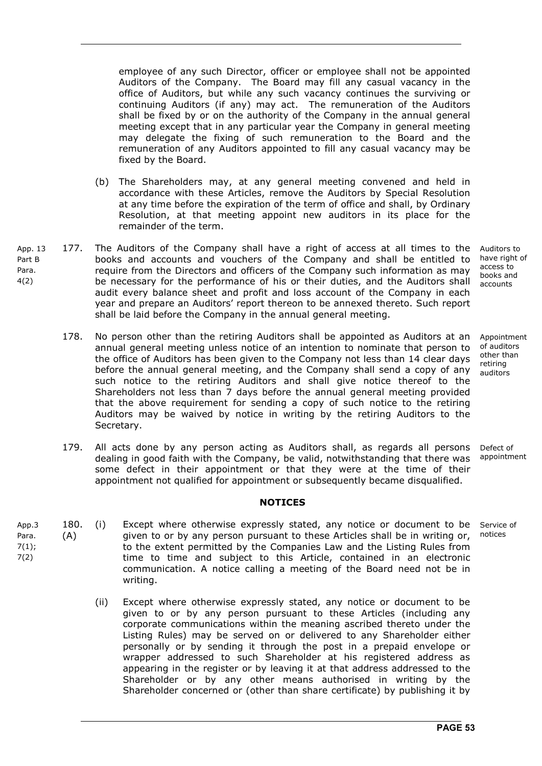employee of any such Director, officer or employee shall not be appointed Auditors of the Company. The Board may fill any casual vacancy in the office of Auditors, but while any such vacancy continues the surviving or continuing Auditors (if any) may act. The remuneration of the Auditors shall be fixed by or on the authority of the Company in the annual general meeting except that in any particular year the Company in general meeting may delegate the fixing of such remuneration to the Board and the remuneration of any Auditors appointed to fill any casual vacancy may be fixed by the Board.

(b) The Shareholders may, at any general meeting convened and held in accordance with these Articles, remove the Auditors by Special Resolution at any time before the expiration of the term of office and shall, by Ordinary Resolution, at that meeting appoint new auditors in its place for the remainder of the term.

App. 13 Part B Para. 4(2)

177. The Auditors of the Company shall have a right of access at all times to the books and accounts and vouchers of the Company and shall be entitled to require from the Directors and officers of the Company such information as may be necessary for the performance of his or their duties, and the Auditors shall audit every balance sheet and profit and loss account of the Company in each year and prepare an Auditors' report thereon to be annexed thereto. Such report shall be laid before the Company in the annual general meeting.

Auditors to have right of access to books and accounts

178. No person other than the retiring Auditors shall be appointed as Auditors at an annual general meeting unless notice of an intention to nominate that person to the office of Auditors has been given to the Company not less than 14 clear days before the annual general meeting, and the Company shall send a copy of any such notice to the retiring Auditors and shall give notice thereof to the Shareholders not less than 7 days before the annual general meeting provided that the above requirement for sending a copy of such notice to the retiring Auditors may be waived by notice in writing by the retiring Auditors to the Secretary.

Appointment of auditors other than retiring auditors

179. All acts done by any person acting as Auditors shall, as regards all persons dealing in good faith with the Company, be valid, notwithstanding that there was some defect in their appointment or that they were at the time of their appointment not qualified for appointment or subsequently became disqualified.

Defect of appointment

## NOTICES

App.3 Para. 7(1); 7(2)

180. (A) (i) Except where otherwise expressly stated, any notice or document to be given to or by any person pursuant to these Articles shall be in writing or, to the extent permitted by the Companies Law and the Listing Rules from time to time and subject to this Article, contained in an electronic communication. A notice calling a meeting of the Board need not be in writing.

Service of notices

(ii) Except where otherwise expressly stated, any notice or document to be given to or by any person pursuant to these Articles (including any corporate communications within the meaning ascribed thereto under the Listing Rules) may be served on or delivered to any Shareholder either personally or by sending it through the post in a prepaid envelope or wrapper addressed to such Shareholder at his registered address as appearing in the register or by leaving it at that address addressed to the Shareholder or by any other means authorised in writing by the Shareholder concerned or (other than share certificate) by publishing it by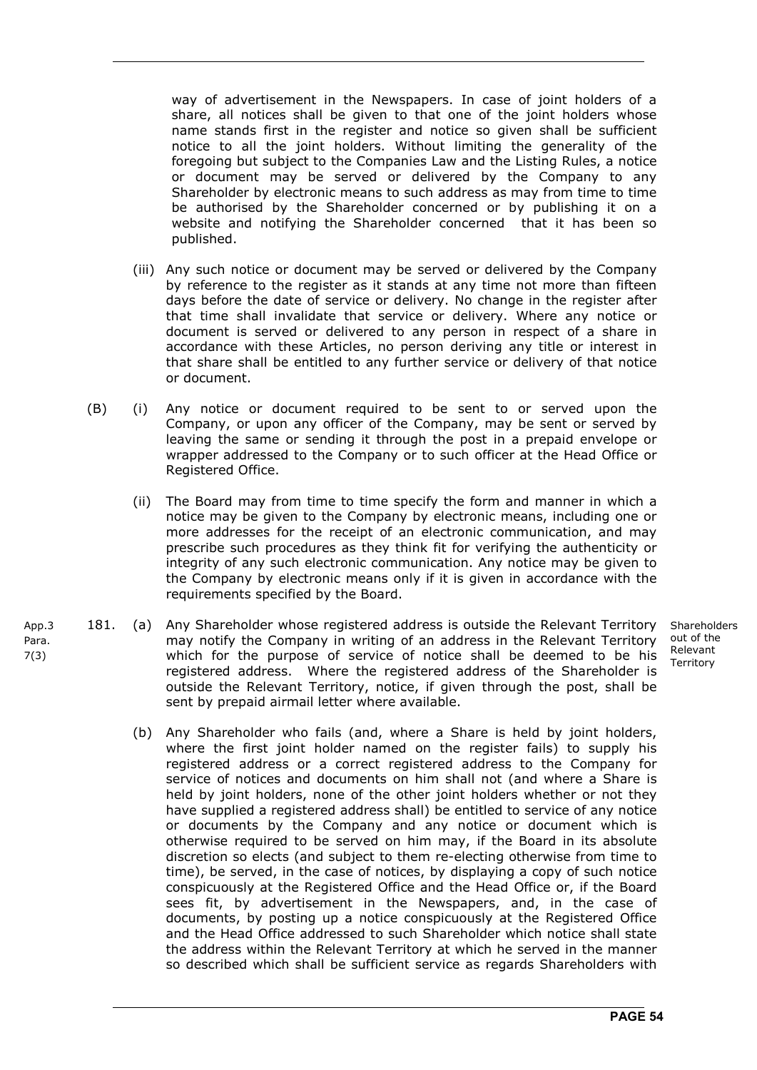way of advertisement in the Newspapers. In case of joint holders of a share, all notices shall be given to that one of the joint holders whose name stands first in the register and notice so given shall be sufficient notice to all the joint holders. Without limiting the generality of the foregoing but subject to the Companies Law and the Listing Rules, a notice or document may be served or delivered by the Company to any Shareholder by electronic means to such address as may from time to time be authorised by the Shareholder concerned or by publishing it on a website and notifying the Shareholder concerned that it has been so published.

(iii) Any such notice or document may be served or delivered by the Company by reference to the register as it stands at any time not more than fifteen days before the date of service or delivery. No change in the register after that time shall invalidate that service or delivery. Where any notice or document is served or delivered to any person in respect of a share in accordance with these Articles, no person deriving any title or interest in that share shall be entitled to any further service or delivery of that notice or document.

(B) (i) Any notice or document required to be sent to or served upon the Company, or upon any officer of the Company, may be sent or served by leaving the same or sending it through the post in a prepaid envelope or wrapper addressed to the Company or to such officer at the Head Office or Registered Office.

(ii) The Board may from time to time specify the form and manner in which a notice may be given to the Company by electronic means, including one or more addresses for the receipt of an electronic communication, and may prescribe such procedures as they think fit for verifying the authenticity or integrity of any such electronic communication. Any notice may be given to the Company by electronic means only if it is given in accordance with the requirements specified by the Board.

App.3 Para. 7(3)

**Shareholders out of the Relevant Territory**

181. (a) Any Shareholder whose registered address is outside the Relevant Territory may notify the Company in writing of an address in the Relevant Territory which for the purpose of service of notice shall be deemed to be his registered address. Where the registered address of the Shareholder is outside the Relevant Territory, notice, if given through the post, shall be sent by prepaid airmail letter where available.

(b) Any Shareholder who fails (and, where a Share is held by joint holders, where the first joint holder named on the register fails) to supply his registered address or a correct registered address to the Company for service of notices and documents on him shall not (and where a Share is held by joint holders, none of the other joint holders whether or not they have supplied a registered address shall) be entitled to service of any notice or documents by the Company and any notice or document which is otherwise required to be served on him may, if the Board in its absolute discretion so elects (and subject to them re-electing otherwise from time to time), be served, in the case of notices, by displaying a copy of such notice conspicuously at the Registered Office and the Head Office or, if the Board sees fit, by advertisement in the Newspapers, and, in the case of documents, by posting up a notice conspicuously at the Registered Office and the Head Office addressed to such Shareholder which notice shall state the address within the Relevant Territory at which he served in the manner so described which shall be sufficient service as regards Shareholders with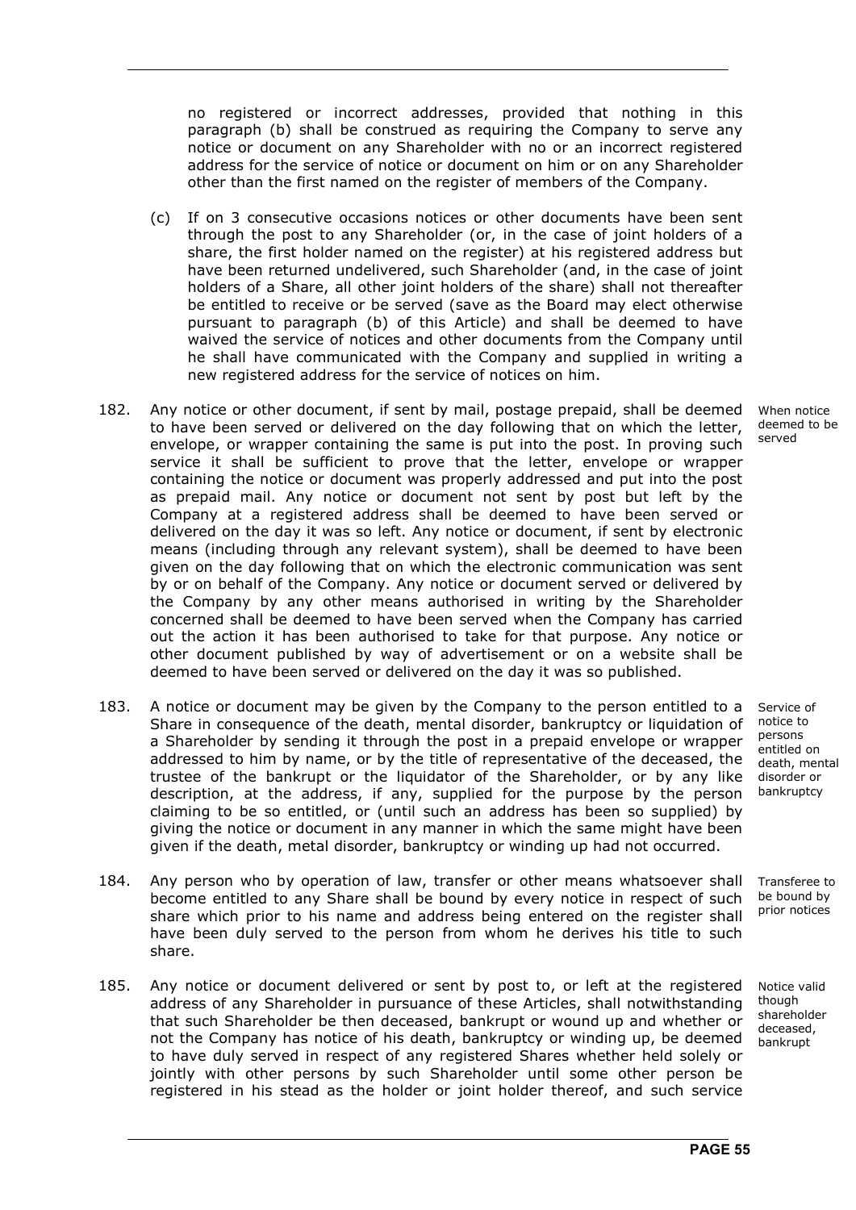no registered or incorrect addresses, provided that nothing in this paragraph (b) shall be construed as requiring the Company to serve any notice or document on any Shareholder with no or an incorrect registered address for the service of notice or document on him or on any Shareholder other than the first named on the register of members of the Company.

(c) If on 3 consecutive occasions notices or other documents have been sent through the post to any Shareholder (or, in the case of joint holders of a share, the first holder named on the register) at his registered address but have been returned undelivered, such Shareholder (and, in the case of joint holders of a Share, all other joint holders of the share) shall not thereafter be entitled to receive or be served (save as the Board may elect otherwise pursuant to paragraph (b) of this Article) and shall be deemed to have waived the service of notices and other documents from the Company until he shall have communicated with the Company and supplied in writing a new registered address for the service of notices on him.

182. Any notice or other document, if sent by mail, postage prepaid, shall be deemed to have been served or delivered on the day following that on which the letter, envelope, or wrapper containing the same is put into the post. In proving such service it shall be sufficient to prove that the letter, envelope or wrapper containing the notice or document was properly addressed and put into the post as prepaid mail. Any notice or document not sent by post but left by the Company at a registered address shall be deemed to have been served or delivered on the day it was so left. Any notice or document, if sent by electronic means (including through any relevant system), shall be deemed to have been given on the day following that on which the electronic communication was sent by or on behalf of the Company. Any notice or document served or delivered by the Company by any other means authorised in writing by the Shareholder concerned shall be deemed to have been served when the Company has carried out the action it has been authorised to take for that purpose. Any notice or other document published by way of advertisement or on a website shall be deemed to have been served or delivered on the day it was so published.

*When notice deemed to be served*

183. A notice or document may be given by the Company to the person entitled to a Share in consequence of the death, mental disorder, bankruptcy or liquidation of a Shareholder by sending it through the post in a prepaid envelope or wrapper addressed to him by name, or by the title of representative of the deceased, the trustee of the bankrupt or the liquidator of the Shareholder, or by any like description, at the address, if any, supplied for the purpose by the person claiming to be so entitled, or (until such an address has been so supplied) by giving the notice or document in any manner in which the same might have been given if the death, metal disorder, bankruptcy or winding up had not occurred.

*Service of notice to persons entitled on death, mental disorder or bankruptcy*

184. Any person who by operation of law, transfer or other means whatsoever shall become entitled to any Share shall be bound by every notice in respect of such share which prior to his name and address being entered on the register shall have been duly served to the person from whom he derives his title to such share.

*Transferee to be bound by prior notices*

185. Any notice or document delivered or sent by post to, or left at the registered address of any Shareholder in pursuance of these Articles, shall notwithstanding that such Shareholder be then deceased, bankrupt or wound up and whether or not the Company has notice of his death, bankruptcy or winding up, be deemed to have duly served in respect of any registered Shares whether held solely or jointly with other persons by such Shareholder until some other person be registered in his stead as the holder or joint holder thereof, and such service

*Notice valid though shareholder deceased, bankrupt*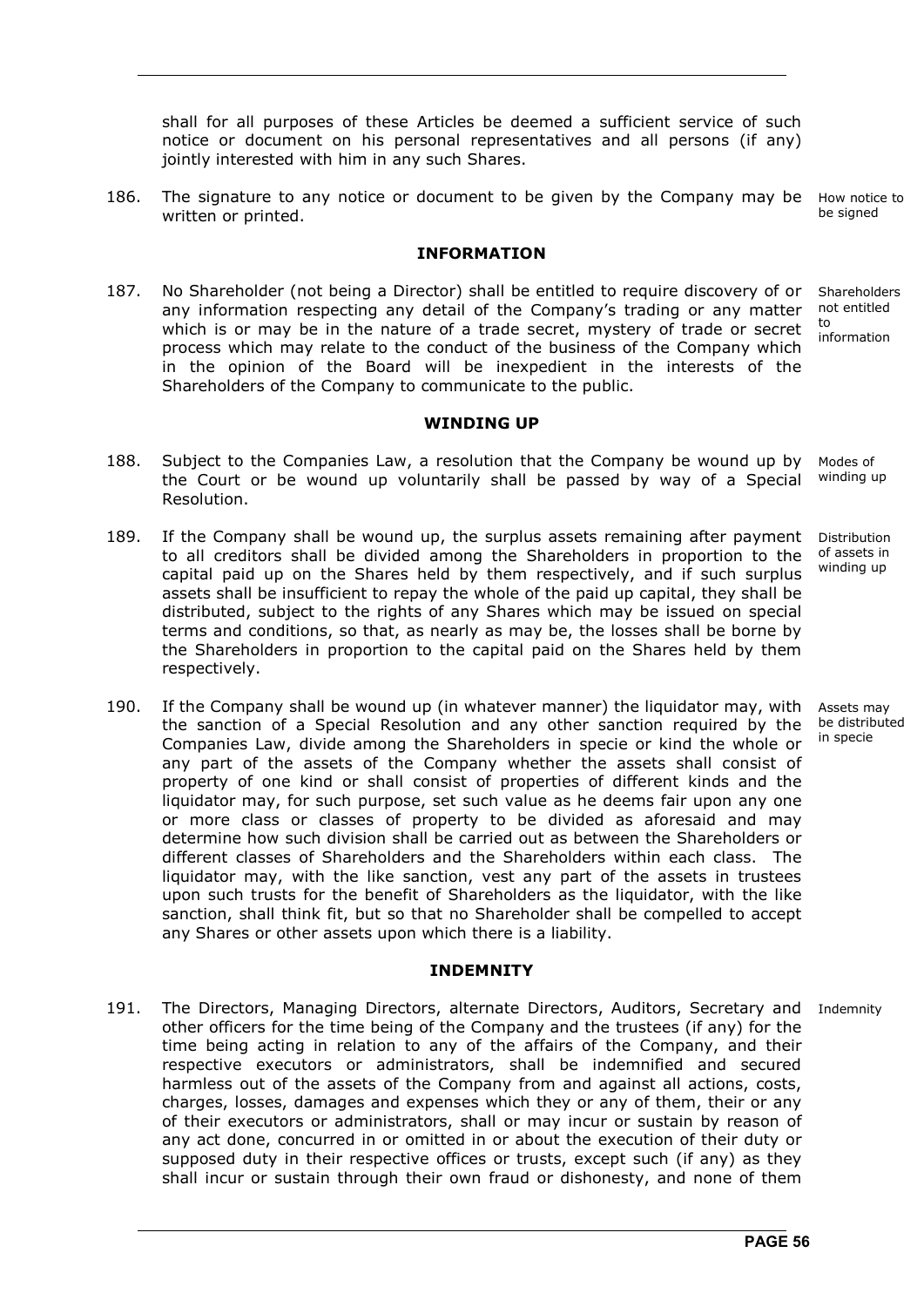shall for all purposes of these Articles be deemed a sufficient service of such notice or document on his personal representatives and all persons (if any) jointly interested with him in any such Shares.

186. The signature to any notice or document to be given by the Company may be written or printed. *How notice to be signed*

## INFORMATION

187. No Shareholder (not being a Director) shall be entitled to require discovery of or any information respecting any detail of the Company's trading or any matter which is or may be in the nature of a trade secret, mystery of trade or secret process which may relate to the conduct of the business of the Company which in the opinion of the Board will be inexpedient in the interests of the Shareholders of the Company to communicate to the public. *Shareholders not entitled to information*

## WINDING UP

188. Subject to the Companies Law, a resolution that the Company be wound up by the Court or be wound up voluntarily shall be passed by way of a Special Resolution. *Modes of winding up*

189. If the Company shall be wound up, the surplus assets remaining after payment to all creditors shall be divided among the Shareholders in proportion to the capital paid up on the Shares held by them respectively, and if such surplus assets shall be insufficient to repay the whole of the paid up capital, they shall be distributed, subject to the rights of any Shares which may be issued on special terms and conditions, so that, as nearly as may be, the losses shall be borne by the Shareholders in proportion to the capital paid on the Shares held by them respectively. *Distribution of assets in winding up*

190. If the Company shall be wound up (in whatever manner) the liquidator may, with the sanction of a Special Resolution and any other sanction required by the Companies Law, divide among the Shareholders in specie or kind the whole or any part of the assets of the Company whether the assets shall consist of property of one kind or shall consist of properties of different kinds and the liquidator may, for such purpose, set such value as he deems fair upon any one or more class or classes of property to be divided as aforesaid and may determine how such division shall be carried out as between the Shareholders or different classes of Shareholders and the Shareholders within each class. The liquidator may, with the like sanction, vest any part of the assets in trustees upon such trusts for the benefit of Shareholders as the liquidator, with the like sanction, shall think fit, but so that no Shareholder shall be compelled to accept any Shares or other assets upon which there is a liability. *Assets may be distributed in specie*

## INDEMNITY

191. The Directors, Managing Directors, alternate Directors, Auditors, Secretary and other officers for the time being of the Company and the trustees (if any) for the time being acting in relation to any of the affairs of the Company, and their respective executors or administrators, shall be indemnified and secured harmless out of the assets of the Company from and against all actions, costs, charges, losses, damages and expenses which they or any of them, their or any of their executors or administrators, shall or may incur or sustain by reason of any act done, concurred in or omitted in or about the execution of their duty or supposed duty in their respective offices or trusts, except such (if any) as they shall incur or sustain through their own fraud or dishonesty, and none of them *Indemnity*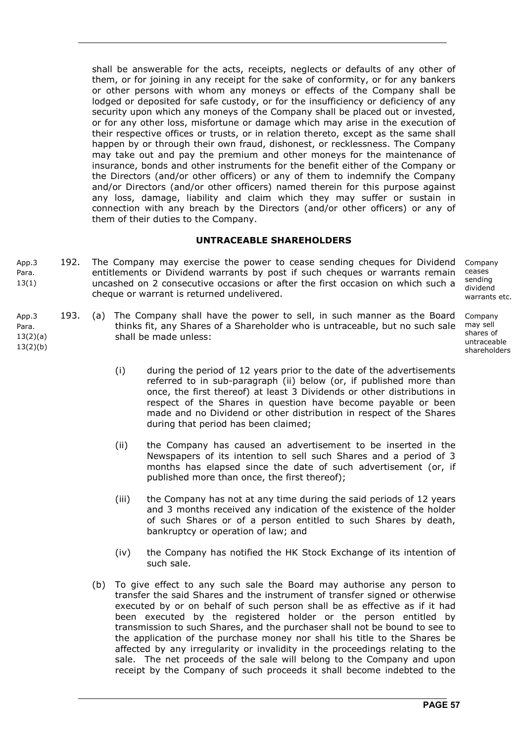shall be answerable for the acts, receipts, neglects or defaults of any other of them, or for joining in any receipt for the sake of conformity, or for any bankers or other persons with whom any moneys or effects of the Company shall be lodged or deposited for safe custody, or for the insufficiency or deficiency of any security upon which any moneys of the Company shall be placed out or invested, or for any other loss, misfortune or damage which may arise in the execution of their respective offices or trusts, or in relation thereto, except as the same shall happen by or through their own fraud, dishonest, or recklessness. The Company may take out and pay the premium and other moneys for the maintenance of insurance, bonds and other instruments for the benefit either of the Company or the Directors (and/or other officers) or any of them to indemnify the Company and/or Directors (and/or other officers) named therein for this purpose against any loss, damage, liability and claim which they may suffer or sustain in connection with any breach by the Directors (and/or other officers) or any of them of their duties to the Company.

**UNTRACEABLE SHAREHOLDERS**

App.3 Para. 13(1)

192. The Company may exercise the power to cease sending cheques for Dividend entitlements or Dividend warrants by post if such cheques or warrants remain uncashed on 2 consecutive occasions or after the first occasion on which such a cheque or warrant is returned undelivered.

Company ceases sending dividend warrants etc.

App.3 Para. 13(2)(a) 13(2)(b)

193. (a) The Company shall have the power to sell, in such manner as the Board thinks fit, any Shares of a Shareholder who is untraceable, but no such sale shall be made unless:

Company may sell shares of untraceable shareholders

(i) during the period of 12 years prior to the date of the advertisements referred to in sub-paragraph (ii) below (or, if published more than once, the first thereof) at least 3 Dividends or other distributions in respect of the Shares in question have become payable or been made and no Dividend or other distribution in respect of the Shares during that period has been claimed;

(ii) the Company has caused an advertisement to be inserted in the Newspapers of its intention to sell such Shares and a period of 3 months has elapsed since the date of such advertisement (or, if published more than once, the first thereof);

(iii) the Company has not at any time during the said periods of 12 years and 3 months received any indication of the existence of the holder of such Shares or of a person entitled to such Shares by death, bankruptcy or operation of law; and

(iv) the Company has notified the HK Stock Exchange of its intention of such sale.

(b) To give effect to any such sale the Board may authorise any person to transfer the said Shares and the instrument of transfer signed or otherwise executed by or on behalf of such person shall be as effective as if it had been executed by the registered holder or the person entitled by transmission to such Shares, and the purchaser shall not be bound to see to the application of the purchase money nor shall his title to the Shares be affected by any irregularity or invalidity in the proceedings relating to the sale. The net proceeds of the sale will belong to the Company and upon receipt by the Company of such proceeds it shall become indebted to the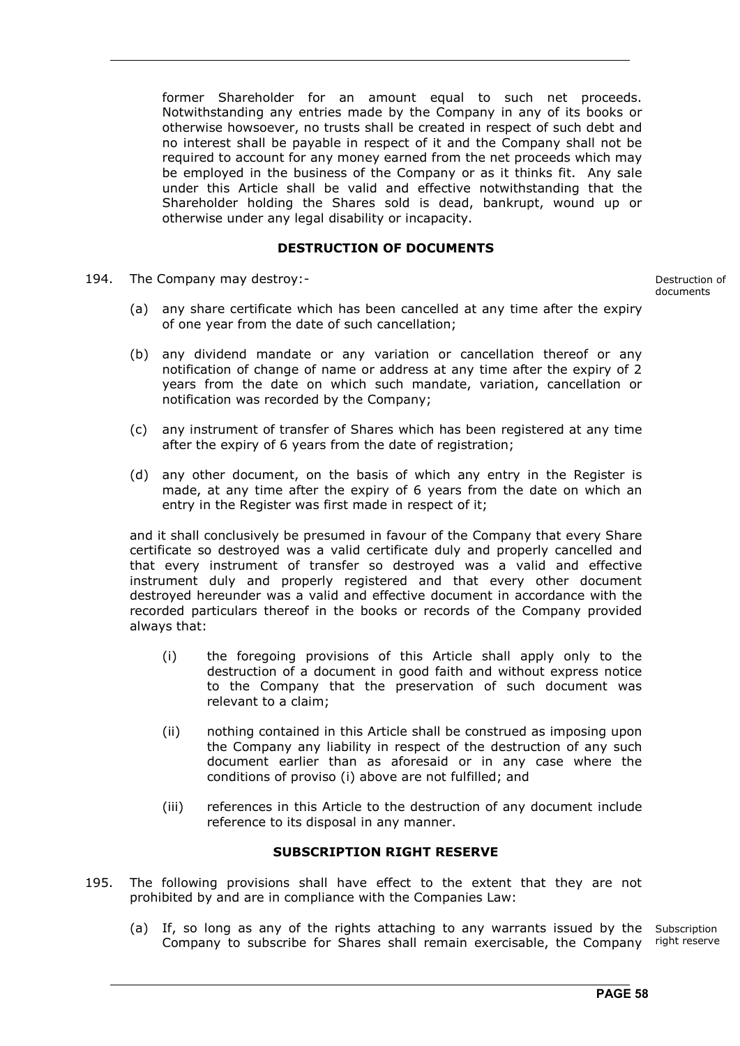former Shareholder for an amount equal to such net proceeds. Notwithstanding any entries made by the Company in any of its books or otherwise howsoever, no trusts shall be created in respect of such debt and no interest shall be payable in respect of it and the Company shall not be required to account for any money earned from the net proceeds which may be employed in the business of the Company or as it thinks fit. Any sale under this Article shall be valid and effective notwithstanding that the Shareholder holding the Shares sold is dead, bankrupt, wound up or otherwise under any legal disability or incapacity.

**DESTRUCTION OF DOCUMENTS**

194. The Company may destroy:-

Destruction of documents

(a) any share certificate which has been cancelled at any time after the expiry of one year from the date of such cancellation;

(b) any dividend mandate or any variation or cancellation thereof or any notification of change of name or address at any time after the expiry of 2 years from the date on which such mandate, variation, cancellation or notification was recorded by the Company;

(c) any instrument of transfer of Shares which has been registered at any time after the expiry of 6 years from the date of registration;

(d) any other document, on the basis of which any entry in the Register is made, at any time after the expiry of 6 years from the date on which an entry in the Register was first made in respect of it;

and it shall conclusively be presumed in favour of the Company that every Share certificate so destroyed was a valid certificate duly and properly cancelled and that every instrument of transfer so destroyed was a valid and effective instrument duly and properly registered and that every other document destroyed hereunder was a valid and effective document in accordance with the recorded particulars thereof in the books or records of the Company provided always that:

(i) the foregoing provisions of this Article shall apply only to the destruction of a document in good faith and without express notice to the Company that the preservation of such document was relevant to a claim;

(ii) nothing contained in this Article shall be construed as imposing upon the Company any liability in respect of the destruction of any such document earlier than as aforesaid or in any case where the conditions of proviso (i) above are not fulfilled; and

(iii) references in this Article to the destruction of any document include reference to its disposal in any manner.

**SUBSCRIPTION RIGHT RESERVE**

195. The following provisions shall have effect to the extent that they are not prohibited by and are in compliance with the Companies Law:

Subscription right reserve

(a) If, so long as any of the rights attaching to any warrants issued by the Company to subscribe for Shares shall remain exercisable, the Company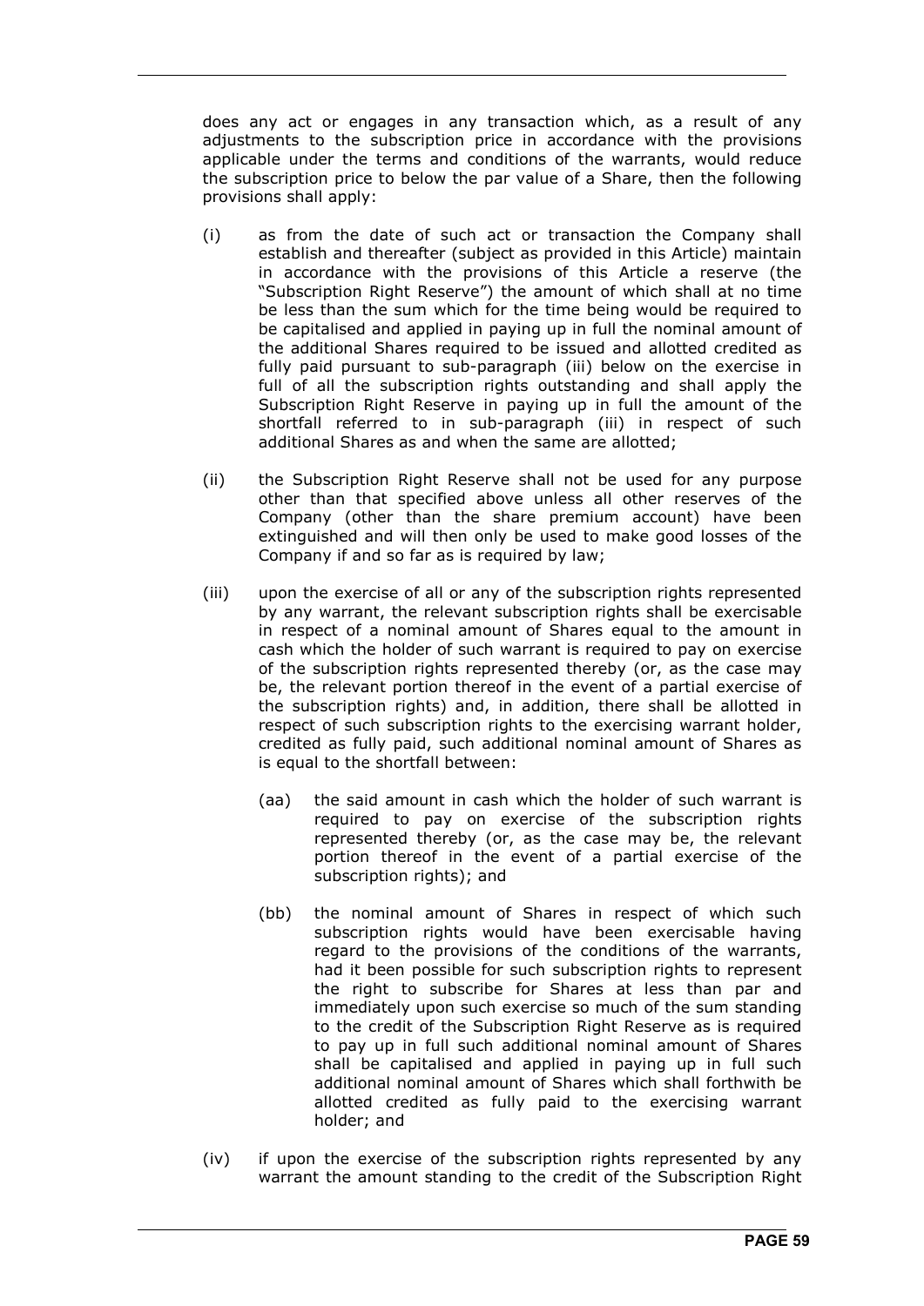does any act or engages in any transaction which, as a result of any adjustments to the subscription price in accordance with the provisions applicable under the terms and conditions of the warrants, would reduce the subscription price to below the par value of a Share, then the following provisions shall apply:

(i) as from the date of such act or transaction the Company shall establish and thereafter (subject as provided in this Article) maintain in accordance with the provisions of this Article a reserve (the "Subscription Right Reserve") the amount of which shall at no time be less than the sum which for the time being would be required to be capitalised and applied in paying up in full the nominal amount of the additional Shares required to be issued and allotted credited as fully paid pursuant to sub-paragraph (iii) below on the exercise in full of all the subscription rights outstanding and shall apply the Subscription Right Reserve in paying up in full the amount of the shortfall referred to in sub-paragraph (iii) in respect of such additional Shares as and when the same are allotted;

(ii) the Subscription Right Reserve shall not be used for any purpose other than that specified above unless all other reserves of the Company (other than the share premium account) have been extinguished and will then only be used to make good losses of the Company if and so far as is required by law;

(iii) upon the exercise of all or any of the subscription rights represented by any warrant, the relevant subscription rights shall be exercisable in respect of a nominal amount of Shares equal to the amount in cash which the holder of such warrant is required to pay on exercise of the subscription rights represented thereby (or, as the case may be, the relevant portion thereof in the event of a partial exercise of the subscription rights) and, in addition, there shall be allotted in respect of such subscription rights to the exercising warrant holder, credited as fully paid, such additional nominal amount of Shares as is equal to the shortfall between:

   (aa) the said amount in cash which the holder of such warrant is required to pay on exercise of the subscription rights represented thereby (or, as the case may be, the relevant portion thereof in the event of a partial exercise of the subscription rights); and

   (bb) the nominal amount of Shares in respect of which such subscription rights would have been exercisable having regard to the provisions of the conditions of the warrants, had it been possible for such subscription rights to represent the right to subscribe for Shares at less than par and immediately upon such exercise so much of the sum standing to the credit of the Subscription Right Reserve as is required to pay up in full such additional nominal amount of Shares shall be capitalised and applied in paying up in full such additional nominal amount of Shares which shall forthwith be allotted credited as fully paid to the exercising warrant holder; and

(iv) if upon the exercise of the subscription rights represented by any warrant the amount standing to the credit of the Subscription Right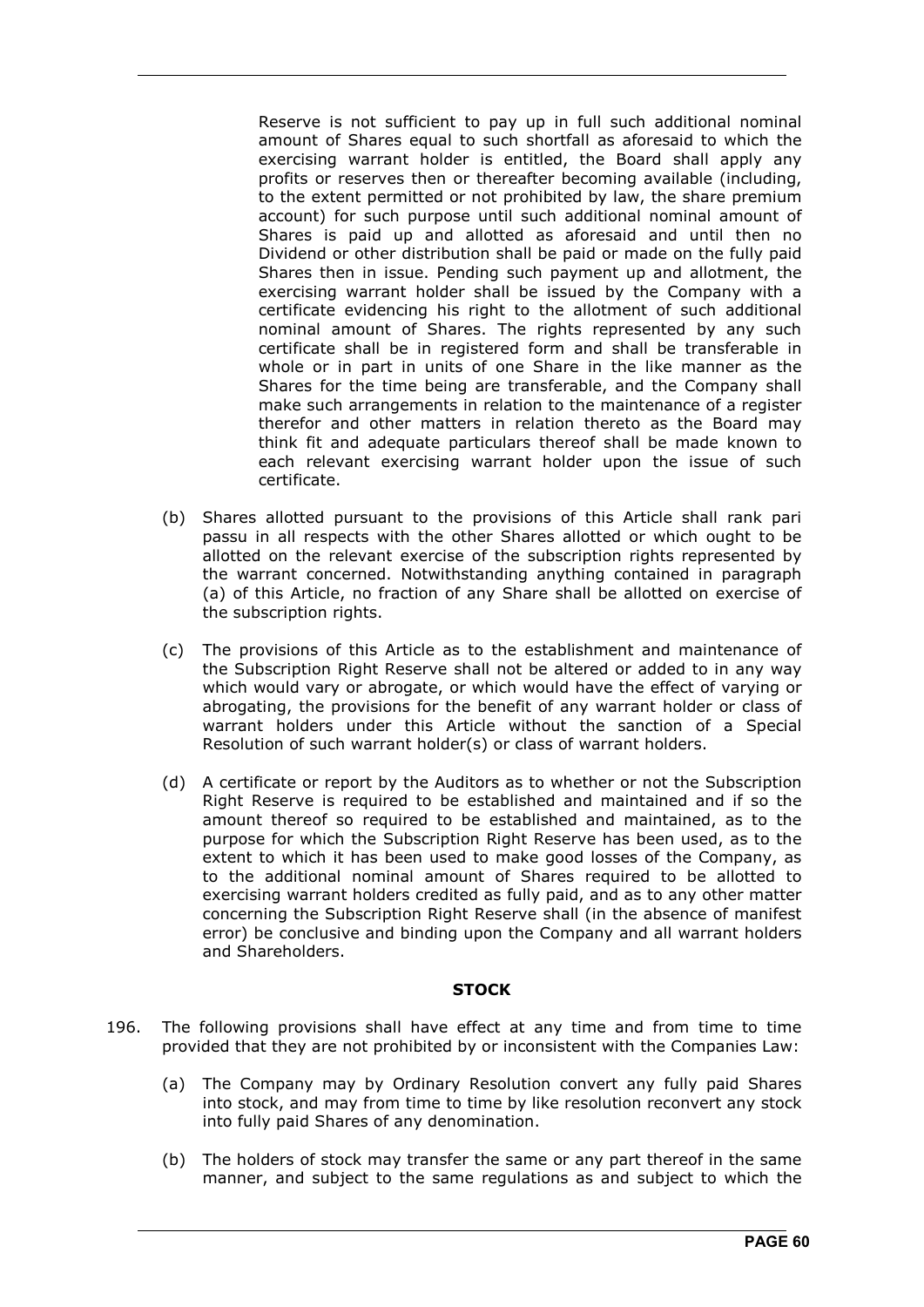Reserve is not sufficient to pay up in full such additional nominal amount of Shares equal to such shortfall as aforesaid to which the exercising warrant holder is entitled, the Board shall apply any profits or reserves then or thereafter becoming available (including, to the extent permitted or not prohibited by law, the share premium account) for such purpose until such additional nominal amount of Shares is paid up and allotted as aforesaid and until then no Dividend or other distribution shall be paid or made on the fully paid Shares then in issue. Pending such payment up and allotment, the exercising warrant holder shall be issued by the Company with a certificate evidencing his right to the allotment of such additional nominal amount of Shares. The rights represented by any such certificate shall be in registered form and shall be transferable in whole or in part in units of one Share in the like manner as the Shares for the time being are transferable, and the Company shall make such arrangements in relation to the maintenance of a register therefor and other matters in relation thereto as the Board may think fit and adequate particulars thereof shall be made known to each relevant exercising warrant holder upon the issue of such certificate.

(b) Shares allotted pursuant to the provisions of this Article shall rank pari passu in all respects with the other Shares allotted or which ought to be allotted on the relevant exercise of the subscription rights represented by the warrant concerned. Notwithstanding anything contained in paragraph (a) of this Article, no fraction of any Share shall be allotted on exercise of the subscription rights.

(c) The provisions of this Article as to the establishment and maintenance of the Subscription Right Reserve shall not be altered or added to in any way which would vary or abrogate, or which would have the effect of varying or abrogating, the provisions for the benefit of any warrant holder or class of warrant holders under this Article without the sanction of a Special Resolution of such warrant holder(s) or class of warrant holders.

(d) A certificate or report by the Auditors as to whether or not the Subscription Right Reserve is required to be established and maintained and if so the amount thereof so required to be established and maintained, as to the purpose for which the Subscription Right Reserve has been used, as to the extent to which it has been used to make good losses of the Company, as to the additional nominal amount of Shares required to be allotted to exercising warrant holders credited as fully paid, and as to any other matter concerning the Subscription Right Reserve shall (in the absence of manifest error) be conclusive and binding upon the Company and all warrant holders and Shareholders.

## STOCK

196. The following provisions shall have effect at any time and from time to time provided that they are not prohibited by or inconsistent with the Companies Law:

(a) The Company may by Ordinary Resolution convert any fully paid Shares into stock, and may from time to time by like resolution reconvert any stock into fully paid Shares of any denomination.

(b) The holders of stock may transfer the same or any part thereof in the same manner, and subject to the same regulations as and subject to which the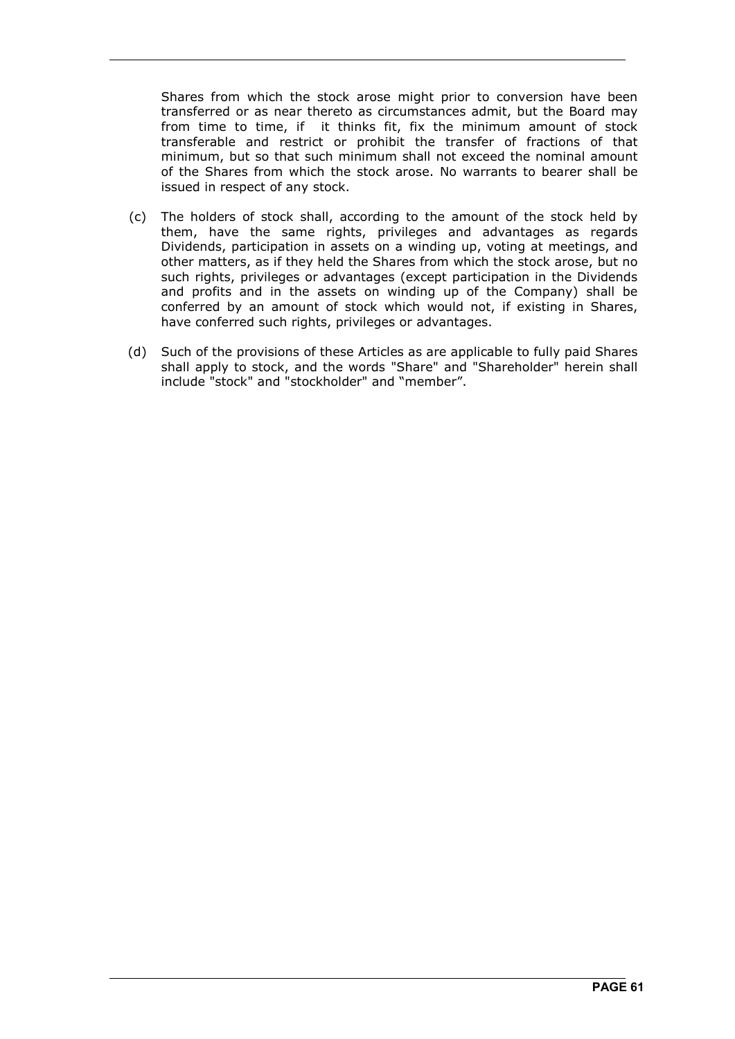Shares from which the stock arose might prior to conversion have been transferred or as near thereto as circumstances admit, but the Board may from time to time, if it thinks fit, fix the minimum amount of stock transferable and restrict or prohibit the transfer of fractions of that minimum, but so that such minimum shall not exceed the nominal amount of the Shares from which the stock arose. No warrants to bearer shall be issued in respect of any stock.

(c) The holders of stock shall, according to the amount of the stock held by them, have the same rights, privileges and advantages as regards Dividends, participation in assets on a winding up, voting at meetings, and other matters, as if they held the Shares from which the stock arose, but no such rights, privileges or advantages (except participation in the Dividends and profits and in the assets on winding up of the Company) shall be conferred by an amount of stock which would not, if existing in Shares, have conferred such rights, privileges or advantages.

(d) Such of the provisions of these Articles as are applicable to fully paid Shares shall apply to stock, and the words "Share" and "Shareholder" herein shall include "stock" and "stockholder" and "member".